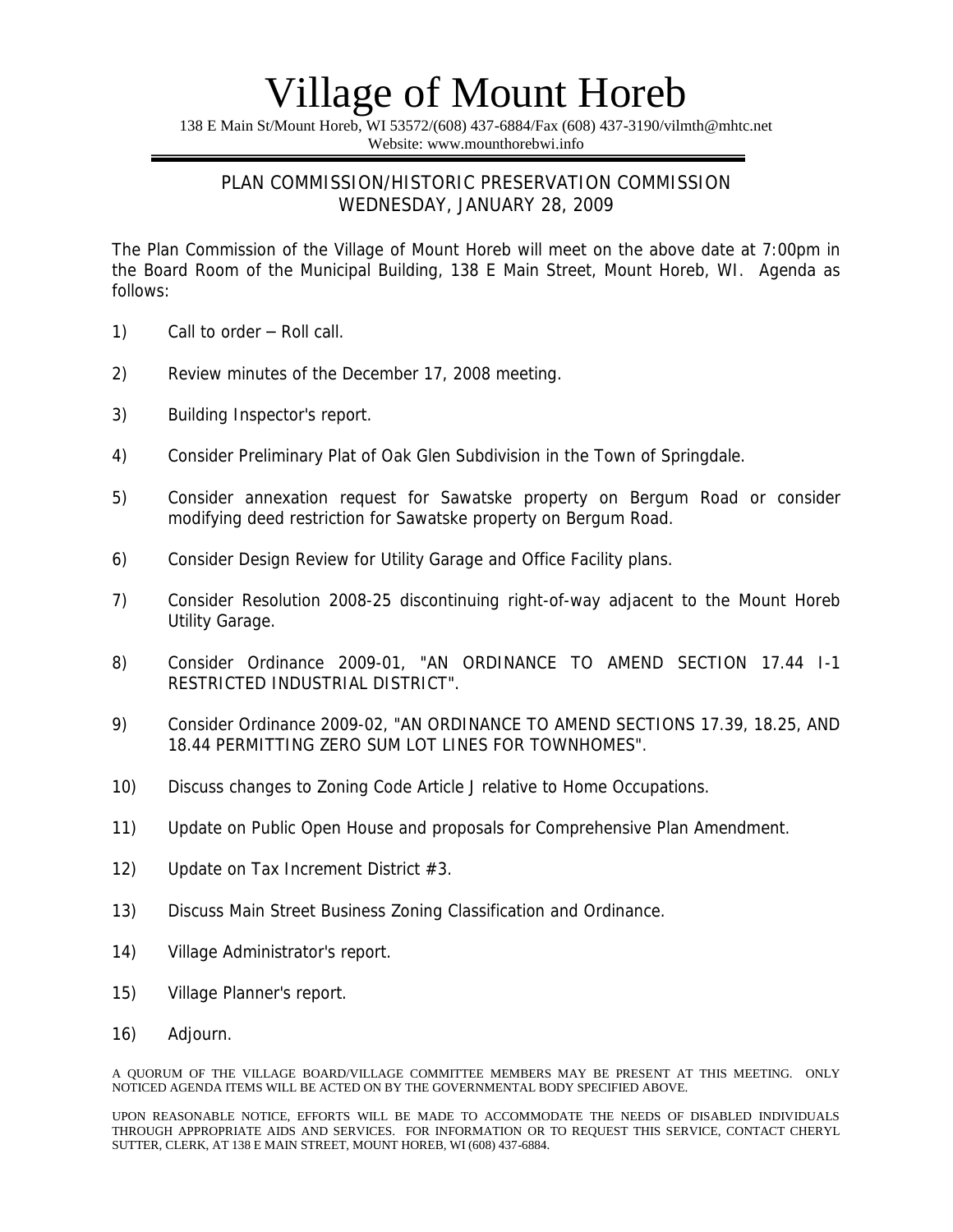# Village of Mount Horeb

138 E Main St/Mount Horeb, WI 53572/(608) 437-6884/Fax (608) 437-3190/vilmth@mhtc.net
Website: www.mounthorebwi.info

## PLAN COMMISSION/HISTORIC PRESERVATION COMMISSION
## WEDNESDAY, JANUARY 28, 2009

The Plan Commission of the Village of Mount Horeb will meet on the above date at 7:00pm in the Board Room of the Municipal Building, 138 E Main Street, Mount Horeb, WI. Agenda as follows:

1) Call to order – Roll call.

2) Review minutes of the December 17, 2008 meeting.

3) Building Inspector's report.

4) Consider Preliminary Plat of Oak Glen Subdivision in the Town of Springdale.

5) Consider annexation request for Sawatske property on Bergum Road or consider modifying deed restriction for Sawatske property on Bergum Road.

6) Consider Design Review for Utility Garage and Office Facility plans.

7) Consider Resolution 2008-25 discontinuing right-of-way adjacent to the Mount Horeb Utility Garage.

8) Consider Ordinance 2009-01, "AN ORDINANCE TO AMEND SECTION 17.44 I-1 RESTRICTED INDUSTRIAL DISTRICT".

9) Consider Ordinance 2009-02, "AN ORDINANCE TO AMEND SECTIONS 17.39, 18.25, AND 18.44 PERMITTING ZERO SUM LOT LINES FOR TOWNHOMES".

10) Discuss changes to Zoning Code Article J relative to Home Occupations.

11) Update on Public Open House and proposals for Comprehensive Plan Amendment.

12) Update on Tax Increment District #3.

13) Discuss Main Street Business Zoning Classification and Ordinance.

14) Village Administrator's report.

15) Village Planner's report.

16) Adjourn.

A QUORUM OF THE VILLAGE BOARD/VILLAGE COMMITTEE MEMBERS MAY BE PRESENT AT THIS MEETING. ONLY NOTICED AGENDA ITEMS WILL BE ACTED ON BY THE GOVERNMENTAL BODY SPECIFIED ABOVE.

UPON REASONABLE NOTICE, EFFORTS WILL BE MADE TO ACCOMMODATE THE NEEDS OF DISABLED INDIVIDUALS THROUGH APPROPRIATE AIDS AND SERVICES. FOR INFORMATION OR TO REQUEST THIS SERVICE, CONTACT CHERYL SUTTER, CLERK, AT 138 E MAIN STREET, MOUNT HOREB, WI (608) 437-6884.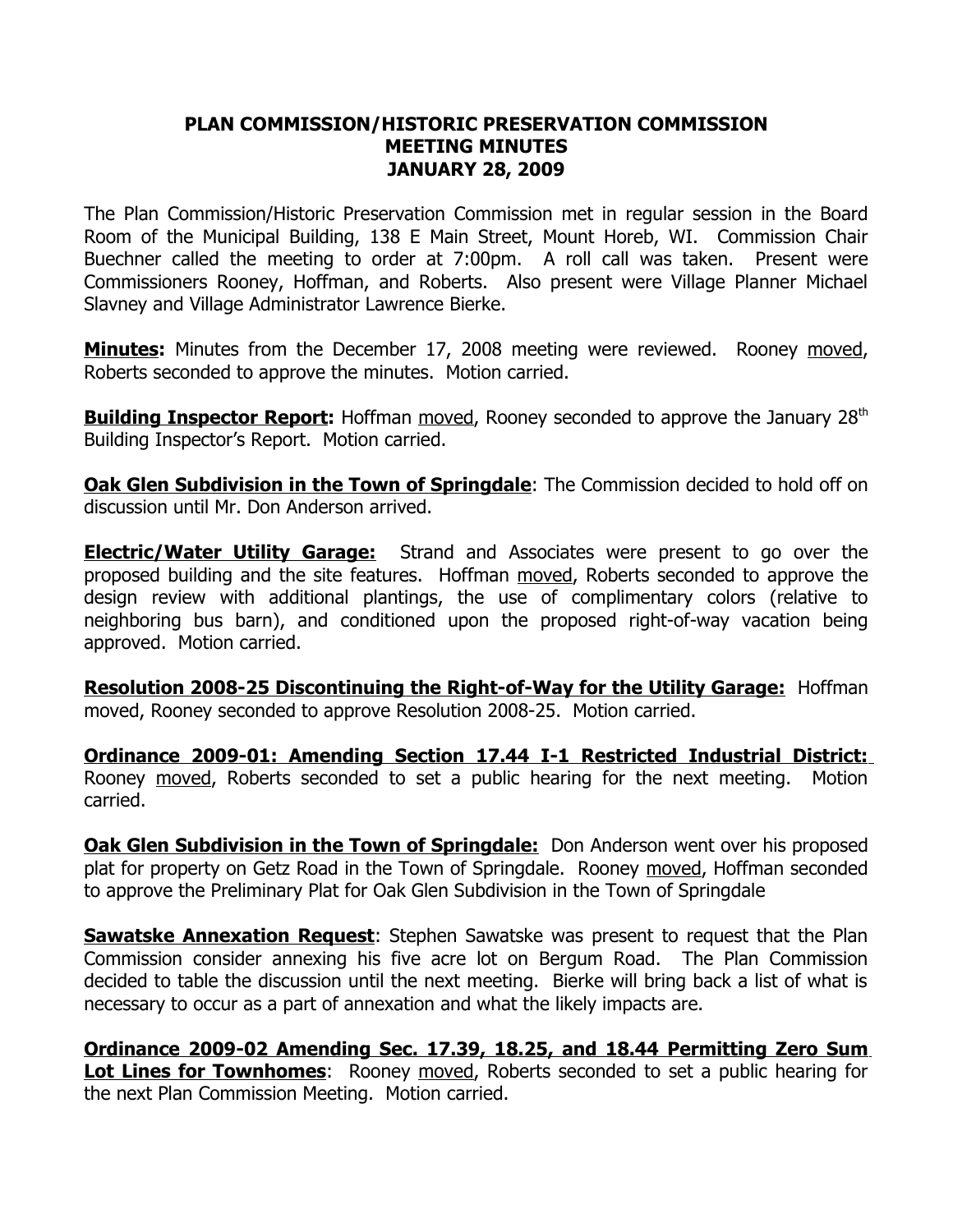**PLAN COMMISSION/HISTORIC PRESERVATION COMMISSION**
**MEETING MINUTES**
**JANUARY 28, 2009**

The Plan Commission/Historic Preservation Commission met in regular session in the Board Room of the Municipal Building, 138 E Main Street, Mount Horeb, WI. Commission Chair Buechner called the meeting to order at 7:00pm. A roll call was taken. Present were Commissioners Rooney, Hoffman, and Roberts. Also present were Village Planner Michael Slavney and Village Administrator Lawrence Bierke.

**Minutes:** Minutes from the December 17, 2008 meeting were reviewed. Rooney moved, Roberts seconded to approve the minutes. Motion carried.

**Building Inspector Report:** Hoffman moved, Rooney seconded to approve the January 28th Building Inspector's Report. Motion carried.

**Oak Glen Subdivision in the Town of Springdale**: The Commission decided to hold off on discussion until Mr. Don Anderson arrived.

**Electric/Water Utility Garage:** Strand and Associates were present to go over the proposed building and the site features. Hoffman moved, Roberts seconded to approve the design review with additional plantings, the use of complimentary colors (relative to neighboring bus barn), and conditioned upon the proposed right-of-way vacation being approved. Motion carried.

**Resolution 2008-25 Discontinuing the Right-of-Way for the Utility Garage:** Hoffman moved, Rooney seconded to approve Resolution 2008-25. Motion carried.

**Ordinance 2009-01: Amending Section 17.44 I-1 Restricted Industrial District:** Rooney moved, Roberts seconded to set a public hearing for the next meeting. Motion carried.

**Oak Glen Subdivision in the Town of Springdale:** Don Anderson went over his proposed plat for property on Getz Road in the Town of Springdale. Rooney moved, Hoffman seconded to approve the Preliminary Plat for Oak Glen Subdivision in the Town of Springdale

**Sawatske Annexation Request**: Stephen Sawatske was present to request that the Plan Commission consider annexing his five acre lot on Bergum Road. The Plan Commission decided to table the discussion until the next meeting. Bierke will bring back a list of what is necessary to occur as a part of annexation and what the likely impacts are.

**Ordinance 2009-02 Amending Sec. 17.39, 18.25, and 18.44 Permitting Zero Sum Lot Lines for Townhomes**: Rooney moved, Roberts seconded to set a public hearing for the next Plan Commission Meeting. Motion carried.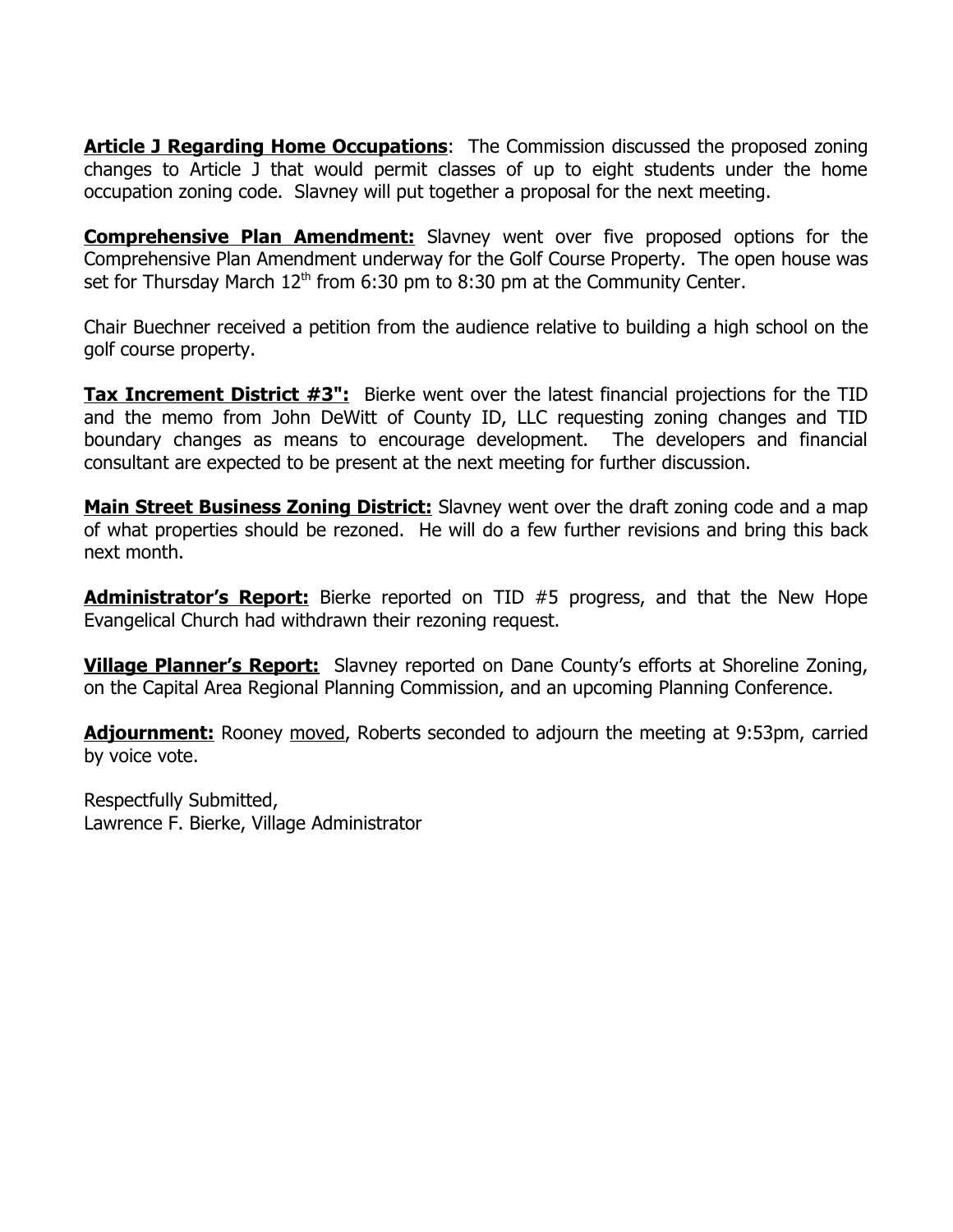**Article J Regarding Home Occupations**: The Commission discussed the proposed zoning changes to Article J that would permit classes of up to eight students under the home occupation zoning code. Slavney will put together a proposal for the next meeting.

**Comprehensive Plan Amendment:** Slavney went over five proposed options for the Comprehensive Plan Amendment underway for the Golf Course Property. The open house was set for Thursday March 12th from 6:30 pm to 8:30 pm at the Community Center.

Chair Buechner received a petition from the audience relative to building a high school on the golf course property.

**Tax Increment District #3":** Bierke went over the latest financial projections for the TID and the memo from John DeWitt of County ID, LLC requesting zoning changes and TID boundary changes as means to encourage development. The developers and financial consultant are expected to be present at the next meeting for further discussion.

**Main Street Business Zoning District:** Slavney went over the draft zoning code and a map of what properties should be rezoned. He will do a few further revisions and bring this back next month.

**Administrator's Report:** Bierke reported on TID #5 progress, and that the New Hope Evangelical Church had withdrawn their rezoning request.

**Village Planner's Report:** Slavney reported on Dane County's efforts at Shoreline Zoning, on the Capital Area Regional Planning Commission, and an upcoming Planning Conference.

**Adjournment:** Rooney moved, Roberts seconded to adjourn the meeting at 9:53pm, carried by voice vote.

Respectfully Submitted,
Lawrence F. Bierke, Village Administrator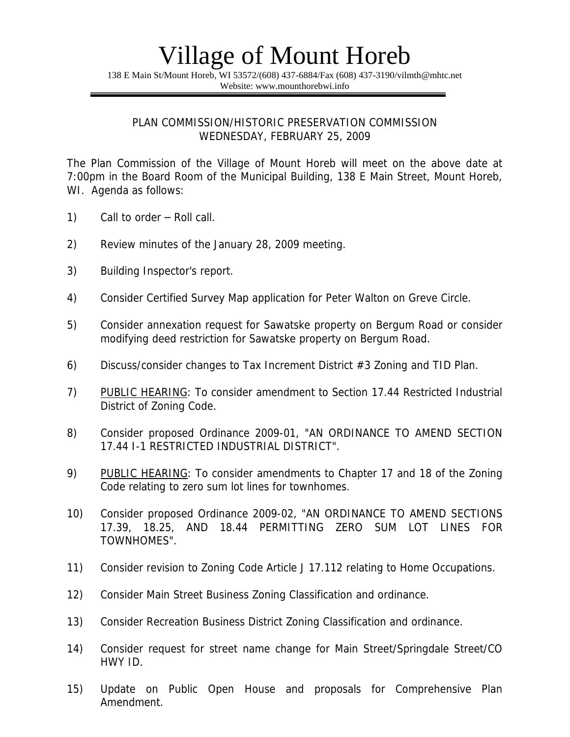# Village of Mount Horeb

138 E Main St/Mount Horeb, WI 53572/(608) 437-6884/Fax (608) 437-3190/vilmth@mhtc.net
Website: www.mounthorebwi.info

PLAN COMMISSION/HISTORIC PRESERVATION COMMISSION
WEDNESDAY, FEBRUARY 25, 2009

The Plan Commission of the Village of Mount Horeb will meet on the above date at 7:00pm in the Board Room of the Municipal Building, 138 E Main Street, Mount Horeb, WI. Agenda as follows:

1) Call to order – Roll call.

2) Review minutes of the January 28, 2009 meeting.

3) Building Inspector's report.

4) Consider Certified Survey Map application for Peter Walton on Greve Circle.

5) Consider annexation request for Sawatske property on Bergum Road or consider modifying deed restriction for Sawatske property on Bergum Road.

6) Discuss/consider changes to Tax Increment District #3 Zoning and TID Plan.

7) PUBLIC HEARING: To consider amendment to Section 17.44 Restricted Industrial District of Zoning Code.

8) Consider proposed Ordinance 2009-01, "AN ORDINANCE TO AMEND SECTION 17.44 I-1 RESTRICTED INDUSTRIAL DISTRICT".

9) PUBLIC HEARING: To consider amendments to Chapter 17 and 18 of the Zoning Code relating to zero sum lot lines for townhomes.

10) Consider proposed Ordinance 2009-02, "AN ORDINANCE TO AMEND SECTIONS 17.39, 18.25, AND 18.44 PERMITTING ZERO SUM LOT LINES FOR TOWNHOMES".

11) Consider revision to Zoning Code Article J 17.112 relating to Home Occupations.

12) Consider Main Street Business Zoning Classification and ordinance.

13) Consider Recreation Business District Zoning Classification and ordinance.

14) Consider request for street name change for Main Street/Springdale Street/CO HWY ID.

15) Update on Public Open House and proposals for Comprehensive Plan Amendment.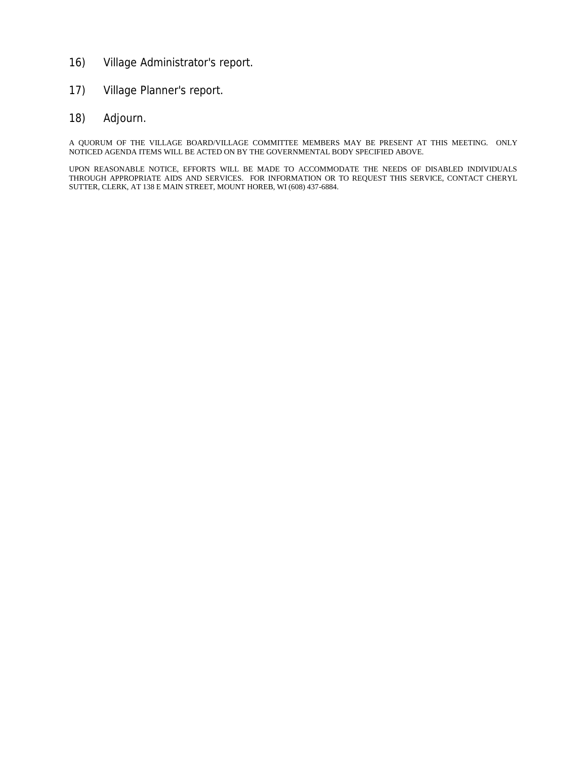16) Village Administrator's report.

17) Village Planner's report.

18) Adjourn.

A QUORUM OF THE VILLAGE BOARD/VILLAGE COMMITTEE MEMBERS MAY BE PRESENT AT THIS MEETING. ONLY NOTICED AGENDA ITEMS WILL BE ACTED ON BY THE GOVERNMENTAL BODY SPECIFIED ABOVE.

UPON REASONABLE NOTICE, EFFORTS WILL BE MADE TO ACCOMMODATE THE NEEDS OF DISABLED INDIVIDUALS THROUGH APPROPRIATE AIDS AND SERVICES. FOR INFORMATION OR TO REQUEST THIS SERVICE, CONTACT CHERYL SUTTER, CLERK, AT 138 E MAIN STREET, MOUNT HOREB, WI (608) 437-6884.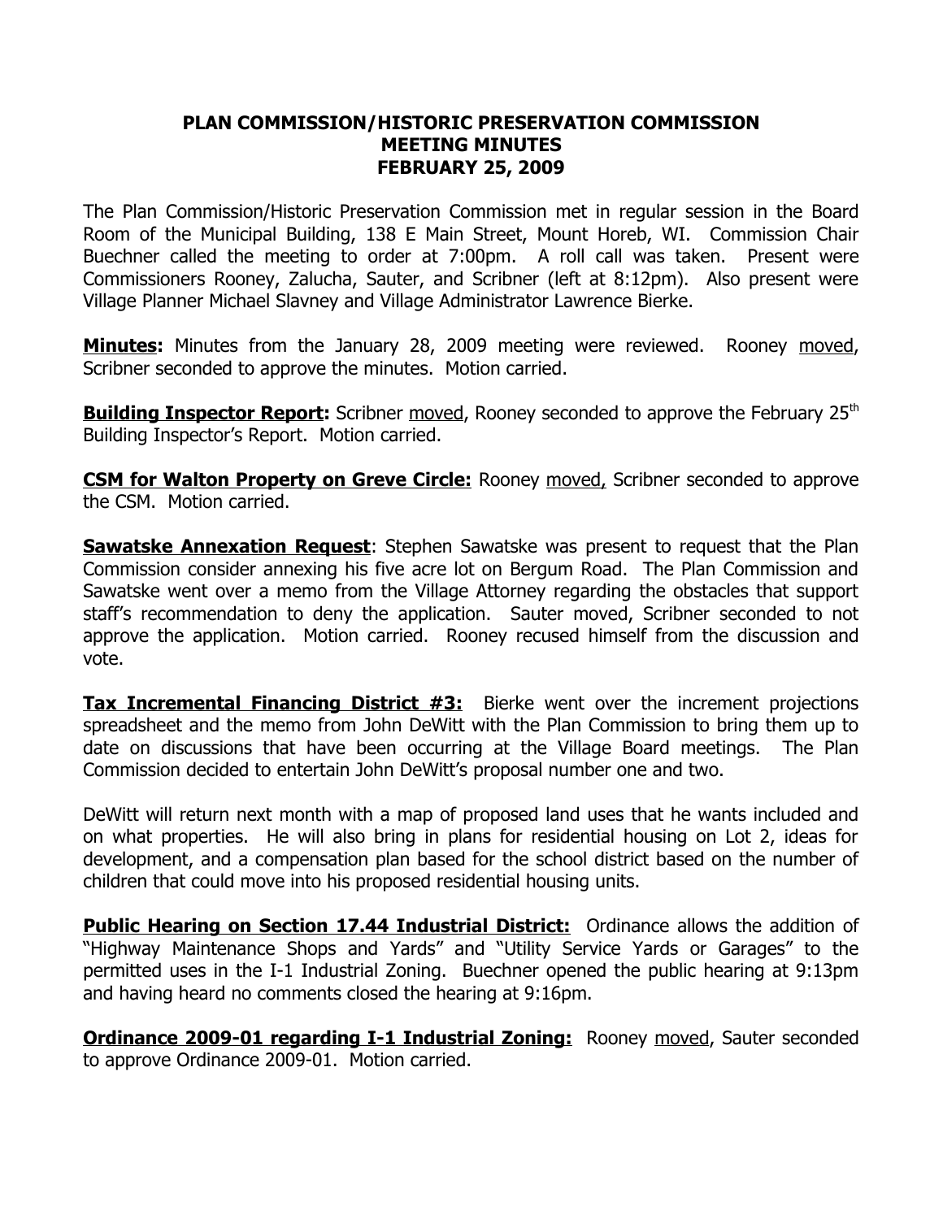# PLAN COMMISSION/HISTORIC PRESERVATION COMMISSION
# MEETING MINUTES
# FEBRUARY 25, 2009

The Plan Commission/Historic Preservation Commission met in regular session in the Board Room of the Municipal Building, 138 E Main Street, Mount Horeb, WI. Commission Chair Buechner called the meeting to order at 7:00pm. A roll call was taken. Present were Commissioners Rooney, Zalucha, Sauter, and Scribner (left at 8:12pm). Also present were Village Planner Michael Slavney and Village Administrator Lawrence Bierke.

**Minutes:** Minutes from the January 28, 2009 meeting were reviewed. Rooney moved, Scribner seconded to approve the minutes. Motion carried.

**Building Inspector Report:** Scribner moved, Rooney seconded to approve the February 25th Building Inspector's Report. Motion carried.

**CSM for Walton Property on Greve Circle:** Rooney moved, Scribner seconded to approve the CSM. Motion carried.

**Sawatske Annexation Request**: Stephen Sawatske was present to request that the Plan Commission consider annexing his five acre lot on Bergum Road. The Plan Commission and Sawatske went over a memo from the Village Attorney regarding the obstacles that support staff's recommendation to deny the application. Sauter moved, Scribner seconded to not approve the application. Motion carried. Rooney recused himself from the discussion and vote.

**Tax Incremental Financing District #3:** Bierke went over the increment projections spreadsheet and the memo from John DeWitt with the Plan Commission to bring them up to date on discussions that have been occurring at the Village Board meetings. The Plan Commission decided to entertain John DeWitt's proposal number one and two.

DeWitt will return next month with a map of proposed land uses that he wants included and on what properties. He will also bring in plans for residential housing on Lot 2, ideas for development, and a compensation plan based for the school district based on the number of children that could move into his proposed residential housing units.

**Public Hearing on Section 17.44 Industrial District:** Ordinance allows the addition of "Highway Maintenance Shops and Yards" and "Utility Service Yards or Garages" to the permitted uses in the I-1 Industrial Zoning. Buechner opened the public hearing at 9:13pm and having heard no comments closed the hearing at 9:16pm.

**Ordinance 2009-01 regarding I-1 Industrial Zoning:** Rooney moved, Sauter seconded to approve Ordinance 2009-01. Motion carried.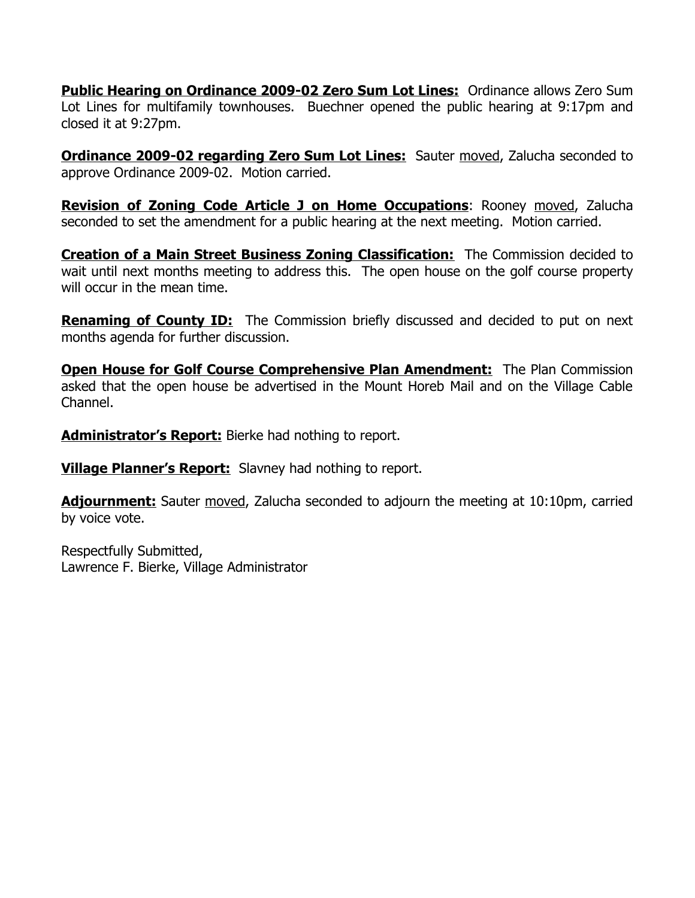**Public Hearing on Ordinance 2009-02 Zero Sum Lot Lines:** Ordinance allows Zero Sum Lot Lines for multifamily townhouses. Buechner opened the public hearing at 9:17pm and closed it at 9:27pm.

**Ordinance 2009-02 regarding Zero Sum Lot Lines:** Sauter moved, Zalucha seconded to approve Ordinance 2009-02. Motion carried.

**Revision of Zoning Code Article J on Home Occupations**: Rooney moved, Zalucha seconded to set the amendment for a public hearing at the next meeting. Motion carried.

**Creation of a Main Street Business Zoning Classification:** The Commission decided to wait until next months meeting to address this. The open house on the golf course property will occur in the mean time.

**Renaming of County ID:** The Commission briefly discussed and decided to put on next months agenda for further discussion.

**Open House for Golf Course Comprehensive Plan Amendment:** The Plan Commission asked that the open house be advertised in the Mount Horeb Mail and on the Village Cable Channel.

**Administrator's Report:** Bierke had nothing to report.

**Village Planner's Report:** Slavney had nothing to report.

**Adjournment:** Sauter moved, Zalucha seconded to adjourn the meeting at 10:10pm, carried by voice vote.

Respectfully Submitted,
Lawrence F. Bierke, Village Administrator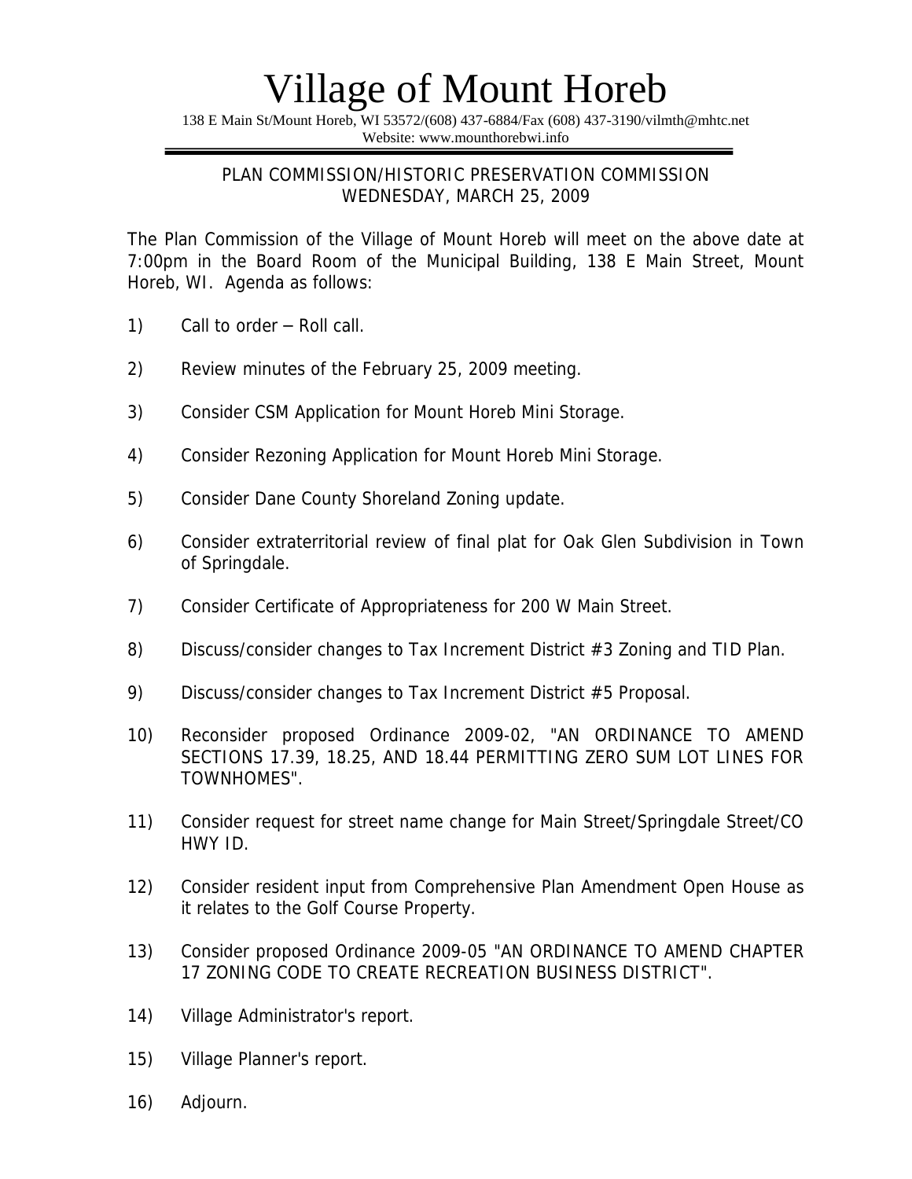# Village of Mount Horeb

138 E Main St/Mount Horeb, WI 53572/(608) 437-6884/Fax (608) 437-3190/vilmth@mhtc.net
Website: www.mounthorebwi.info

PLAN COMMISSION/HISTORIC PRESERVATION COMMISSION
WEDNESDAY, MARCH 25, 2009

The Plan Commission of the Village of Mount Horeb will meet on the above date at 7:00pm in the Board Room of the Municipal Building, 138 E Main Street, Mount Horeb, WI. Agenda as follows:

1) Call to order – Roll call.

2) Review minutes of the February 25, 2009 meeting.

3) Consider CSM Application for Mount Horeb Mini Storage.

4) Consider Rezoning Application for Mount Horeb Mini Storage.

5) Consider Dane County Shoreland Zoning update.

6) Consider extraterritorial review of final plat for Oak Glen Subdivision in Town of Springdale.

7) Consider Certificate of Appropriateness for 200 W Main Street.

8) Discuss/consider changes to Tax Increment District #3 Zoning and TID Plan.

9) Discuss/consider changes to Tax Increment District #5 Proposal.

10) Reconsider proposed Ordinance 2009-02, "AN ORDINANCE TO AMEND SECTIONS 17.39, 18.25, AND 18.44 PERMITTING ZERO SUM LOT LINES FOR TOWNHOMES".

11) Consider request for street name change for Main Street/Springdale Street/CO HWY ID.

12) Consider resident input from Comprehensive Plan Amendment Open House as it relates to the Golf Course Property.

13) Consider proposed Ordinance 2009-05 "AN ORDINANCE TO AMEND CHAPTER 17 ZONING CODE TO CREATE RECREATION BUSINESS DISTRICT".

14) Village Administrator's report.

15) Village Planner's report.

16) Adjourn.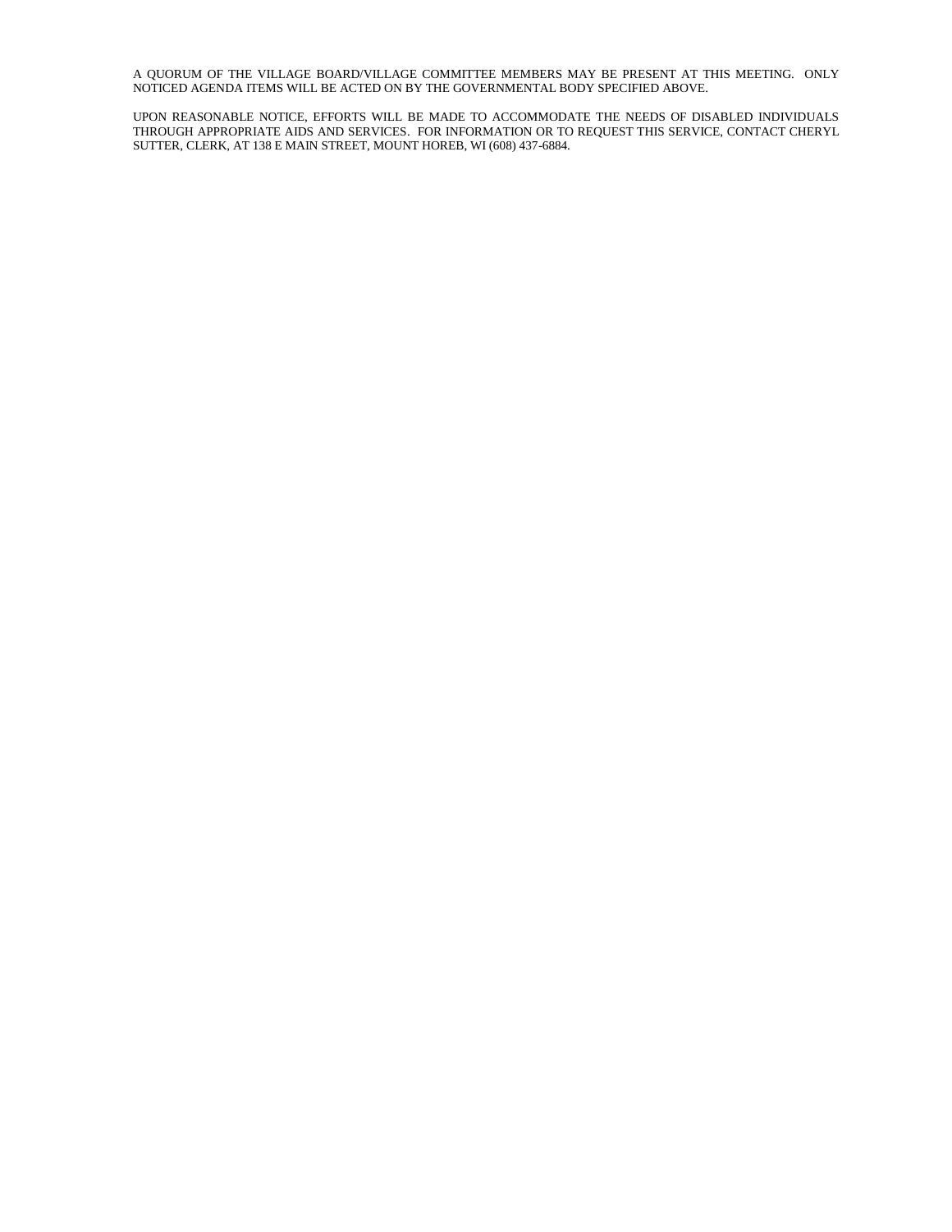A QUORUM OF THE VILLAGE BOARD/VILLAGE COMMITTEE MEMBERS MAY BE PRESENT AT THIS MEETING. ONLY NOTICED AGENDA ITEMS WILL BE ACTED ON BY THE GOVERNMENTAL BODY SPECIFIED ABOVE.

UPON REASONABLE NOTICE, EFFORTS WILL BE MADE TO ACCOMMODATE THE NEEDS OF DISABLED INDIVIDUALS THROUGH APPROPRIATE AIDS AND SERVICES. FOR INFORMATION OR TO REQUEST THIS SERVICE, CONTACT CHERYL SUTTER, CLERK, AT 138 E MAIN STREET, MOUNT HOREB, WI (608) 437-6884.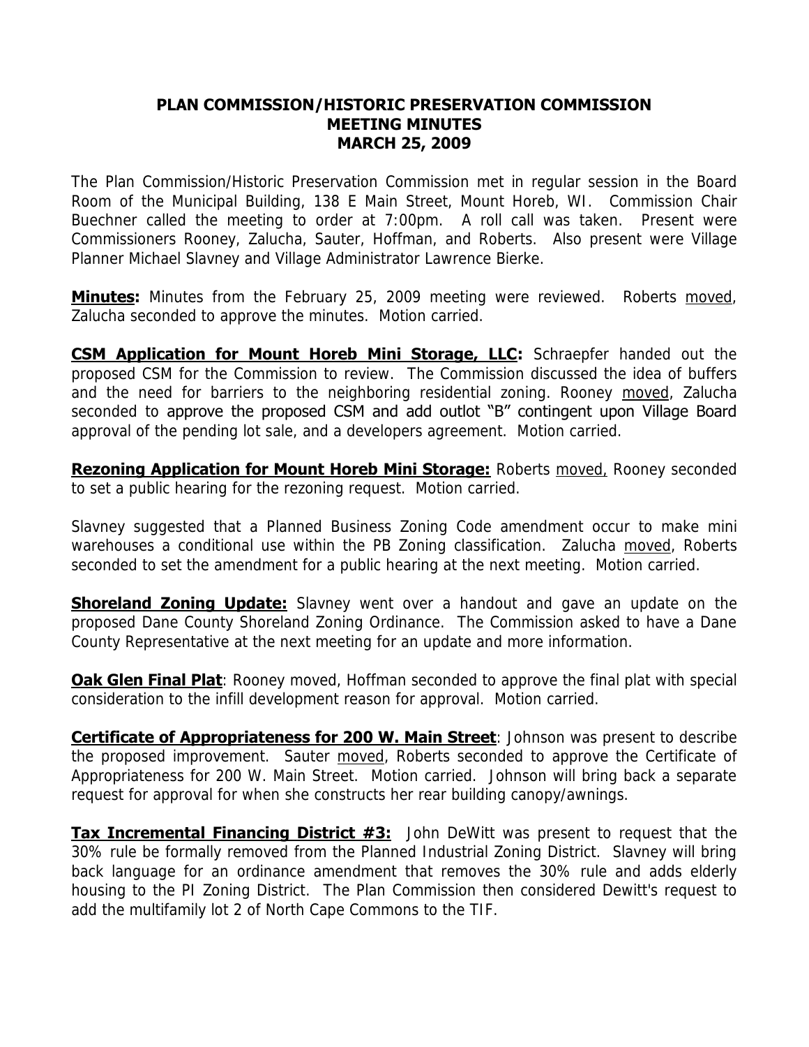# PLAN COMMISSION/HISTORIC PRESERVATION COMMISSION
## MEETING MINUTES
## MARCH 25, 2009

The Plan Commission/Historic Preservation Commission met in regular session in the Board Room of the Municipal Building, 138 E Main Street, Mount Horeb, WI. Commission Chair Buechner called the meeting to order at 7:00pm. A roll call was taken. Present were Commissioners Rooney, Zalucha, Sauter, Hoffman, and Roberts. Also present were Village Planner Michael Slavney and Village Administrator Lawrence Bierke.

**Minutes:** Minutes from the February 25, 2009 meeting were reviewed. Roberts moved, Zalucha seconded to approve the minutes. Motion carried.

**CSM Application for Mount Horeb Mini Storage, LLC:** Schraepfer handed out the proposed CSM for the Commission to review. The Commission discussed the idea of buffers and the need for barriers to the neighboring residential zoning. Rooney moved, Zalucha seconded to approve the proposed CSM and add outlot "B" contingent upon Village Board approval of the pending lot sale, and a developers agreement. Motion carried.

**Rezoning Application for Mount Horeb Mini Storage:** Roberts moved, Rooney seconded to set a public hearing for the rezoning request. Motion carried.

Slavney suggested that a Planned Business Zoning Code amendment occur to make mini warehouses a conditional use within the PB Zoning classification. Zalucha moved, Roberts seconded to set the amendment for a public hearing at the next meeting. Motion carried.

**Shoreland Zoning Update:** Slavney went over a handout and gave an update on the proposed Dane County Shoreland Zoning Ordinance. The Commission asked to have a Dane County Representative at the next meeting for an update and more information.

**Oak Glen Final Plat**: Rooney moved, Hoffman seconded to approve the final plat with special consideration to the infill development reason for approval. Motion carried.

**Certificate of Appropriateness for 200 W. Main Street**: Johnson was present to describe the proposed improvement. Sauter moved, Roberts seconded to approve the Certificate of Appropriateness for 200 W. Main Street. Motion carried. Johnson will bring back a separate request for approval for when she constructs her rear building canopy/awnings.

**Tax Incremental Financing District #3:** John DeWitt was present to request that the 30% rule be formally removed from the Planned Industrial Zoning District. Slavney will bring back language for an ordinance amendment that removes the 30% rule and adds elderly housing to the PI Zoning District. The Plan Commission then considered Dewitt's request to add the multifamily lot 2 of North Cape Commons to the TIF.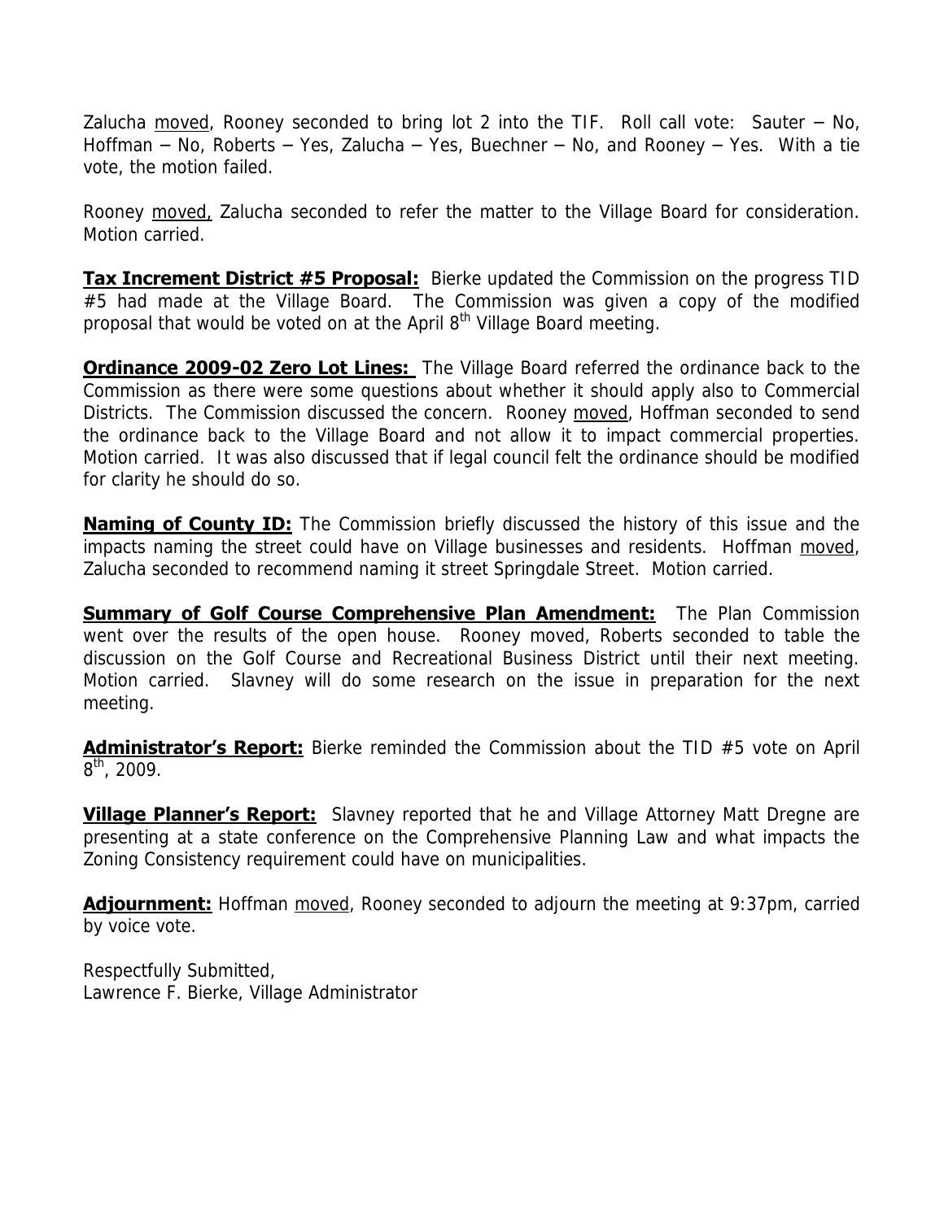Zalucha moved, Rooney seconded to bring lot 2 into the TIF. Roll call vote: Sauter – No, Hoffman – No, Roberts – Yes, Zalucha – Yes, Buechner – No, and Rooney – Yes. With a tie vote, the motion failed.

Rooney moved, Zalucha seconded to refer the matter to the Village Board for consideration. Motion carried.

**Tax Increment District #5 Proposal:** Bierke updated the Commission on the progress TID #5 had made at the Village Board. The Commission was given a copy of the modified proposal that would be voted on at the April 8th Village Board meeting.

**Ordinance 2009-02 Zero Lot Lines:** The Village Board referred the ordinance back to the Commission as there were some questions about whether it should apply also to Commercial Districts. The Commission discussed the concern. Rooney moved, Hoffman seconded to send the ordinance back to the Village Board and not allow it to impact commercial properties. Motion carried. It was also discussed that if legal council felt the ordinance should be modified for clarity he should do so.

**Naming of County ID:** The Commission briefly discussed the history of this issue and the impacts naming the street could have on Village businesses and residents. Hoffman moved, Zalucha seconded to recommend naming it street Springdale Street. Motion carried.

**Summary of Golf Course Comprehensive Plan Amendment:** The Plan Commission went over the results of the open house. Rooney moved, Roberts seconded to table the discussion on the Golf Course and Recreational Business District until their next meeting. Motion carried. Slavney will do some research on the issue in preparation for the next meeting.

**Administrator's Report:** Bierke reminded the Commission about the TID #5 vote on April 8th, 2009.

**Village Planner's Report:** Slavney reported that he and Village Attorney Matt Dregne are presenting at a state conference on the Comprehensive Planning Law and what impacts the Zoning Consistency requirement could have on municipalities.

**Adjournment:** Hoffman moved, Rooney seconded to adjourn the meeting at 9:37pm, carried by voice vote.

Respectfully Submitted,
Lawrence F. Bierke, Village Administrator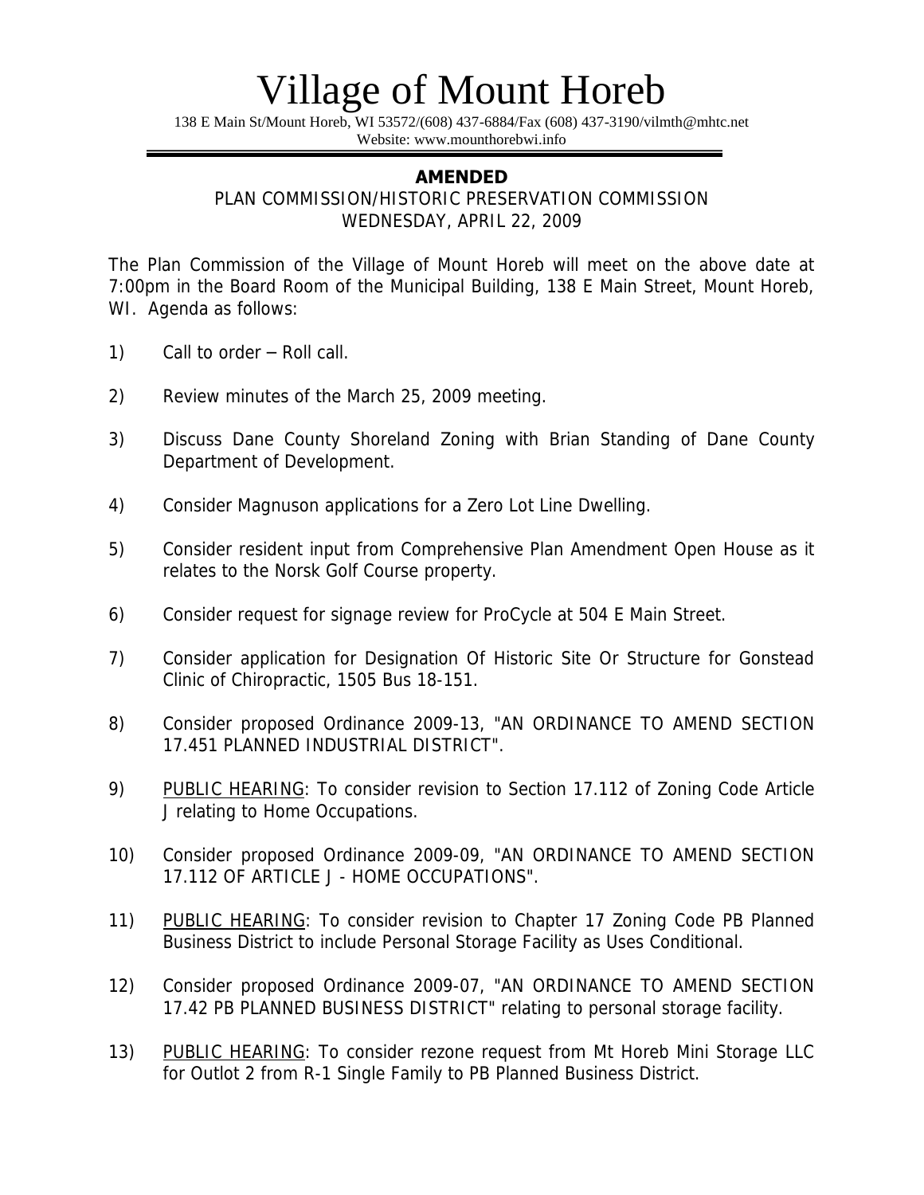# Village of Mount Horeb

138 E Main St/Mount Horeb, WI 53572/(608) 437-6884/Fax (608) 437-3190/vilmth@mhtc.net
Website: www.mounthorebwi.info

---

**AMENDED**

PLAN COMMISSION/HISTORIC PRESERVATION COMMISSION
WEDNESDAY, APRIL 22, 2009

The Plan Commission of the Village of Mount Horeb will meet on the above date at 7:00pm in the Board Room of the Municipal Building, 138 E Main Street, Mount Horeb, WI. Agenda as follows:

1) Call to order – Roll call.

2) Review minutes of the March 25, 2009 meeting.

3) Discuss Dane County Shoreland Zoning with Brian Standing of Dane County Department of Development.

4) Consider Magnuson applications for a Zero Lot Line Dwelling.

5) Consider resident input from Comprehensive Plan Amendment Open House as it relates to the Norsk Golf Course property.

6) Consider request for signage review for ProCycle at 504 E Main Street.

7) Consider application for Designation Of Historic Site Or Structure for Gonstead Clinic of Chiropractic, 1505 Bus 18-151.

8) Consider proposed Ordinance 2009-13, "AN ORDINANCE TO AMEND SECTION 17.451 PLANNED INDUSTRIAL DISTRICT".

9) PUBLIC HEARING: To consider revision to Section 17.112 of Zoning Code Article J relating to Home Occupations.

10) Consider proposed Ordinance 2009-09, "AN ORDINANCE TO AMEND SECTION 17.112 OF ARTICLE J - HOME OCCUPATIONS".

11) PUBLIC HEARING: To consider revision to Chapter 17 Zoning Code PB Planned Business District to include Personal Storage Facility as Uses Conditional.

12) Consider proposed Ordinance 2009-07, "AN ORDINANCE TO AMEND SECTION 17.42 PB PLANNED BUSINESS DISTRICT" relating to personal storage facility.

13) PUBLIC HEARING: To consider rezone request from Mt Horeb Mini Storage LLC for Outlot 2 from R-1 Single Family to PB Planned Business District.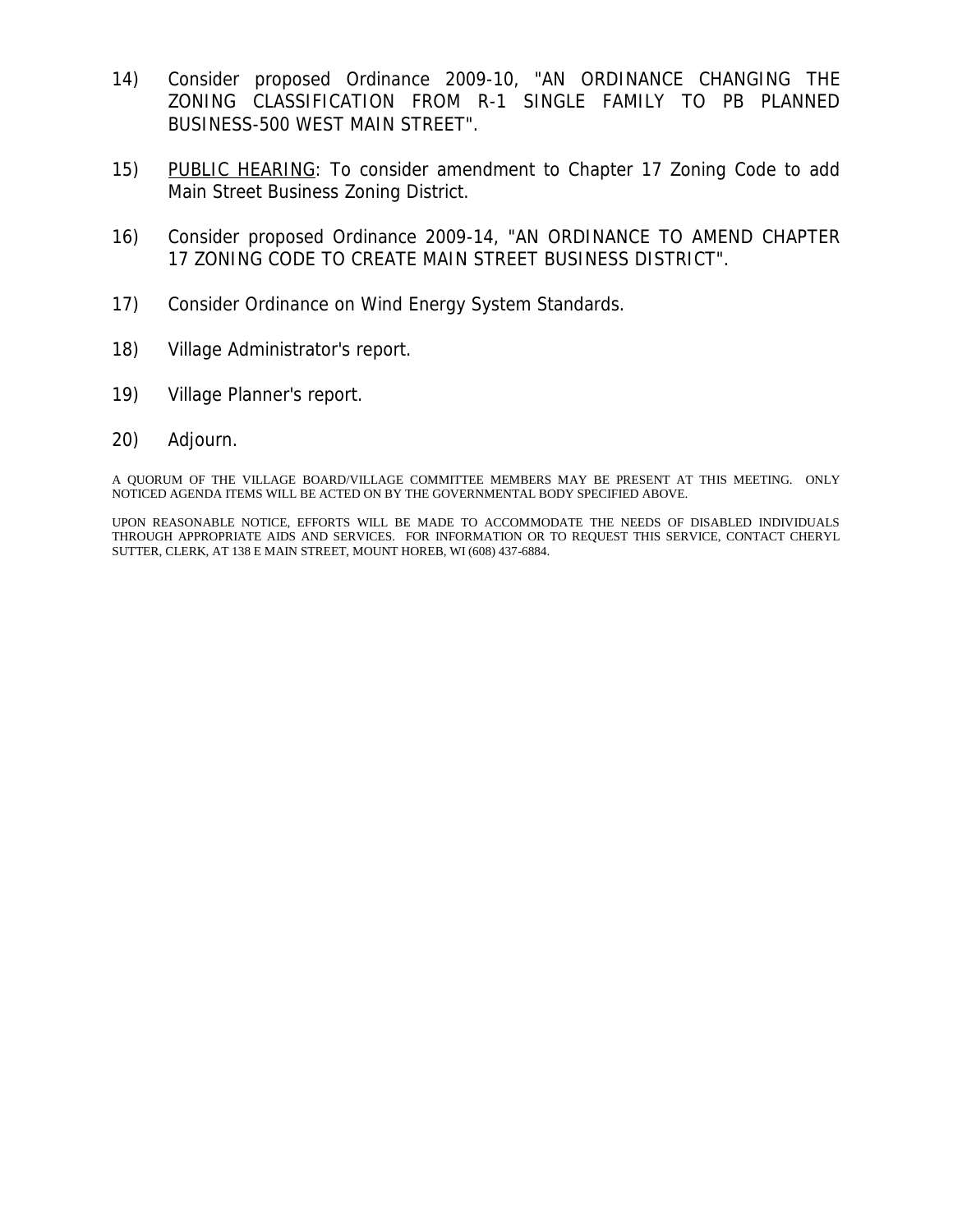14) Consider proposed Ordinance 2009-10, "AN ORDINANCE CHANGING THE ZONING CLASSIFICATION FROM R-1 SINGLE FAMILY TO PB PLANNED BUSINESS-500 WEST MAIN STREET".

15) PUBLIC HEARING: To consider amendment to Chapter 17 Zoning Code to add Main Street Business Zoning District.

16) Consider proposed Ordinance 2009-14, "AN ORDINANCE TO AMEND CHAPTER 17 ZONING CODE TO CREATE MAIN STREET BUSINESS DISTRICT".

17) Consider Ordinance on Wind Energy System Standards.

18) Village Administrator's report.

19) Village Planner's report.

20) Adjourn.

A QUORUM OF THE VILLAGE BOARD/VILLAGE COMMITTEE MEMBERS MAY BE PRESENT AT THIS MEETING. ONLY NOTICED AGENDA ITEMS WILL BE ACTED ON BY THE GOVERNMENTAL BODY SPECIFIED ABOVE.

UPON REASONABLE NOTICE, EFFORTS WILL BE MADE TO ACCOMMODATE THE NEEDS OF DISABLED INDIVIDUALS THROUGH APPROPRIATE AIDS AND SERVICES. FOR INFORMATION OR TO REQUEST THIS SERVICE, CONTACT CHERYL SUTTER, CLERK, AT 138 E MAIN STREET, MOUNT HOREB, WI (608) 437-6884.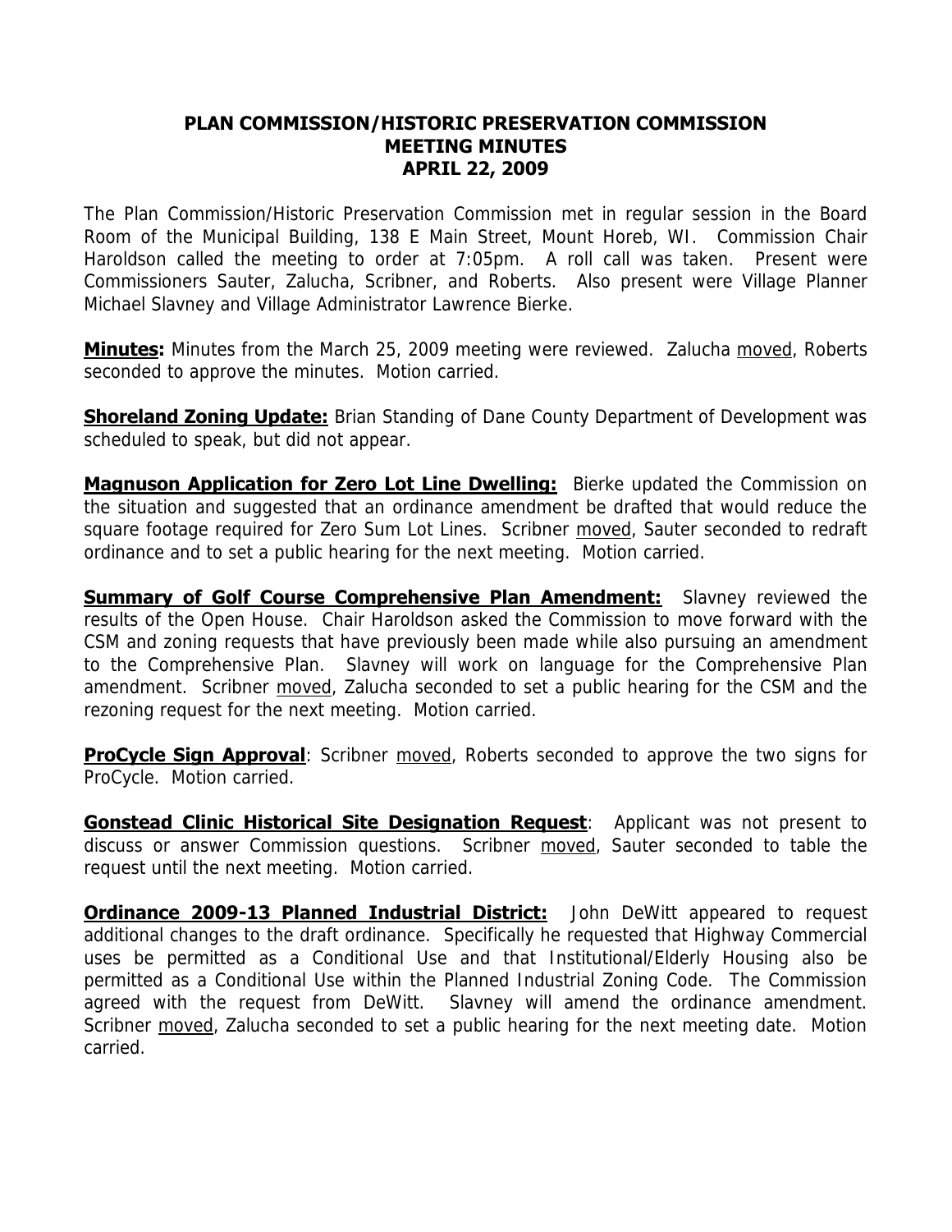# PLAN COMMISSION/HISTORIC PRESERVATION COMMISSION
## MEETING MINUTES
## APRIL 22, 2009

The Plan Commission/Historic Preservation Commission met in regular session in the Board Room of the Municipal Building, 138 E Main Street, Mount Horeb, WI. Commission Chair Haroldson called the meeting to order at 7:05pm. A roll call was taken. Present were Commissioners Sauter, Zalucha, Scribner, and Roberts. Also present were Village Planner Michael Slavney and Village Administrator Lawrence Bierke.

**Minutes:** Minutes from the March 25, 2009 meeting were reviewed. Zalucha moved, Roberts seconded to approve the minutes. Motion carried.

**Shoreland Zoning Update:** Brian Standing of Dane County Department of Development was scheduled to speak, but did not appear.

**Magnuson Application for Zero Lot Line Dwelling:** Bierke updated the Commission on the situation and suggested that an ordinance amendment be drafted that would reduce the square footage required for Zero Sum Lot Lines. Scribner moved, Sauter seconded to redraft ordinance and to set a public hearing for the next meeting. Motion carried.

**Summary of Golf Course Comprehensive Plan Amendment:** Slavney reviewed the results of the Open House. Chair Haroldson asked the Commission to move forward with the CSM and zoning requests that have previously been made while also pursuing an amendment to the Comprehensive Plan. Slavney will work on language for the Comprehensive Plan amendment. Scribner moved, Zalucha seconded to set a public hearing for the CSM and the rezoning request for the next meeting. Motion carried.

**ProCycle Sign Approval**: Scribner moved, Roberts seconded to approve the two signs for ProCycle. Motion carried.

**Gonstead Clinic Historical Site Designation Request**: Applicant was not present to discuss or answer Commission questions. Scribner moved, Sauter seconded to table the request until the next meeting. Motion carried.

**Ordinance 2009-13 Planned Industrial District:** John DeWitt appeared to request additional changes to the draft ordinance. Specifically he requested that Highway Commercial uses be permitted as a Conditional Use and that Institutional/Elderly Housing also be permitted as a Conditional Use within the Planned Industrial Zoning Code. The Commission agreed with the request from DeWitt. Slavney will amend the ordinance amendment. Scribner moved, Zalucha seconded to set a public hearing for the next meeting date. Motion carried.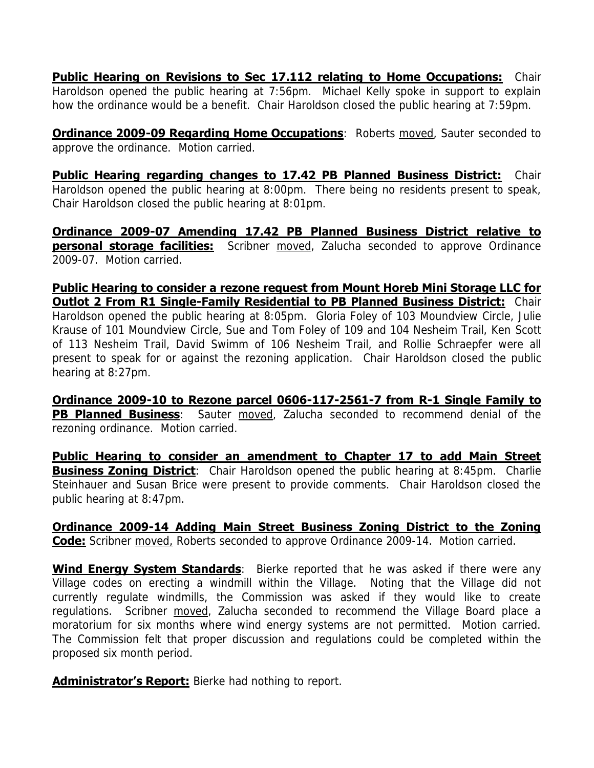**Public Hearing on Revisions to Sec 17.112 relating to Home Occupations:** Chair Haroldson opened the public hearing at 7:56pm. Michael Kelly spoke in support to explain how the ordinance would be a benefit. Chair Haroldson closed the public hearing at 7:59pm.

**Ordinance 2009-09 Regarding Home Occupations**: Roberts moved, Sauter seconded to approve the ordinance. Motion carried.

**Public Hearing regarding changes to 17.42 PB Planned Business District:** Chair Haroldson opened the public hearing at 8:00pm. There being no residents present to speak, Chair Haroldson closed the public hearing at 8:01pm.

**Ordinance 2009-07 Amending 17.42 PB Planned Business District relative to personal storage facilities:** Scribner moved, Zalucha seconded to approve Ordinance 2009-07. Motion carried.

**Public Hearing to consider a rezone request from Mount Horeb Mini Storage LLC for Outlot 2 From R1 Single-Family Residential to PB Planned Business District:** Chair Haroldson opened the public hearing at 8:05pm. Gloria Foley of 103 Moundview Circle, Julie Krause of 101 Moundview Circle, Sue and Tom Foley of 109 and 104 Nesheim Trail, Ken Scott of 113 Nesheim Trail, David Swimm of 106 Nesheim Trail, and Rollie Schraepfer were all present to speak for or against the rezoning application. Chair Haroldson closed the public hearing at 8:27pm.

**Ordinance 2009-10 to Rezone parcel 0606-117-2561-7 from R-1 Single Family to PB Planned Business**: Sauter moved, Zalucha seconded to recommend denial of the rezoning ordinance. Motion carried.

**Public Hearing to consider an amendment to Chapter 17 to add Main Street Business Zoning District**: Chair Haroldson opened the public hearing at 8:45pm. Charlie Steinhauer and Susan Brice were present to provide comments. Chair Haroldson closed the public hearing at 8:47pm.

**Ordinance 2009-14 Adding Main Street Business Zoning District to the Zoning Code:** Scribner moved, Roberts seconded to approve Ordinance 2009-14. Motion carried.

**Wind Energy System Standards**: Bierke reported that he was asked if there were any Village codes on erecting a windmill within the Village. Noting that the Village did not currently regulate windmills, the Commission was asked if they would like to create regulations. Scribner moved, Zalucha seconded to recommend the Village Board place a moratorium for six months where wind energy systems are not permitted. Motion carried. The Commission felt that proper discussion and regulations could be completed within the proposed six month period.

**Administrator's Report:** Bierke had nothing to report.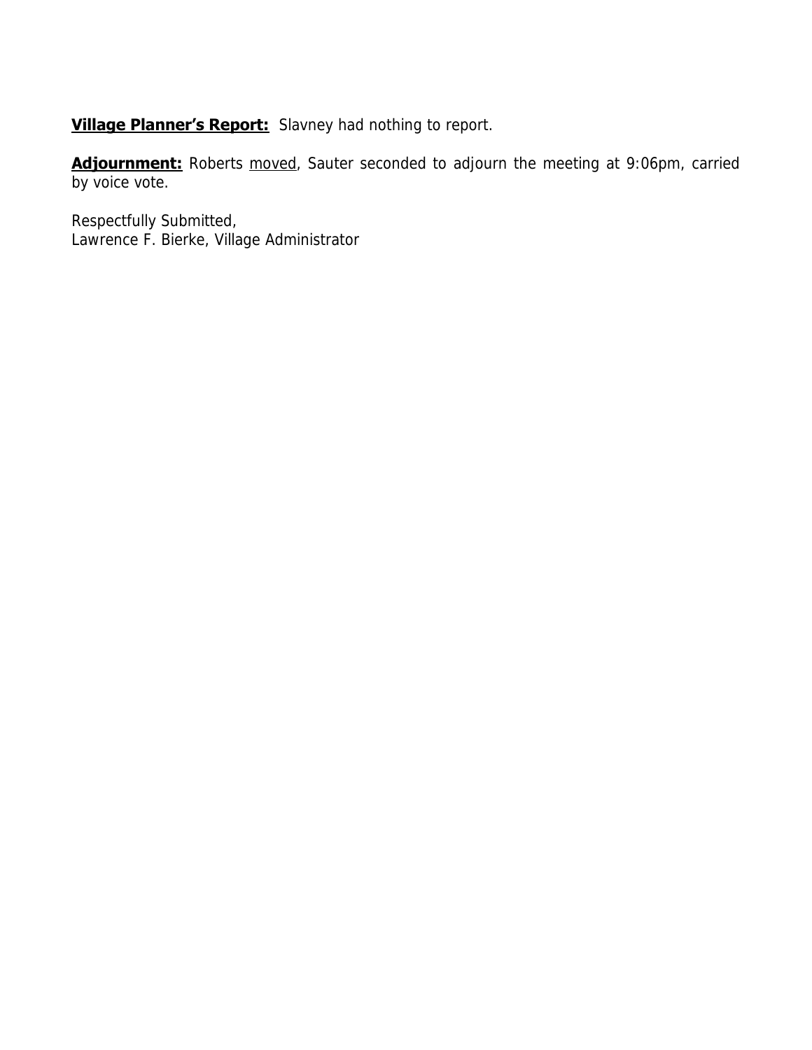**<u>Village Planner's Report:</u>** Slavney had nothing to report.

**<u>Adjournment:</u>** Roberts <u>moved</u>, Sauter seconded to adjourn the meeting at 9:06pm, carried by voice vote.

Respectfully Submitted,
Lawrence F. Bierke, Village Administrator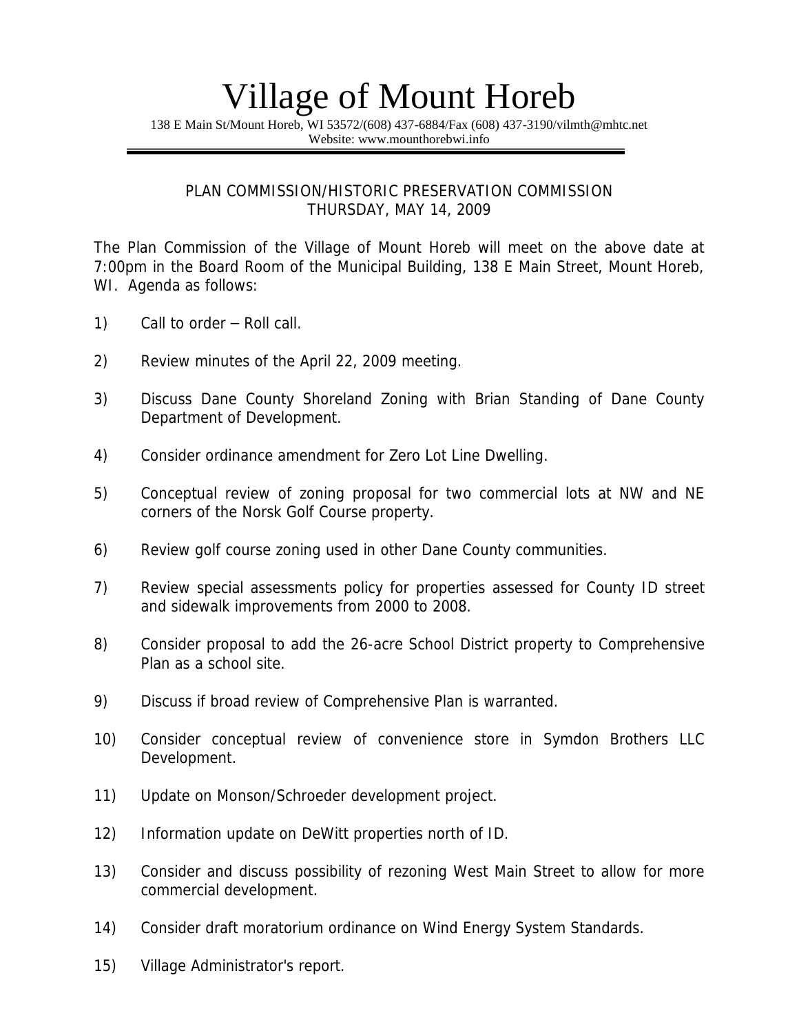# Village of Mount Horeb

138 E Main St/Mount Horeb, WI 53572/(608) 437-6884/Fax (608) 437-3190/vilmth@mhtc.net
Website: www.mounthorebwi.info

PLAN COMMISSION/HISTORIC PRESERVATION COMMISSION
THURSDAY, MAY 14, 2009

The Plan Commission of the Village of Mount Horeb will meet on the above date at 7:00pm in the Board Room of the Municipal Building, 138 E Main Street, Mount Horeb, WI. Agenda as follows:

1) Call to order – Roll call.
2) Review minutes of the April 22, 2009 meeting.
3) Discuss Dane County Shoreland Zoning with Brian Standing of Dane County Department of Development.
4) Consider ordinance amendment for Zero Lot Line Dwelling.
5) Conceptual review of zoning proposal for two commercial lots at NW and NE corners of the Norsk Golf Course property.
6) Review golf course zoning used in other Dane County communities.
7) Review special assessments policy for properties assessed for County ID street and sidewalk improvements from 2000 to 2008.
8) Consider proposal to add the 26-acre School District property to Comprehensive Plan as a school site.
9) Discuss if broad review of Comprehensive Plan is warranted.
10) Consider conceptual review of convenience store in Symdon Brothers LLC Development.
11) Update on Monson/Schroeder development project.
12) Information update on DeWitt properties north of ID.
13) Consider and discuss possibility of rezoning West Main Street to allow for more commercial development.
14) Consider draft moratorium ordinance on Wind Energy System Standards.
15) Village Administrator's report.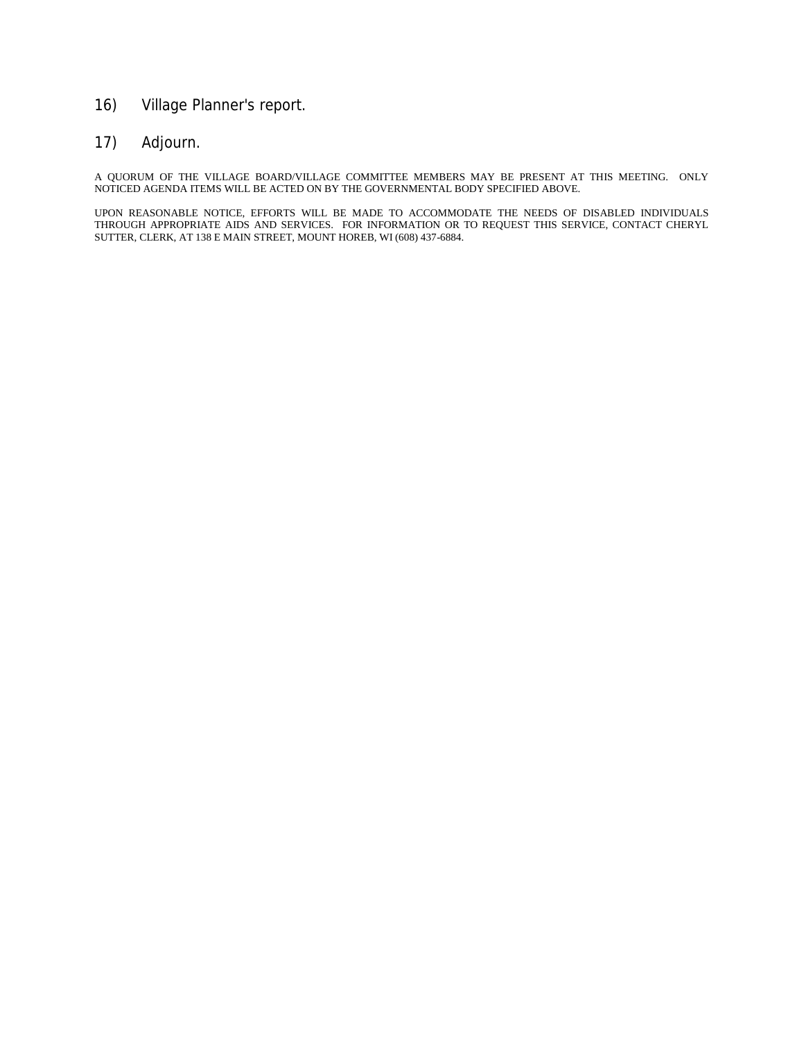16) Village Planner's report.

17) Adjourn.

A QUORUM OF THE VILLAGE BOARD/VILLAGE COMMITTEE MEMBERS MAY BE PRESENT AT THIS MEETING. ONLY NOTICED AGENDA ITEMS WILL BE ACTED ON BY THE GOVERNMENTAL BODY SPECIFIED ABOVE.

UPON REASONABLE NOTICE, EFFORTS WILL BE MADE TO ACCOMMODATE THE NEEDS OF DISABLED INDIVIDUALS THROUGH APPROPRIATE AIDS AND SERVICES. FOR INFORMATION OR TO REQUEST THIS SERVICE, CONTACT CHERYL SUTTER, CLERK, AT 138 E MAIN STREET, MOUNT HOREB, WI (608) 437-6884.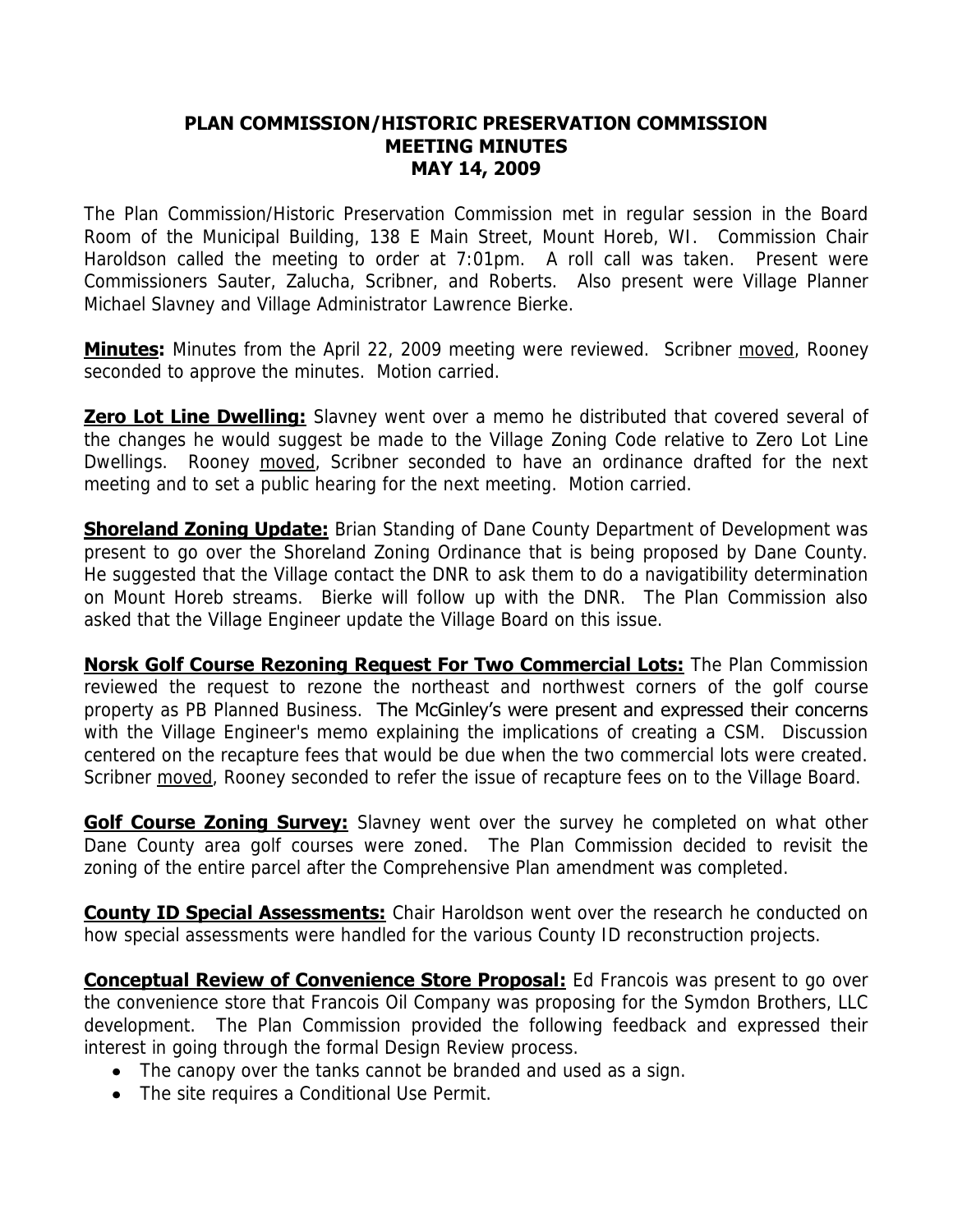# PLAN COMMISSION/HISTORIC PRESERVATION COMMISSION
# MEETING MINUTES
# MAY 14, 2009

The Plan Commission/Historic Preservation Commission met in regular session in the Board Room of the Municipal Building, 138 E Main Street, Mount Horeb, WI. Commission Chair Haroldson called the meeting to order at 7:01pm. A roll call was taken. Present were Commissioners Sauter, Zalucha, Scribner, and Roberts. Also present were Village Planner Michael Slavney and Village Administrator Lawrence Bierke.

**Minutes:** Minutes from the April 22, 2009 meeting were reviewed. Scribner moved, Rooney seconded to approve the minutes. Motion carried.

**Zero Lot Line Dwelling:** Slavney went over a memo he distributed that covered several of the changes he would suggest be made to the Village Zoning Code relative to Zero Lot Line Dwellings. Rooney moved, Scribner seconded to have an ordinance drafted for the next meeting and to set a public hearing for the next meeting. Motion carried.

**Shoreland Zoning Update:** Brian Standing of Dane County Department of Development was present to go over the Shoreland Zoning Ordinance that is being proposed by Dane County. He suggested that the Village contact the DNR to ask them to do a navigatibility determination on Mount Horeb streams. Bierke will follow up with the DNR. The Plan Commission also asked that the Village Engineer update the Village Board on this issue.

**Norsk Golf Course Rezoning Request For Two Commercial Lots:** The Plan Commission reviewed the request to rezone the northeast and northwest corners of the golf course property as PB Planned Business. The McGinley's were present and expressed their concerns with the Village Engineer's memo explaining the implications of creating a CSM. Discussion centered on the recapture fees that would be due when the two commercial lots were created. Scribner moved, Rooney seconded to refer the issue of recapture fees on to the Village Board.

**Golf Course Zoning Survey:** Slavney went over the survey he completed on what other Dane County area golf courses were zoned. The Plan Commission decided to revisit the zoning of the entire parcel after the Comprehensive Plan amendment was completed.

**County ID Special Assessments:** Chair Haroldson went over the research he conducted on how special assessments were handled for the various County ID reconstruction projects.

**Conceptual Review of Convenience Store Proposal:** Ed Francois was present to go over the convenience store that Francois Oil Company was proposing for the Symdon Brothers, LLC development. The Plan Commission provided the following feedback and expressed their interest in going through the formal Design Review process.

- The canopy over the tanks cannot be branded and used as a sign.
- The site requires a Conditional Use Permit.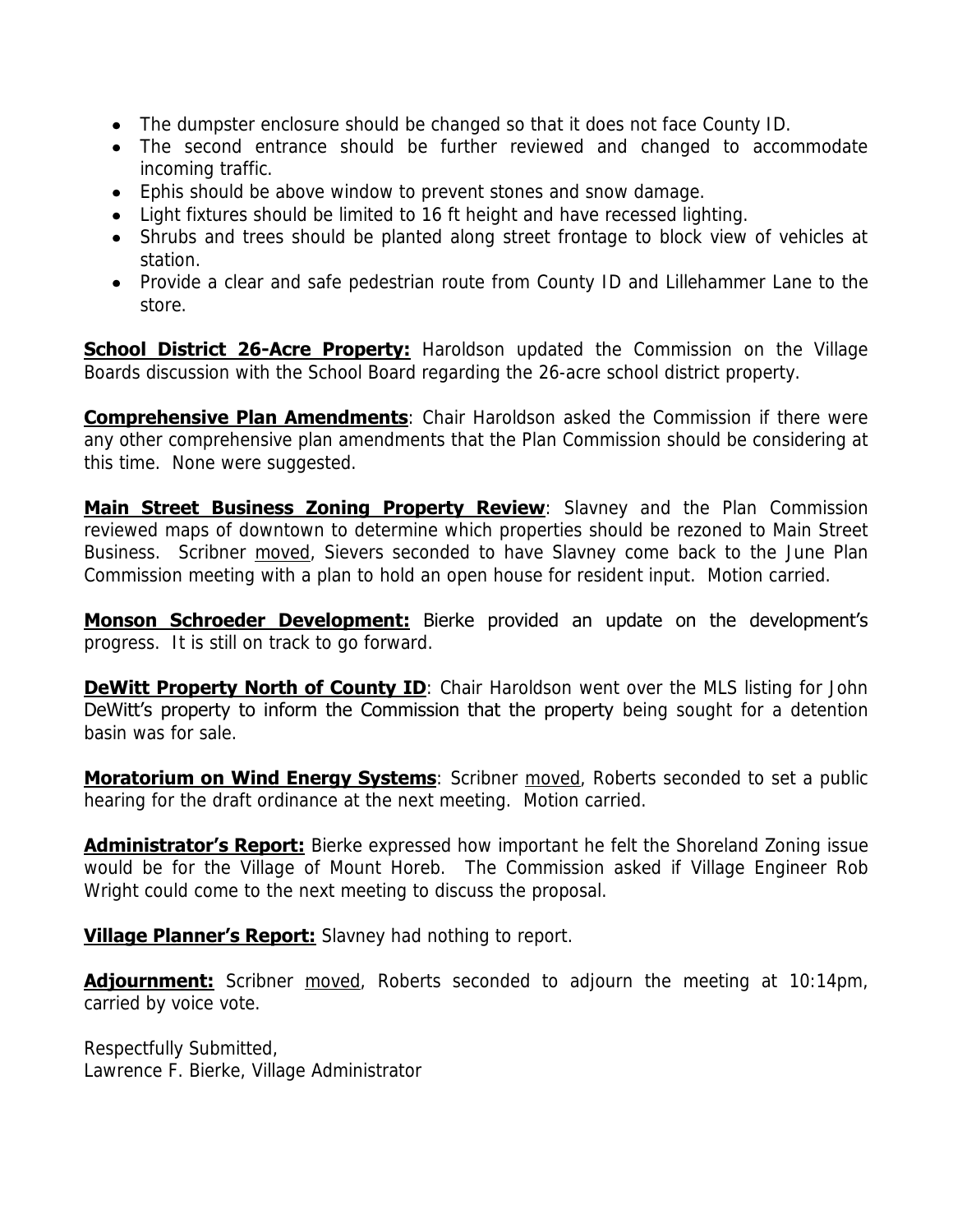- The dumpster enclosure should be changed so that it does not face County ID.
- The second entrance should be further reviewed and changed to accommodate incoming traffic.
- Ephis should be above window to prevent stones and snow damage.
- Light fixtures should be limited to 16 ft height and have recessed lighting.
- Shrubs and trees should be planted along street frontage to block view of vehicles at station.
- Provide a clear and safe pedestrian route from County ID and Lillehammer Lane to the store.

**School District 26-Acre Property:** Haroldson updated the Commission on the Village Boards discussion with the School Board regarding the 26-acre school district property.

**Comprehensive Plan Amendments**: Chair Haroldson asked the Commission if there were any other comprehensive plan amendments that the Plan Commission should be considering at this time. None were suggested.

**Main Street Business Zoning Property Review**: Slavney and the Plan Commission reviewed maps of downtown to determine which properties should be rezoned to Main Street Business. Scribner moved, Sievers seconded to have Slavney come back to the June Plan Commission meeting with a plan to hold an open house for resident input. Motion carried.

**Monson Schroeder Development:** Bierke provided an update on the development's progress. It is still on track to go forward.

**DeWitt Property North of County ID**: Chair Haroldson went over the MLS listing for John DeWitt's property to inform the Commission that the property being sought for a detention basin was for sale.

**Moratorium on Wind Energy Systems**: Scribner moved, Roberts seconded to set a public hearing for the draft ordinance at the next meeting. Motion carried.

**Administrator's Report:** Bierke expressed how important he felt the Shoreland Zoning issue would be for the Village of Mount Horeb. The Commission asked if Village Engineer Rob Wright could come to the next meeting to discuss the proposal.

**Village Planner's Report:** Slavney had nothing to report.

**Adjournment:** Scribner moved, Roberts seconded to adjourn the meeting at 10:14pm, carried by voice vote.

Respectfully Submitted,
Lawrence F. Bierke, Village Administrator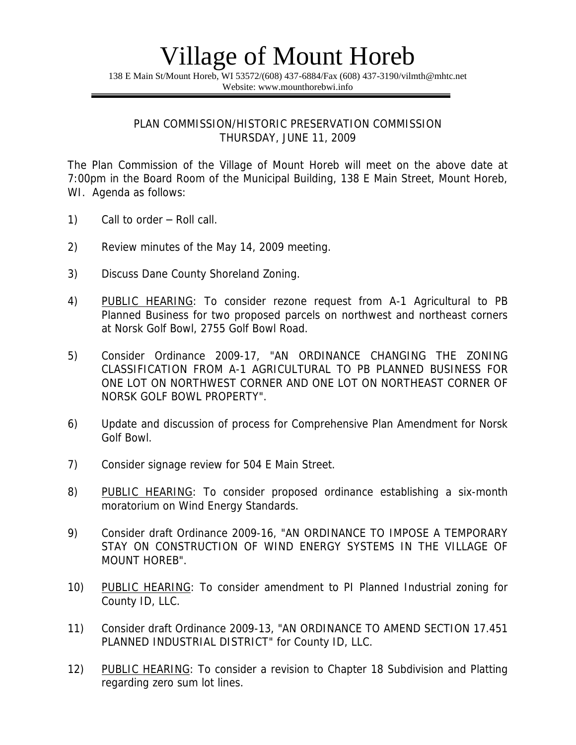# Village of Mount Horeb

138 E Main St/Mount Horeb, WI 53572/(608) 437-6884/Fax (608) 437-3190/vilmth@mhtc.net
Website: www.mounthorebwi.info

PLAN COMMISSION/HISTORIC PRESERVATION COMMISSION
THURSDAY, JUNE 11, 2009

The Plan Commission of the Village of Mount Horeb will meet on the above date at 7:00pm in the Board Room of the Municipal Building, 138 E Main Street, Mount Horeb, WI. Agenda as follows:

1) Call to order – Roll call.

2) Review minutes of the May 14, 2009 meeting.

3) Discuss Dane County Shoreland Zoning.

4) PUBLIC HEARING: To consider rezone request from A-1 Agricultural to PB Planned Business for two proposed parcels on northwest and northeast corners at Norsk Golf Bowl, 2755 Golf Bowl Road.

5) Consider Ordinance 2009-17, "AN ORDINANCE CHANGING THE ZONING CLASSIFICATION FROM A-1 AGRICULTURAL TO PB PLANNED BUSINESS FOR ONE LOT ON NORTHWEST CORNER AND ONE LOT ON NORTHEAST CORNER OF NORSK GOLF BOWL PROPERTY".

6) Update and discussion of process for Comprehensive Plan Amendment for Norsk Golf Bowl.

7) Consider signage review for 504 E Main Street.

8) PUBLIC HEARING: To consider proposed ordinance establishing a six-month moratorium on Wind Energy Standards.

9) Consider draft Ordinance 2009-16, "AN ORDINANCE TO IMPOSE A TEMPORARY STAY ON CONSTRUCTION OF WIND ENERGY SYSTEMS IN THE VILLAGE OF MOUNT HOREB".

10) PUBLIC HEARING: To consider amendment to PI Planned Industrial zoning for County ID, LLC.

11) Consider draft Ordinance 2009-13, "AN ORDINANCE TO AMEND SECTION 17.451 PLANNED INDUSTRIAL DISTRICT" for County ID, LLC.

12) PUBLIC HEARING: To consider a revision to Chapter 18 Subdivision and Platting regarding zero sum lot lines.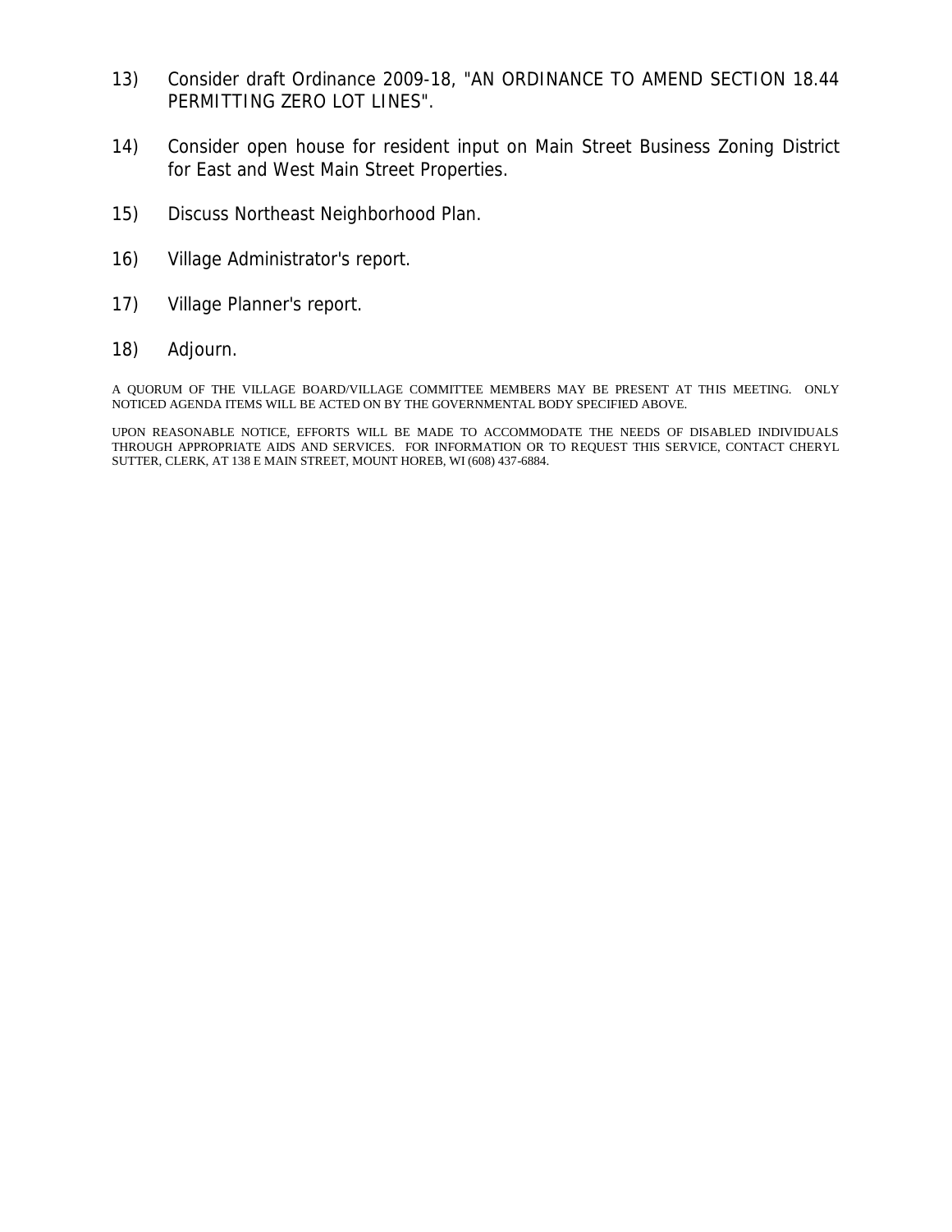13) Consider draft Ordinance 2009-18, "AN ORDINANCE TO AMEND SECTION 18.44 PERMITTING ZERO LOT LINES".

14) Consider open house for resident input on Main Street Business Zoning District for East and West Main Street Properties.

15) Discuss Northeast Neighborhood Plan.

16) Village Administrator's report.

17) Village Planner's report.

18) Adjourn.

A QUORUM OF THE VILLAGE BOARD/VILLAGE COMMITTEE MEMBERS MAY BE PRESENT AT THIS MEETING. ONLY NOTICED AGENDA ITEMS WILL BE ACTED ON BY THE GOVERNMENTAL BODY SPECIFIED ABOVE.

UPON REASONABLE NOTICE, EFFORTS WILL BE MADE TO ACCOMMODATE THE NEEDS OF DISABLED INDIVIDUALS THROUGH APPROPRIATE AIDS AND SERVICES. FOR INFORMATION OR TO REQUEST THIS SERVICE, CONTACT CHERYL SUTTER, CLERK, AT 138 E MAIN STREET, MOUNT HOREB, WI (608) 437-6884.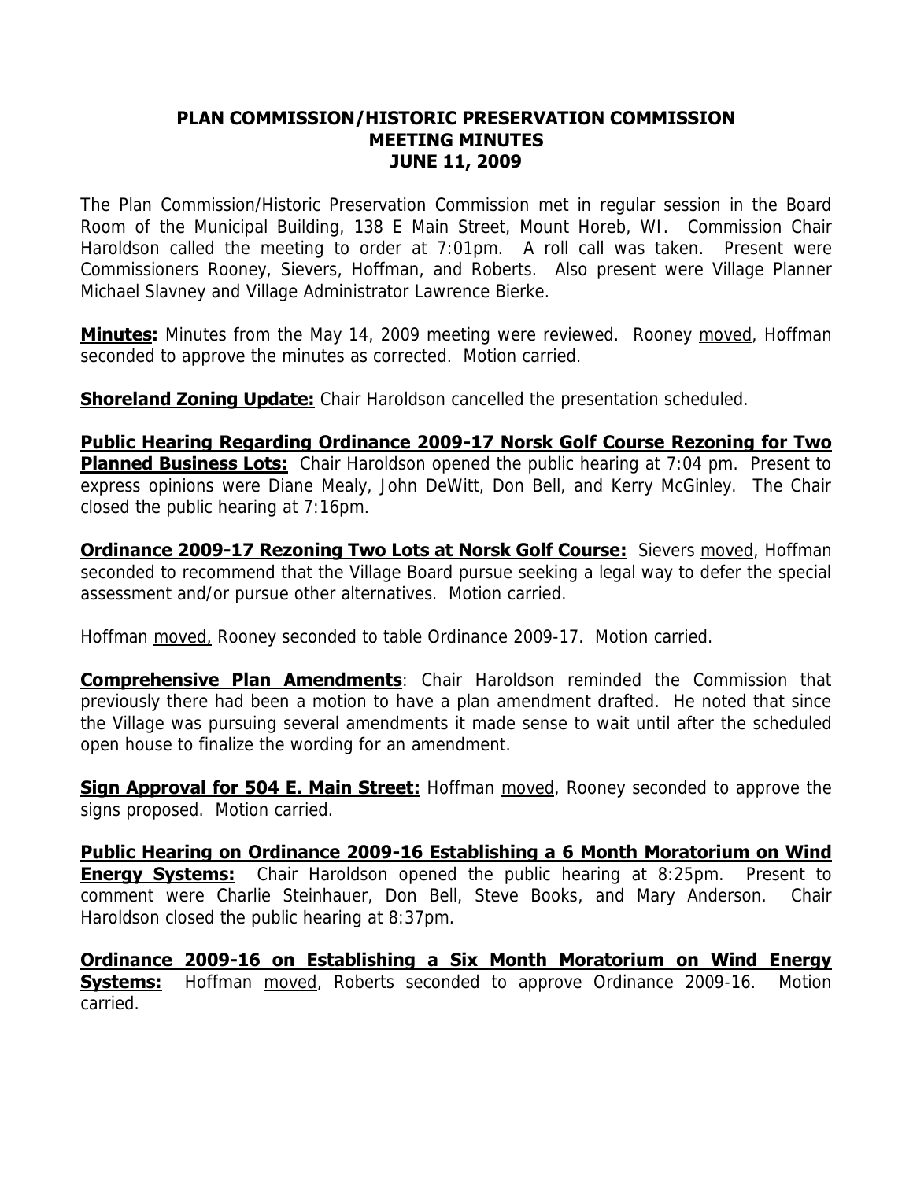# PLAN COMMISSION/HISTORIC PRESERVATION COMMISSION
# MEETING MINUTES
# JUNE 11, 2009

The Plan Commission/Historic Preservation Commission met in regular session in the Board Room of the Municipal Building, 138 E Main Street, Mount Horeb, WI. Commission Chair Haroldson called the meeting to order at 7:01pm. A roll call was taken. Present were Commissioners Rooney, Sievers, Hoffman, and Roberts. Also present were Village Planner Michael Slavney and Village Administrator Lawrence Bierke.

**Minutes:** Minutes from the May 14, 2009 meeting were reviewed. Rooney moved, Hoffman seconded to approve the minutes as corrected. Motion carried.

**Shoreland Zoning Update:** Chair Haroldson cancelled the presentation scheduled.

**Public Hearing Regarding Ordinance 2009-17 Norsk Golf Course Rezoning for Two Planned Business Lots:** Chair Haroldson opened the public hearing at 7:04 pm. Present to express opinions were Diane Mealy, John DeWitt, Don Bell, and Kerry McGinley. The Chair closed the public hearing at 7:16pm.

**Ordinance 2009-17 Rezoning Two Lots at Norsk Golf Course:** Sievers moved, Hoffman seconded to recommend that the Village Board pursue seeking a legal way to defer the special assessment and/or pursue other alternatives. Motion carried.

Hoffman moved, Rooney seconded to table Ordinance 2009-17. Motion carried.

**Comprehensive Plan Amendments**: Chair Haroldson reminded the Commission that previously there had been a motion to have a plan amendment drafted. He noted that since the Village was pursuing several amendments it made sense to wait until after the scheduled open house to finalize the wording for an amendment.

**Sign Approval for 504 E. Main Street:** Hoffman moved, Rooney seconded to approve the signs proposed. Motion carried.

**Public Hearing on Ordinance 2009-16 Establishing a 6 Month Moratorium on Wind Energy Systems:** Chair Haroldson opened the public hearing at 8:25pm. Present to comment were Charlie Steinhauer, Don Bell, Steve Books, and Mary Anderson. Chair Haroldson closed the public hearing at 8:37pm.

**Ordinance 2009-16 on Establishing a Six Month Moratorium on Wind Energy Systems:** Hoffman moved, Roberts seconded to approve Ordinance 2009-16. Motion carried.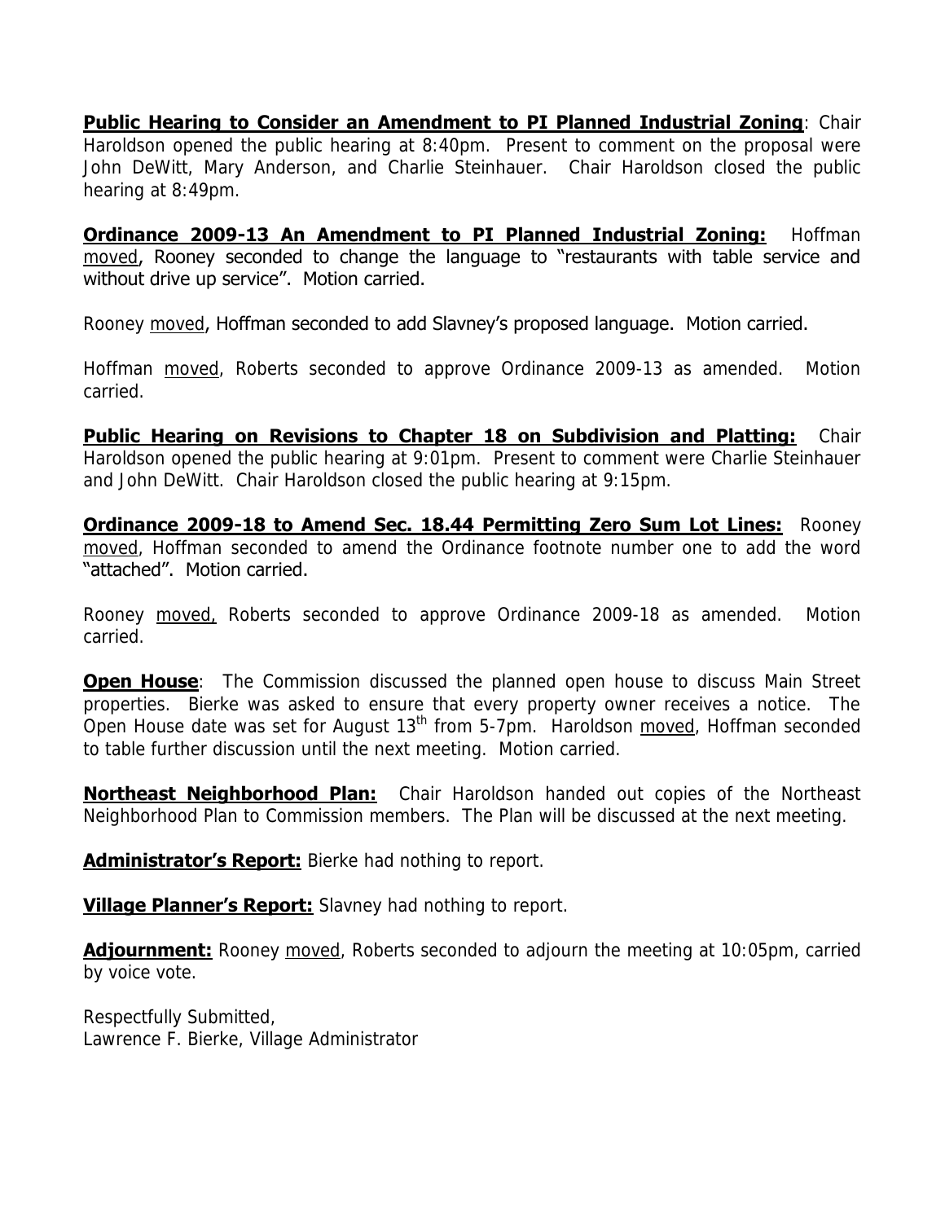**Public Hearing to Consider an Amendment to PI Planned Industrial Zoning**: Chair Haroldson opened the public hearing at 8:40pm. Present to comment on the proposal were John DeWitt, Mary Anderson, and Charlie Steinhauer. Chair Haroldson closed the public hearing at 8:49pm.

**Ordinance 2009-13 An Amendment to PI Planned Industrial Zoning:** Hoffman moved, Rooney seconded to change the language to "restaurants with table service and without drive up service". Motion carried.

Rooney moved, Hoffman seconded to add Slavney's proposed language. Motion carried.

Hoffman moved, Roberts seconded to approve Ordinance 2009-13 as amended. Motion carried.

**Public Hearing on Revisions to Chapter 18 on Subdivision and Platting:** Chair Haroldson opened the public hearing at 9:01pm. Present to comment were Charlie Steinhauer and John DeWitt. Chair Haroldson closed the public hearing at 9:15pm.

**Ordinance 2009-18 to Amend Sec. 18.44 Permitting Zero Sum Lot Lines:** Rooney moved, Hoffman seconded to amend the Ordinance footnote number one to add the word "attached". Motion carried.

Rooney moved, Roberts seconded to approve Ordinance 2009-18 as amended. Motion carried.

**Open House**: The Commission discussed the planned open house to discuss Main Street properties. Bierke was asked to ensure that every property owner receives a notice. The Open House date was set for August 13th from 5-7pm. Haroldson moved, Hoffman seconded to table further discussion until the next meeting. Motion carried.

**Northeast Neighborhood Plan:** Chair Haroldson handed out copies of the Northeast Neighborhood Plan to Commission members. The Plan will be discussed at the next meeting.

**Administrator's Report:** Bierke had nothing to report.

**Village Planner's Report:** Slavney had nothing to report.

**Adjournment:** Rooney moved, Roberts seconded to adjourn the meeting at 10:05pm, carried by voice vote.

Respectfully Submitted,
Lawrence F. Bierke, Village Administrator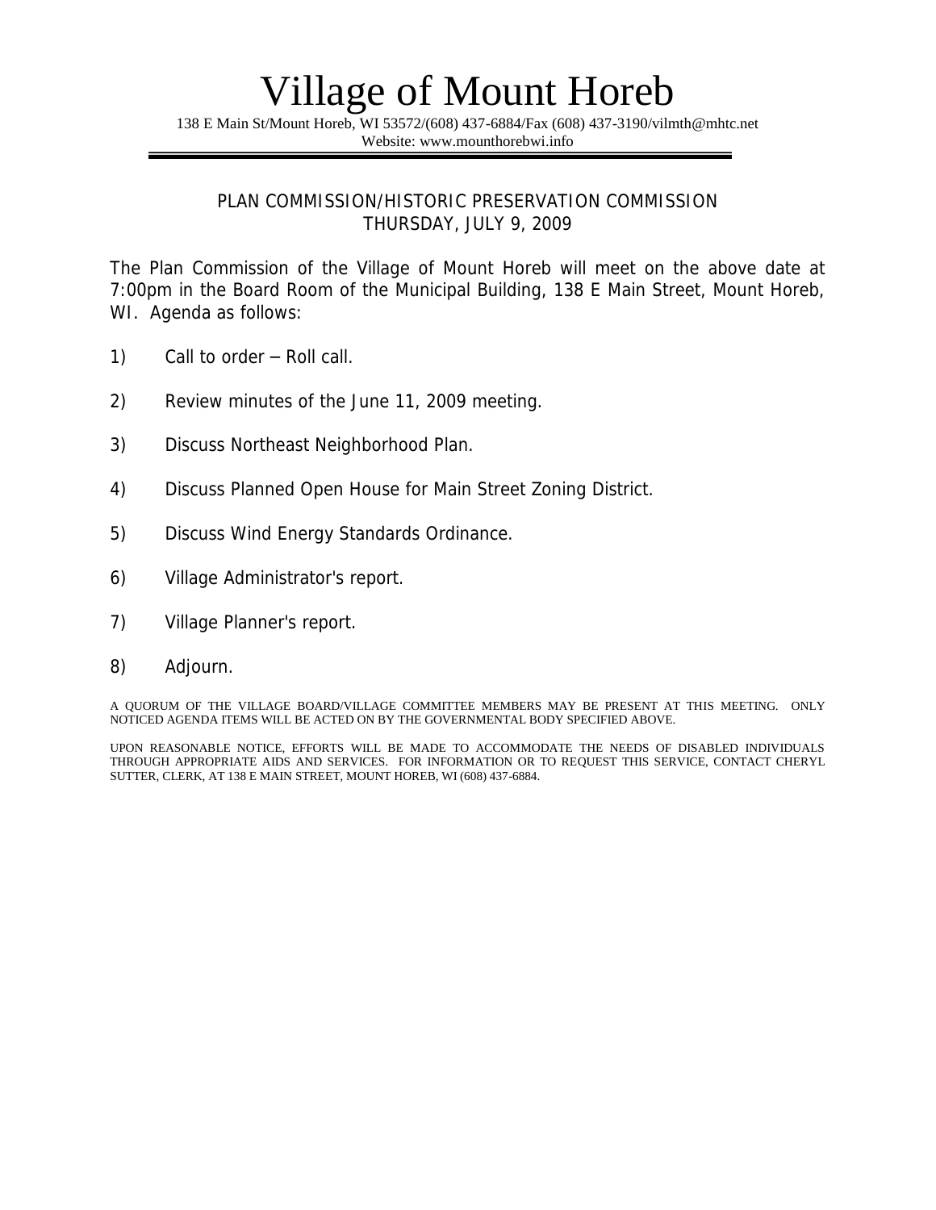# Village of Mount Horeb

138 E Main St/Mount Horeb, WI 53572/(608) 437-6884/Fax (608) 437-3190/vilmth@mhtc.net
Website: www.mounthorebwi.info

---

## PLAN COMMISSION/HISTORIC PRESERVATION COMMISSION
## THURSDAY, JULY 9, 2009

The Plan Commission of the Village of Mount Horeb will meet on the above date at 7:00pm in the Board Room of the Municipal Building, 138 E Main Street, Mount Horeb, WI. Agenda as follows:

1) Call to order – Roll call.

2) Review minutes of the June 11, 2009 meeting.

3) Discuss Northeast Neighborhood Plan.

4) Discuss Planned Open House for Main Street Zoning District.

5) Discuss Wind Energy Standards Ordinance.

6) Village Administrator's report.

7) Village Planner's report.

8) Adjourn.

A QUORUM OF THE VILLAGE BOARD/VILLAGE COMMITTEE MEMBERS MAY BE PRESENT AT THIS MEETING. ONLY NOTICED AGENDA ITEMS WILL BE ACTED ON BY THE GOVERNMENTAL BODY SPECIFIED ABOVE.

UPON REASONABLE NOTICE, EFFORTS WILL BE MADE TO ACCOMMODATE THE NEEDS OF DISABLED INDIVIDUALS THROUGH APPROPRIATE AIDS AND SERVICES. FOR INFORMATION OR TO REQUEST THIS SERVICE, CONTACT CHERYL SUTTER, CLERK, AT 138 E MAIN STREET, MOUNT HOREB, WI (608) 437-6884.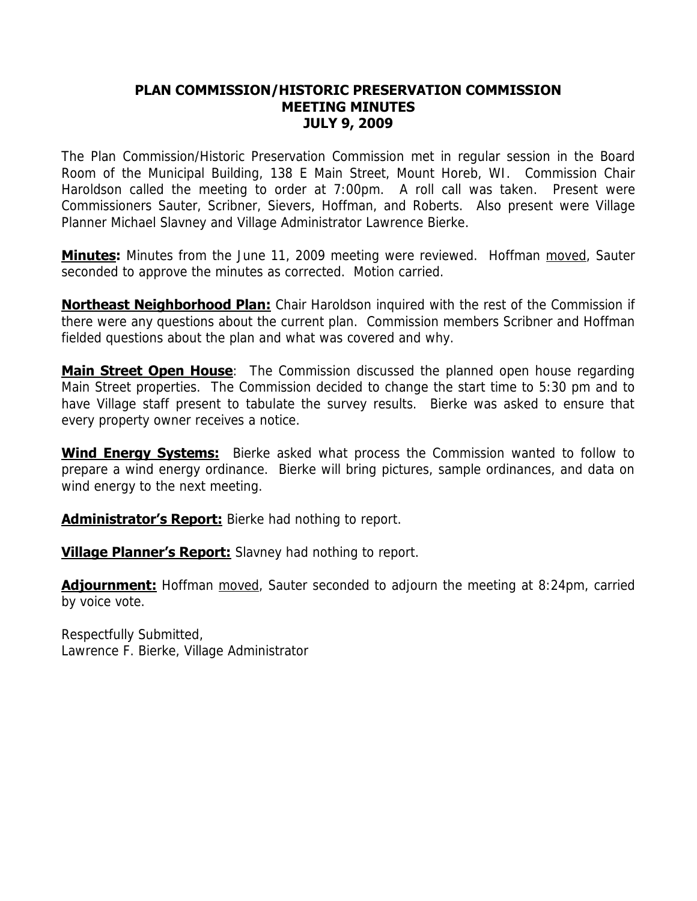# PLAN COMMISSION/HISTORIC PRESERVATION COMMISSION
# MEETING MINUTES
# JULY 9, 2009

The Plan Commission/Historic Preservation Commission met in regular session in the Board Room of the Municipal Building, 138 E Main Street, Mount Horeb, WI. Commission Chair Haroldson called the meeting to order at 7:00pm. A roll call was taken. Present were Commissioners Sauter, Scribner, Sievers, Hoffman, and Roberts. Also present were Village Planner Michael Slavney and Village Administrator Lawrence Bierke.

**Minutes:** Minutes from the June 11, 2009 meeting were reviewed. Hoffman moved, Sauter seconded to approve the minutes as corrected. Motion carried.

**Northeast Neighborhood Plan:** Chair Haroldson inquired with the rest of the Commission if there were any questions about the current plan. Commission members Scribner and Hoffman fielded questions about the plan and what was covered and why.

**Main Street Open House**: The Commission discussed the planned open house regarding Main Street properties. The Commission decided to change the start time to 5:30 pm and to have Village staff present to tabulate the survey results. Bierke was asked to ensure that every property owner receives a notice.

**Wind Energy Systems:** Bierke asked what process the Commission wanted to follow to prepare a wind energy ordinance. Bierke will bring pictures, sample ordinances, and data on wind energy to the next meeting.

**Administrator's Report:** Bierke had nothing to report.

**Village Planner's Report:** Slavney had nothing to report.

**Adjournment:** Hoffman moved, Sauter seconded to adjourn the meeting at 8:24pm, carried by voice vote.

Respectfully Submitted,
Lawrence F. Bierke, Village Administrator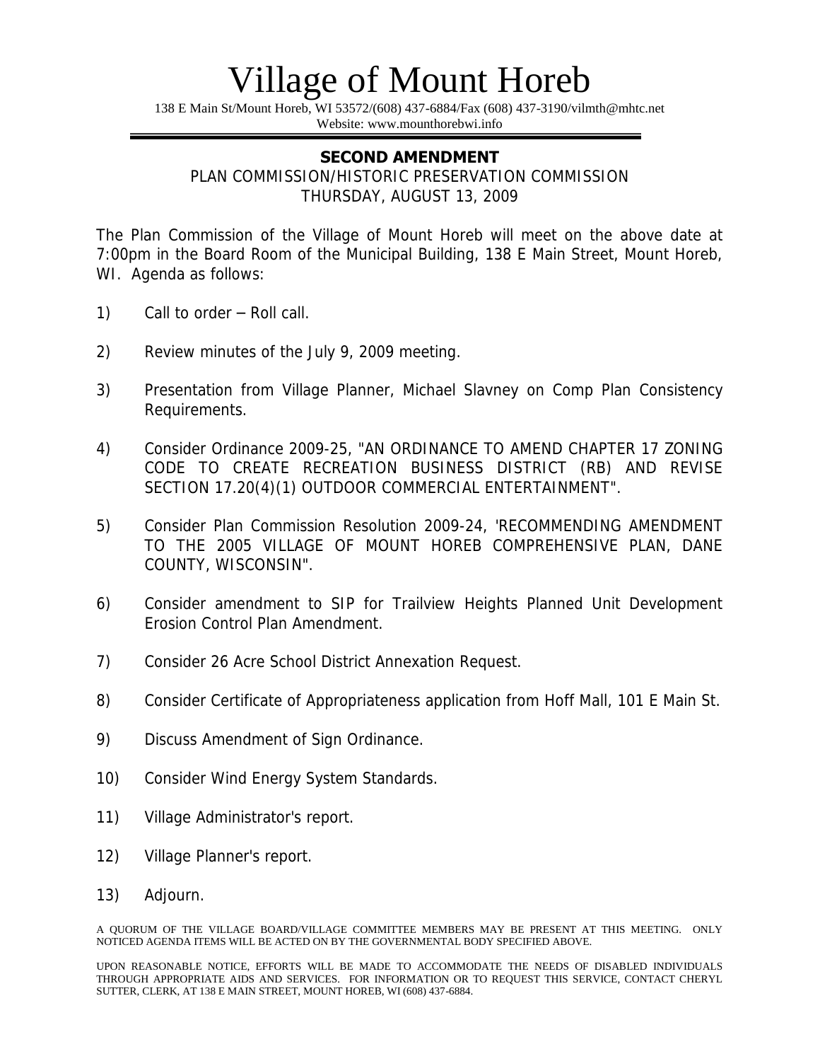# Village of Mount Horeb

138 E Main St/Mount Horeb, WI 53572/(608) 437-6884/Fax (608) 437-3190/vilmth@mhtc.net
Website: www.mounthorebwi.info

---

**SECOND AMENDMENT**

PLAN COMMISSION/HISTORIC PRESERVATION COMMISSION
THURSDAY, AUGUST 13, 2009

The Plan Commission of the Village of Mount Horeb will meet on the above date at 7:00pm in the Board Room of the Municipal Building, 138 E Main Street, Mount Horeb, WI. Agenda as follows:

1) Call to order – Roll call.

2) Review minutes of the July 9, 2009 meeting.

3) Presentation from Village Planner, Michael Slavney on Comp Plan Consistency Requirements.

4) Consider Ordinance 2009-25, "AN ORDINANCE TO AMEND CHAPTER 17 ZONING CODE TO CREATE RECREATION BUSINESS DISTRICT (RB) AND REVISE SECTION 17.20(4)(1) OUTDOOR COMMERCIAL ENTERTAINMENT".

5) Consider Plan Commission Resolution 2009-24, 'RECOMMENDING AMENDMENT TO THE 2005 VILLAGE OF MOUNT HOREB COMPREHENSIVE PLAN, DANE COUNTY, WISCONSIN".

6) Consider amendment to SIP for Trailview Heights Planned Unit Development Erosion Control Plan Amendment.

7) Consider 26 Acre School District Annexation Request.

8) Consider Certificate of Appropriateness application from Hoff Mall, 101 E Main St.

9) Discuss Amendment of Sign Ordinance.

10) Consider Wind Energy System Standards.

11) Village Administrator's report.

12) Village Planner's report.

13) Adjourn.

A QUORUM OF THE VILLAGE BOARD/VILLAGE COMMITTEE MEMBERS MAY BE PRESENT AT THIS MEETING. ONLY NOTICED AGENDA ITEMS WILL BE ACTED ON BY THE GOVERNMENTAL BODY SPECIFIED ABOVE.

UPON REASONABLE NOTICE, EFFORTS WILL BE MADE TO ACCOMMODATE THE NEEDS OF DISABLED INDIVIDUALS THROUGH APPROPRIATE AIDS AND SERVICES. FOR INFORMATION OR TO REQUEST THIS SERVICE, CONTACT CHERYL SUTTER, CLERK, AT 138 E MAIN STREET, MOUNT HOREB, WI (608) 437-6884.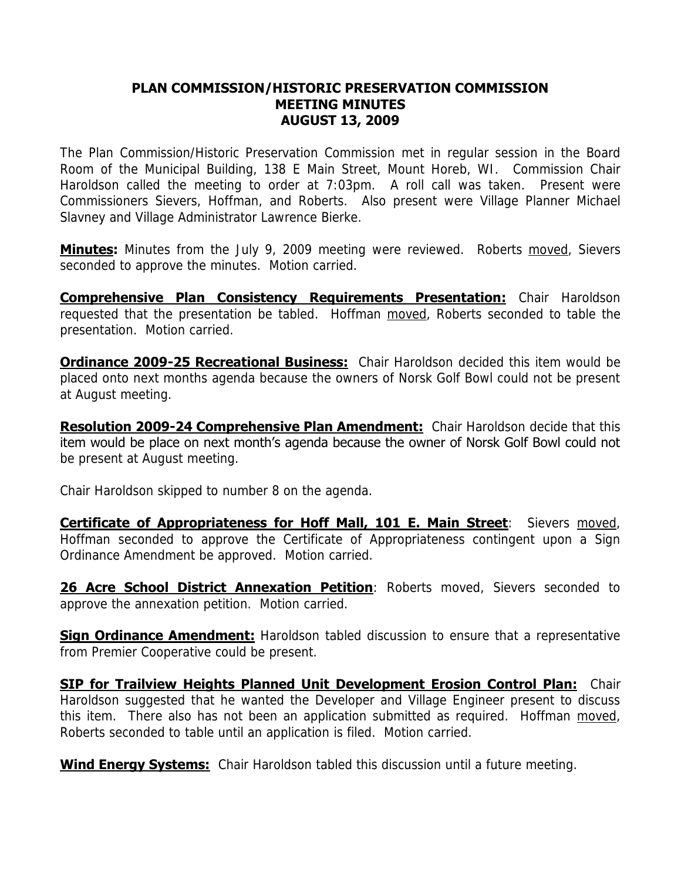# PLAN COMMISSION/HISTORIC PRESERVATION COMMISSION MEETING MINUTES AUGUST 13, 2009

The Plan Commission/Historic Preservation Commission met in regular session in the Board Room of the Municipal Building, 138 E Main Street, Mount Horeb, WI. Commission Chair Haroldson called the meeting to order at 7:03pm. A roll call was taken. Present were Commissioners Sievers, Hoffman, and Roberts. Also present were Village Planner Michael Slavney and Village Administrator Lawrence Bierke.

**Minutes:** Minutes from the July 9, 2009 meeting were reviewed. Roberts moved, Sievers seconded to approve the minutes. Motion carried.

**Comprehensive Plan Consistency Requirements Presentation:** Chair Haroldson requested that the presentation be tabled. Hoffman moved, Roberts seconded to table the presentation. Motion carried.

**Ordinance 2009-25 Recreational Business:** Chair Haroldson decided this item would be placed onto next months agenda because the owners of Norsk Golf Bowl could not be present at August meeting.

**Resolution 2009-24 Comprehensive Plan Amendment:** Chair Haroldson decide that this item would be place on next month's agenda because the owner of Norsk Golf Bowl could not be present at August meeting.

Chair Haroldson skipped to number 8 on the agenda.

**Certificate of Appropriateness for Hoff Mall, 101 E. Main Street**: Sievers moved, Hoffman seconded to approve the Certificate of Appropriateness contingent upon a Sign Ordinance Amendment be approved. Motion carried.

**26 Acre School District Annexation Petition**: Roberts moved, Sievers seconded to approve the annexation petition. Motion carried.

**Sign Ordinance Amendment:** Haroldson tabled discussion to ensure that a representative from Premier Cooperative could be present.

**SIP for Trailview Heights Planned Unit Development Erosion Control Plan:** Chair Haroldson suggested that he wanted the Developer and Village Engineer present to discuss this item. There also has not been an application submitted as required. Hoffman moved, Roberts seconded to table until an application is filed. Motion carried.

**Wind Energy Systems:** Chair Haroldson tabled this discussion until a future meeting.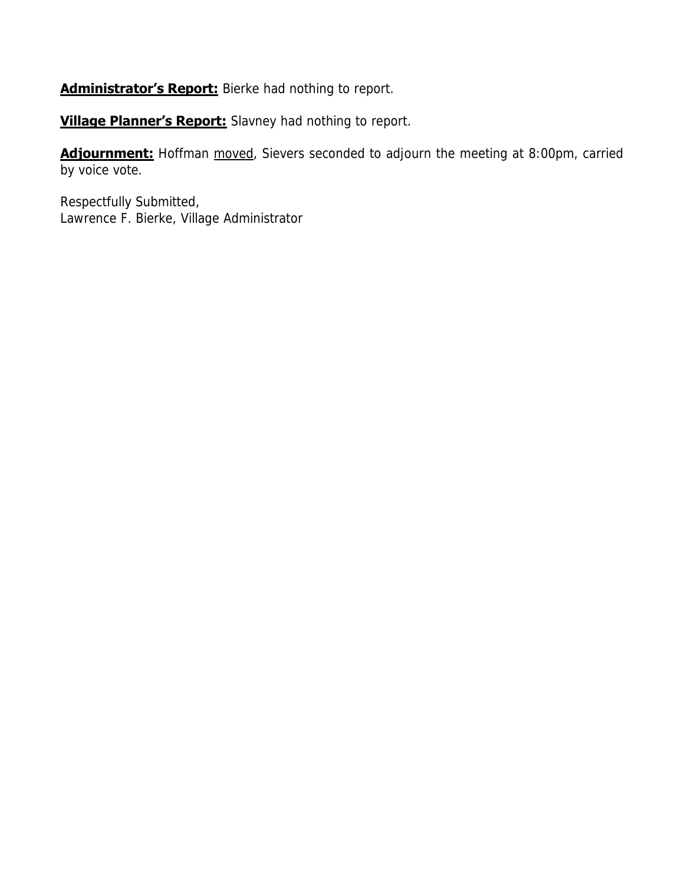**<u>Administrator's Report:</u>** Bierke had nothing to report.

**<u>Village Planner's Report:</u>** Slavney had nothing to report.

**<u>Adjournment:</u>** Hoffman <u>moved</u>, Sievers seconded to adjourn the meeting at 8:00pm, carried by voice vote.

Respectfully Submitted,
Lawrence F. Bierke, Village Administrator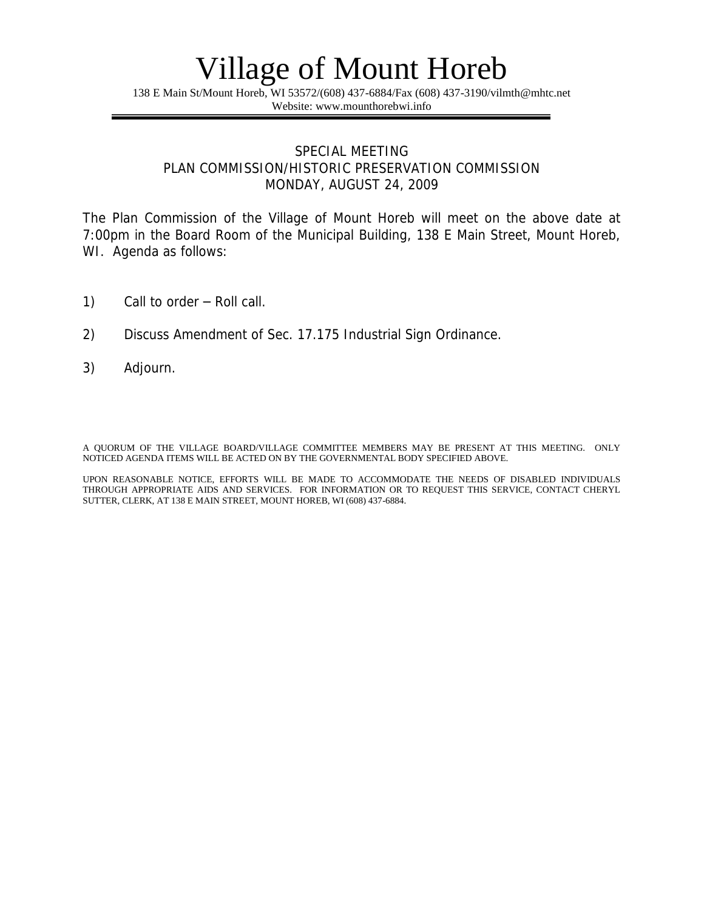# Village of Mount Horeb

138 E Main St/Mount Horeb, WI 53572/(608) 437-6884/Fax (608) 437-3190/vilmth@mhtc.net
Website: www.mounthorebwi.info

---

SPECIAL MEETING
PLAN COMMISSION/HISTORIC PRESERVATION COMMISSION
MONDAY, AUGUST 24, 2009

The Plan Commission of the Village of Mount Horeb will meet on the above date at 7:00pm in the Board Room of the Municipal Building, 138 E Main Street, Mount Horeb, WI. Agenda as follows:

1) Call to order – Roll call.

2) Discuss Amendment of Sec. 17.175 Industrial Sign Ordinance.

3) Adjourn.

A QUORUM OF THE VILLAGE BOARD/VILLAGE COMMITTEE MEMBERS MAY BE PRESENT AT THIS MEETING. ONLY NOTICED AGENDA ITEMS WILL BE ACTED ON BY THE GOVERNMENTAL BODY SPECIFIED ABOVE.

UPON REASONABLE NOTICE, EFFORTS WILL BE MADE TO ACCOMMODATE THE NEEDS OF DISABLED INDIVIDUALS THROUGH APPROPRIATE AIDS AND SERVICES. FOR INFORMATION OR TO REQUEST THIS SERVICE, CONTACT CHERYL SUTTER, CLERK, AT 138 E MAIN STREET, MOUNT HOREB, WI (608) 437-6884.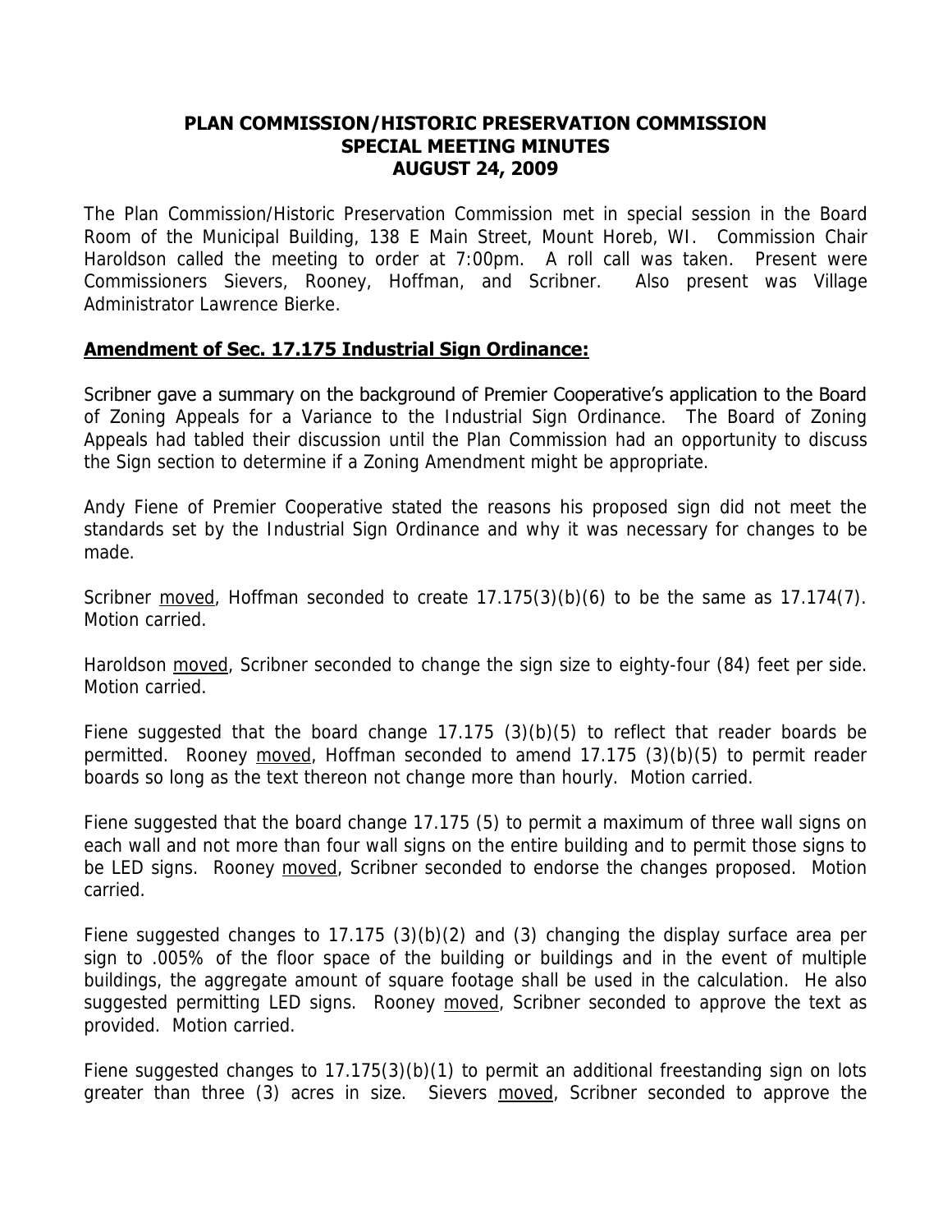## PLAN COMMISSION/HISTORIC PRESERVATION COMMISSION SPECIAL MEETING MINUTES AUGUST 24, 2009

The Plan Commission/Historic Preservation Commission met in special session in the Board Room of the Municipal Building, 138 E Main Street, Mount Horeb, WI. Commission Chair Haroldson called the meeting to order at 7:00pm. A roll call was taken. Present were Commissioners Sievers, Rooney, Hoffman, and Scribner. Also present was Village Administrator Lawrence Bierke.

### Amendment of Sec. 17.175 Industrial Sign Ordinance:

Scribner gave a summary on the background of Premier Cooperative's application to the Board of Zoning Appeals for a Variance to the Industrial Sign Ordinance. The Board of Zoning Appeals had tabled their discussion until the Plan Commission had an opportunity to discuss the Sign section to determine if a Zoning Amendment might be appropriate.

Andy Fiene of Premier Cooperative stated the reasons his proposed sign did not meet the standards set by the Industrial Sign Ordinance and why it was necessary for changes to be made.

Scribner moved, Hoffman seconded to create 17.175(3)(b)(6) to be the same as 17.174(7). Motion carried.

Haroldson moved, Scribner seconded to change the sign size to eighty-four (84) feet per side. Motion carried.

Fiene suggested that the board change 17.175 (3)(b)(5) to reflect that reader boards be permitted. Rooney moved, Hoffman seconded to amend 17.175 (3)(b)(5) to permit reader boards so long as the text thereon not change more than hourly. Motion carried.

Fiene suggested that the board change 17.175 (5) to permit a maximum of three wall signs on each wall and not more than four wall signs on the entire building and to permit those signs to be LED signs. Rooney moved, Scribner seconded to endorse the changes proposed. Motion carried.

Fiene suggested changes to 17.175 (3)(b)(2) and (3) changing the display surface area per sign to .005% of the floor space of the building or buildings and in the event of multiple buildings, the aggregate amount of square footage shall be used in the calculation. He also suggested permitting LED signs. Rooney moved, Scribner seconded to approve the text as provided. Motion carried.

Fiene suggested changes to 17.175(3)(b)(1) to permit an additional freestanding sign on lots greater than three (3) acres in size. Sievers moved, Scribner seconded to approve the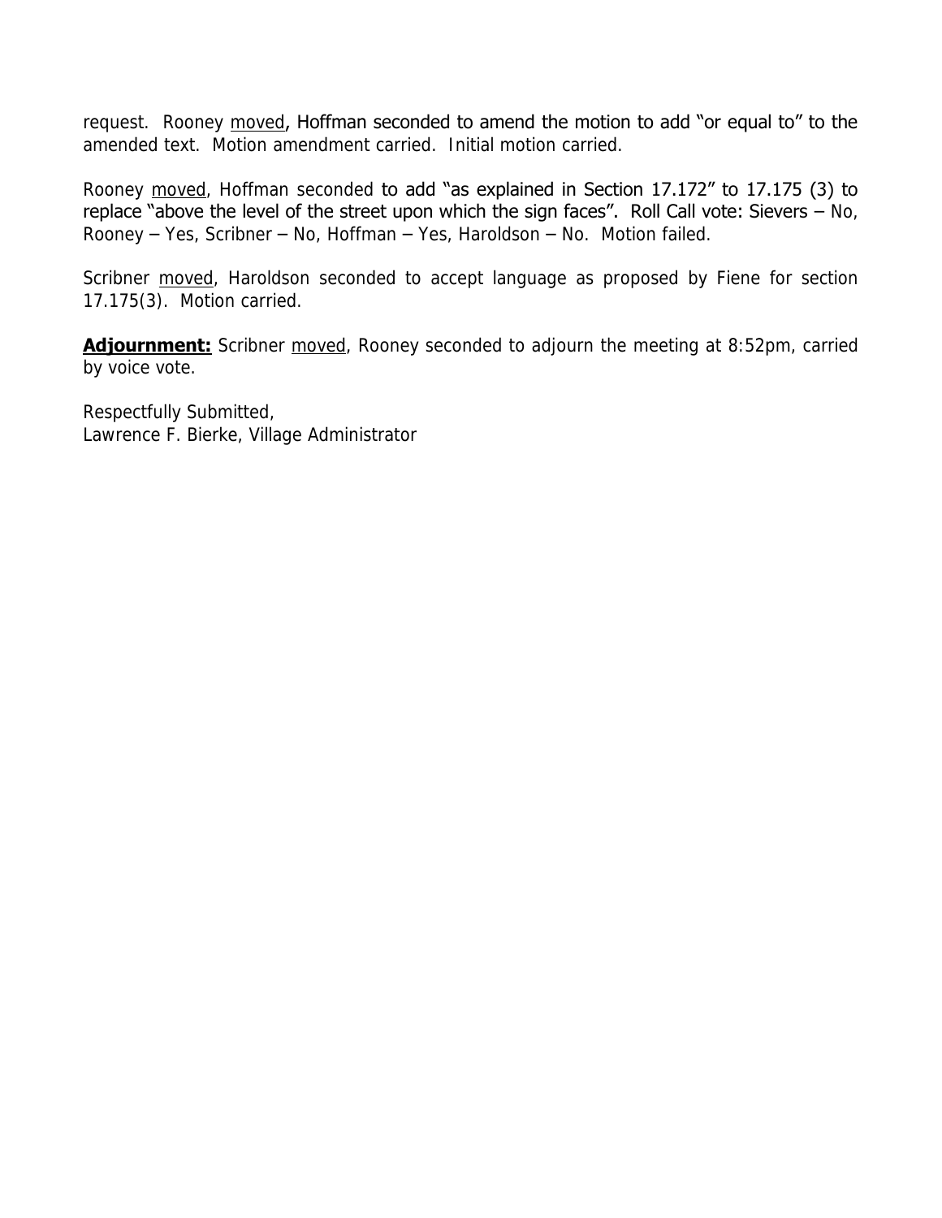request. Rooney moved, Hoffman seconded to amend the motion to add "or equal to" to the amended text. Motion amendment carried. Initial motion carried.

Rooney moved, Hoffman seconded to add "as explained in Section 17.172" to 17.175 (3) to replace "above the level of the street upon which the sign faces". Roll Call vote: Sievers – No, Rooney – Yes, Scribner – No, Hoffman – Yes, Haroldson – No. Motion failed.

Scribner moved, Haroldson seconded to accept language as proposed by Fiene for section 17.175(3). Motion carried.

**Adjournment:** Scribner moved, Rooney seconded to adjourn the meeting at 8:52pm, carried by voice vote.

Respectfully Submitted,
Lawrence F. Bierke, Village Administrator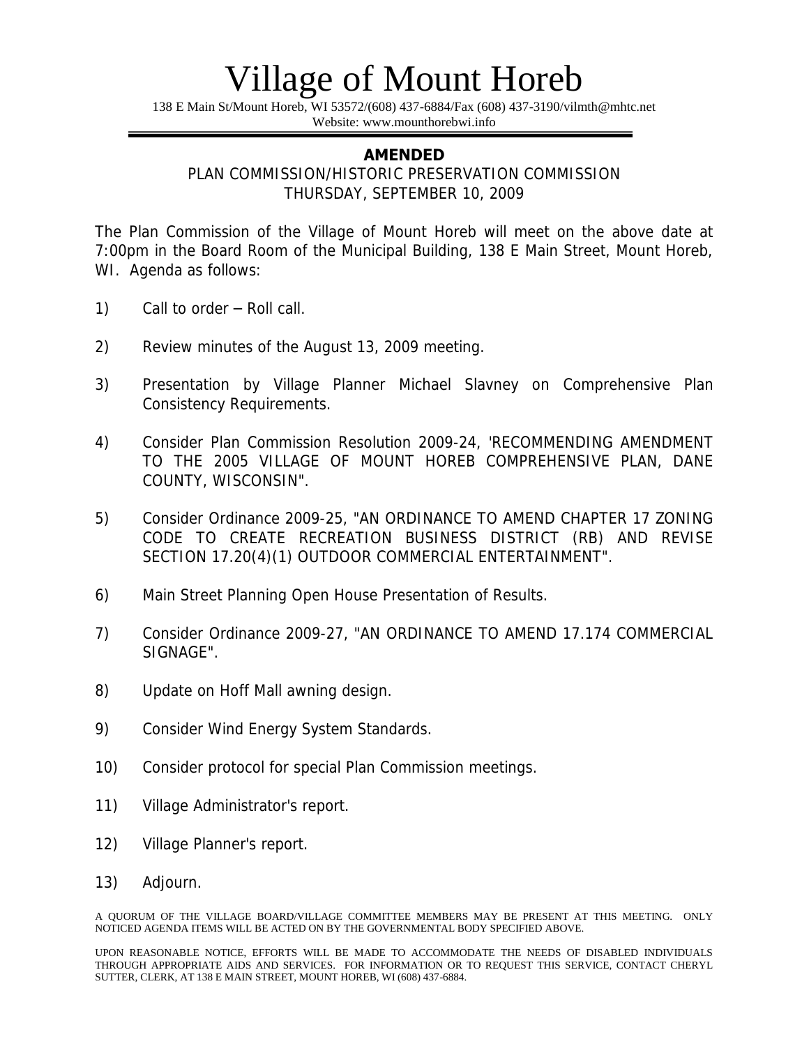# Village of Mount Horeb

138 E Main St/Mount Horeb, WI 53572/(608) 437-6884/Fax (608) 437-3190/vilmth@mhtc.net
Website: www.mounthorebwi.info

---

**AMENDED**

PLAN COMMISSION/HISTORIC PRESERVATION COMMISSION
THURSDAY, SEPTEMBER 10, 2009

The Plan Commission of the Village of Mount Horeb will meet on the above date at 7:00pm in the Board Room of the Municipal Building, 138 E Main Street, Mount Horeb, WI. Agenda as follows:

1) Call to order – Roll call.

2) Review minutes of the August 13, 2009 meeting.

3) Presentation by Village Planner Michael Slavney on Comprehensive Plan Consistency Requirements.

4) Consider Plan Commission Resolution 2009-24, 'RECOMMENDING AMENDMENT TO THE 2005 VILLAGE OF MOUNT HOREB COMPREHENSIVE PLAN, DANE COUNTY, WISCONSIN".

5) Consider Ordinance 2009-25, "AN ORDINANCE TO AMEND CHAPTER 17 ZONING CODE TO CREATE RECREATION BUSINESS DISTRICT (RB) AND REVISE SECTION 17.20(4)(1) OUTDOOR COMMERCIAL ENTERTAINMENT".

6) Main Street Planning Open House Presentation of Results.

7) Consider Ordinance 2009-27, "AN ORDINANCE TO AMEND 17.174 COMMERCIAL SIGNAGE".

8) Update on Hoff Mall awning design.

9) Consider Wind Energy System Standards.

10) Consider protocol for special Plan Commission meetings.

11) Village Administrator's report.

12) Village Planner's report.

13) Adjourn.

A QUORUM OF THE VILLAGE BOARD/VILLAGE COMMITTEE MEMBERS MAY BE PRESENT AT THIS MEETING. ONLY NOTICED AGENDA ITEMS WILL BE ACTED ON BY THE GOVERNMENTAL BODY SPECIFIED ABOVE.

UPON REASONABLE NOTICE, EFFORTS WILL BE MADE TO ACCOMMODATE THE NEEDS OF DISABLED INDIVIDUALS THROUGH APPROPRIATE AIDS AND SERVICES. FOR INFORMATION OR TO REQUEST THIS SERVICE, CONTACT CHERYL SUTTER, CLERK, AT 138 E MAIN STREET, MOUNT HOREB, WI (608) 437-6884.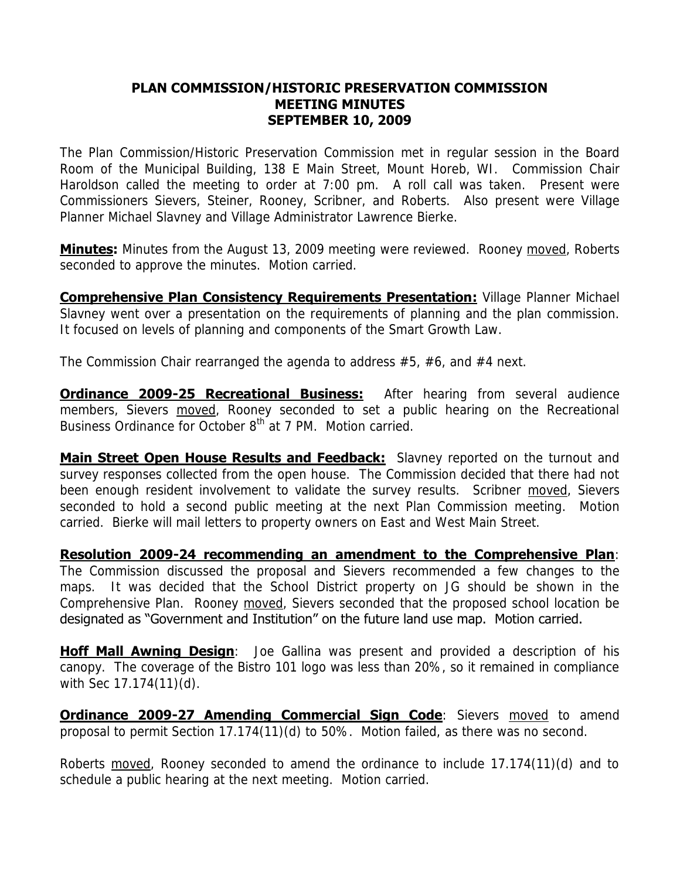# PLAN COMMISSION/HISTORIC PRESERVATION COMMISSION
## MEETING MINUTES
## SEPTEMBER 10, 2009

The Plan Commission/Historic Preservation Commission met in regular session in the Board Room of the Municipal Building, 138 E Main Street, Mount Horeb, WI. Commission Chair Haroldson called the meeting to order at 7:00 pm. A roll call was taken. Present were Commissioners Sievers, Steiner, Rooney, Scribner, and Roberts. Also present were Village Planner Michael Slavney and Village Administrator Lawrence Bierke.

**Minutes:** Minutes from the August 13, 2009 meeting were reviewed. Rooney moved, Roberts seconded to approve the minutes. Motion carried.

**Comprehensive Plan Consistency Requirements Presentation:** Village Planner Michael Slavney went over a presentation on the requirements of planning and the plan commission. It focused on levels of planning and components of the Smart Growth Law.

The Commission Chair rearranged the agenda to address #5, #6, and #4 next.

**Ordinance 2009-25 Recreational Business:** After hearing from several audience members, Sievers moved, Rooney seconded to set a public hearing on the Recreational Business Ordinance for October 8th at 7 PM. Motion carried.

**Main Street Open House Results and Feedback:** Slavney reported on the turnout and survey responses collected from the open house. The Commission decided that there had not been enough resident involvement to validate the survey results. Scribner moved, Sievers seconded to hold a second public meeting at the next Plan Commission meeting. Motion carried. Bierke will mail letters to property owners on East and West Main Street.

**Resolution 2009-24 recommending an amendment to the Comprehensive Plan**: The Commission discussed the proposal and Sievers recommended a few changes to the maps. It was decided that the School District property on JG should be shown in the Comprehensive Plan. Rooney moved, Sievers seconded that the proposed school location be designated as "Government and Institution" on the future land use map. Motion carried.

**Hoff Mall Awning Design**: Joe Gallina was present and provided a description of his canopy. The coverage of the Bistro 101 logo was less than 20%, so it remained in compliance with Sec 17.174(11)(d).

**Ordinance 2009-27 Amending Commercial Sign Code**: Sievers moved to amend proposal to permit Section 17.174(11)(d) to 50%. Motion failed, as there was no second.

Roberts moved, Rooney seconded to amend the ordinance to include 17.174(11)(d) and to schedule a public hearing at the next meeting. Motion carried.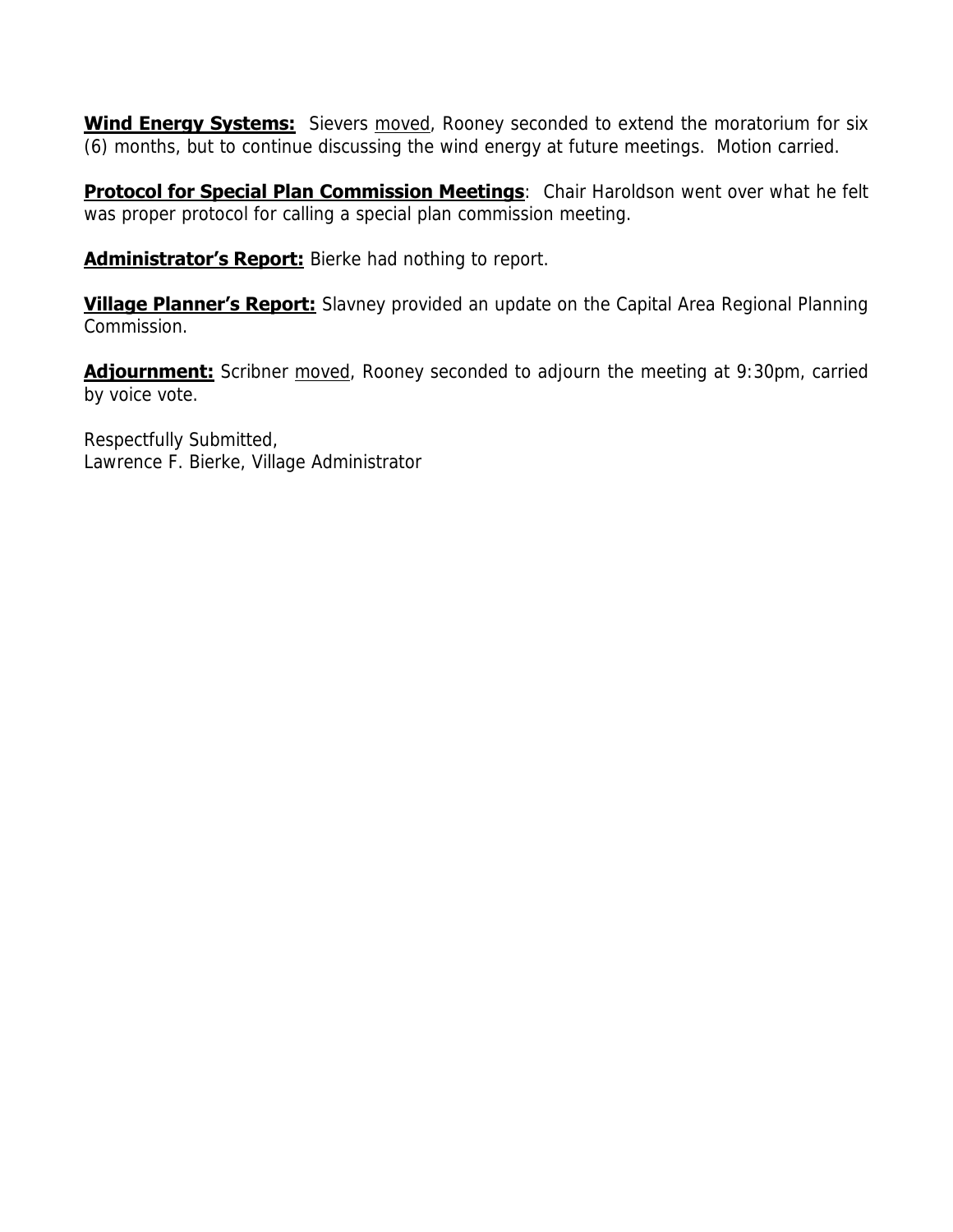**Wind Energy Systems:** Sievers moved, Rooney seconded to extend the moratorium for six (6) months, but to continue discussing the wind energy at future meetings. Motion carried.

**Protocol for Special Plan Commission Meetings**: Chair Haroldson went over what he felt was proper protocol for calling a special plan commission meeting.

**Administrator's Report:** Bierke had nothing to report.

**Village Planner's Report:** Slavney provided an update on the Capital Area Regional Planning Commission.

**Adjournment:** Scribner moved, Rooney seconded to adjourn the meeting at 9:30pm, carried by voice vote.

Respectfully Submitted,
Lawrence F. Bierke, Village Administrator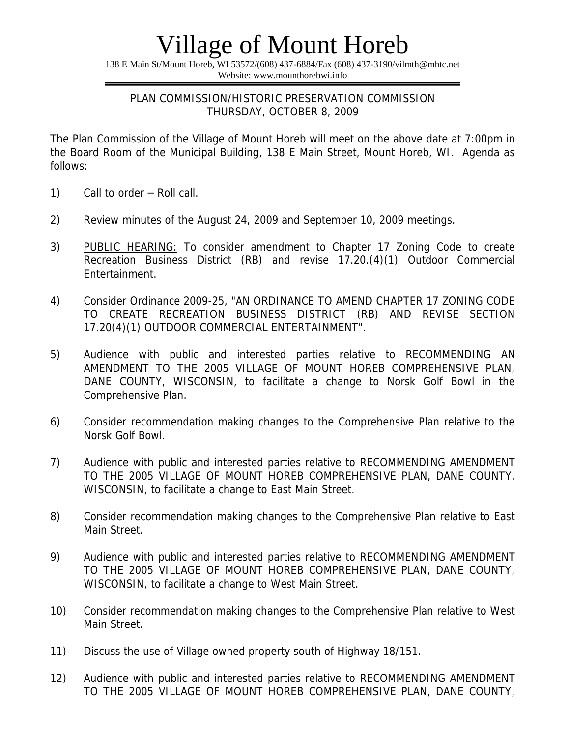# Village of Mount Horeb

138 E Main St/Mount Horeb, WI 53572/(608) 437-6884/Fax (608) 437-3190/vilmth@mhtc.net
Website: www.mounthorebwi.info

PLAN COMMISSION/HISTORIC PRESERVATION COMMISSION
THURSDAY, OCTOBER 8, 2009

The Plan Commission of the Village of Mount Horeb will meet on the above date at 7:00pm in the Board Room of the Municipal Building, 138 E Main Street, Mount Horeb, WI. Agenda as follows:

1) Call to order – Roll call.

2) Review minutes of the August 24, 2009 and September 10, 2009 meetings.

3) PUBLIC HEARING: To consider amendment to Chapter 17 Zoning Code to create Recreation Business District (RB) and revise 17.20.(4)(1) Outdoor Commercial Entertainment.

4) Consider Ordinance 2009-25, "AN ORDINANCE TO AMEND CHAPTER 17 ZONING CODE TO CREATE RECREATION BUSINESS DISTRICT (RB) AND REVISE SECTION 17.20(4)(1) OUTDOOR COMMERCIAL ENTERTAINMENT".

5) Audience with public and interested parties relative to RECOMMENDING AN AMENDMENT TO THE 2005 VILLAGE OF MOUNT HOREB COMPREHENSIVE PLAN, DANE COUNTY, WISCONSIN, to facilitate a change to Norsk Golf Bowl in the Comprehensive Plan.

6) Consider recommendation making changes to the Comprehensive Plan relative to the Norsk Golf Bowl.

7) Audience with public and interested parties relative to RECOMMENDING AMENDMENT TO THE 2005 VILLAGE OF MOUNT HOREB COMPREHENSIVE PLAN, DANE COUNTY, WISCONSIN, to facilitate a change to East Main Street.

8) Consider recommendation making changes to the Comprehensive Plan relative to East Main Street.

9) Audience with public and interested parties relative to RECOMMENDING AMENDMENT TO THE 2005 VILLAGE OF MOUNT HOREB COMPREHENSIVE PLAN, DANE COUNTY, WISCONSIN, to facilitate a change to West Main Street.

10) Consider recommendation making changes to the Comprehensive Plan relative to West Main Street.

11) Discuss the use of Village owned property south of Highway 18/151.

12) Audience with public and interested parties relative to RECOMMENDING AMENDMENT TO THE 2005 VILLAGE OF MOUNT HOREB COMPREHENSIVE PLAN, DANE COUNTY,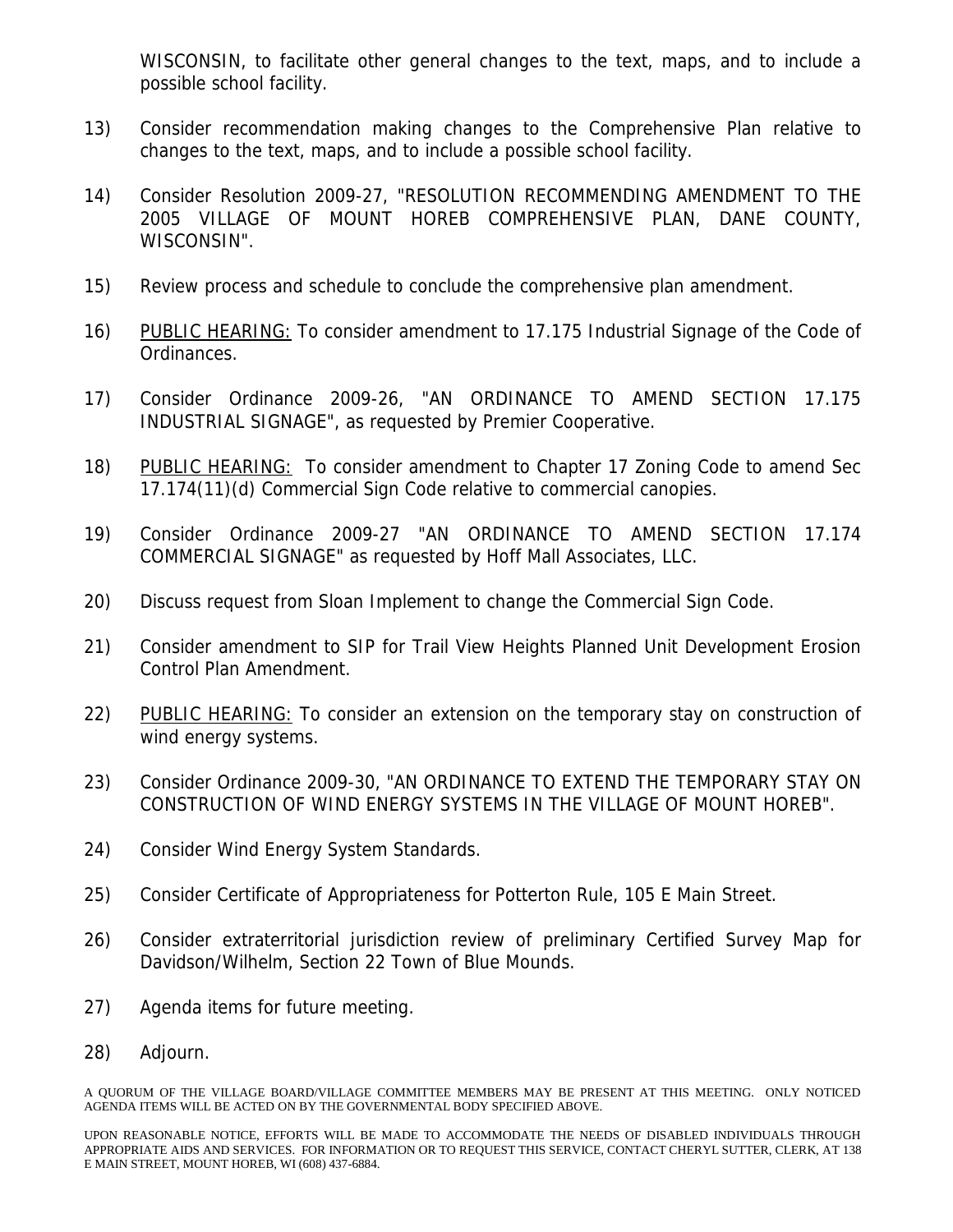WISCONSIN, to facilitate other general changes to the text, maps, and to include a possible school facility.

13) Consider recommendation making changes to the Comprehensive Plan relative to changes to the text, maps, and to include a possible school facility.

14) Consider Resolution 2009-27, "RESOLUTION RECOMMENDING AMENDMENT TO THE 2005 VILLAGE OF MOUNT HOREB COMPREHENSIVE PLAN, DANE COUNTY, WISCONSIN".

15) Review process and schedule to conclude the comprehensive plan amendment.

16) PUBLIC HEARING: To consider amendment to 17.175 Industrial Signage of the Code of Ordinances.

17) Consider Ordinance 2009-26, "AN ORDINANCE TO AMEND SECTION 17.175 INDUSTRIAL SIGNAGE", as requested by Premier Cooperative.

18) PUBLIC HEARING: To consider amendment to Chapter 17 Zoning Code to amend Sec 17.174(11)(d) Commercial Sign Code relative to commercial canopies.

19) Consider Ordinance 2009-27 "AN ORDINANCE TO AMEND SECTION 17.174 COMMERCIAL SIGNAGE" as requested by Hoff Mall Associates, LLC.

20) Discuss request from Sloan Implement to change the Commercial Sign Code.

21) Consider amendment to SIP for Trail View Heights Planned Unit Development Erosion Control Plan Amendment.

22) PUBLIC HEARING: To consider an extension on the temporary stay on construction of wind energy systems.

23) Consider Ordinance 2009-30, "AN ORDINANCE TO EXTEND THE TEMPORARY STAY ON CONSTRUCTION OF WIND ENERGY SYSTEMS IN THE VILLAGE OF MOUNT HOREB".

24) Consider Wind Energy System Standards.

25) Consider Certificate of Appropriateness for Potterton Rule, 105 E Main Street.

26) Consider extraterritorial jurisdiction review of preliminary Certified Survey Map for Davidson/Wilhelm, Section 22 Town of Blue Mounds.

27) Agenda items for future meeting.

28) Adjourn.

A QUORUM OF THE VILLAGE BOARD/VILLAGE COMMITTEE MEMBERS MAY BE PRESENT AT THIS MEETING. ONLY NOTICED AGENDA ITEMS WILL BE ACTED ON BY THE GOVERNMENTAL BODY SPECIFIED ABOVE.

UPON REASONABLE NOTICE, EFFORTS WILL BE MADE TO ACCOMMODATE THE NEEDS OF DISABLED INDIVIDUALS THROUGH APPROPRIATE AIDS AND SERVICES. FOR INFORMATION OR TO REQUEST THIS SERVICE, CONTACT CHERYL SUTTER, CLERK, AT 138 E MAIN STREET, MOUNT HOREB, WI (608) 437-6884.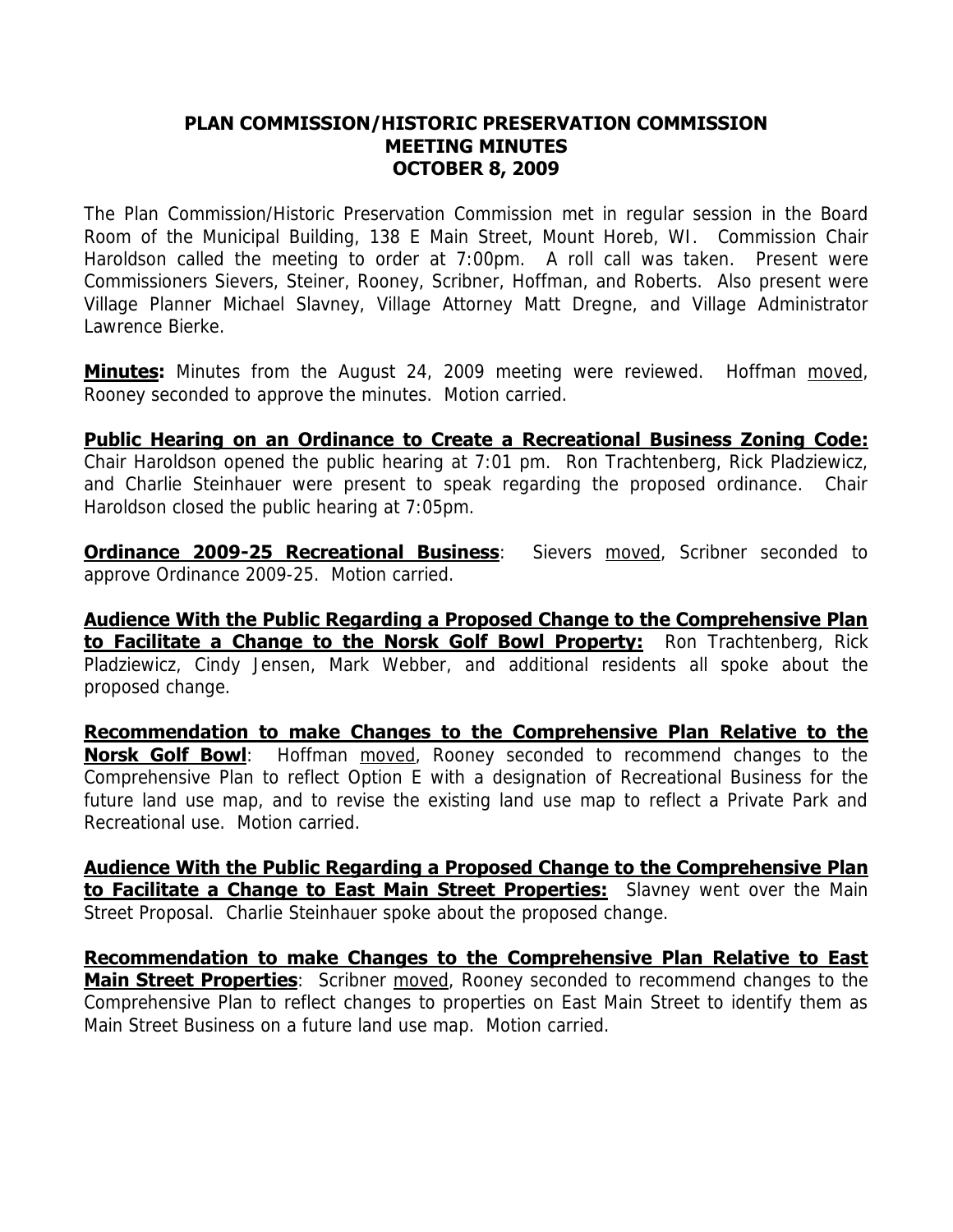# PLAN COMMISSION/HISTORIC PRESERVATION COMMISSION
## MEETING MINUTES
## OCTOBER 8, 2009

The Plan Commission/Historic Preservation Commission met in regular session in the Board Room of the Municipal Building, 138 E Main Street, Mount Horeb, WI. Commission Chair Haroldson called the meeting to order at 7:00pm. A roll call was taken. Present were Commissioners Sievers, Steiner, Rooney, Scribner, Hoffman, and Roberts. Also present were Village Planner Michael Slavney, Village Attorney Matt Dregne, and Village Administrator Lawrence Bierke.

**Minutes:** Minutes from the August 24, 2009 meeting were reviewed. Hoffman moved, Rooney seconded to approve the minutes. Motion carried.

**Public Hearing on an Ordinance to Create a Recreational Business Zoning Code:** Chair Haroldson opened the public hearing at 7:01 pm. Ron Trachtenberg, Rick Pladziewicz, and Charlie Steinhauer were present to speak regarding the proposed ordinance. Chair Haroldson closed the public hearing at 7:05pm.

**Ordinance 2009-25 Recreational Business**: Sievers moved, Scribner seconded to approve Ordinance 2009-25. Motion carried.

**Audience With the Public Regarding a Proposed Change to the Comprehensive Plan to Facilitate a Change to the Norsk Golf Bowl Property:** Ron Trachtenberg, Rick Pladziewicz, Cindy Jensen, Mark Webber, and additional residents all spoke about the proposed change.

**Recommendation to make Changes to the Comprehensive Plan Relative to the Norsk Golf Bowl**: Hoffman moved, Rooney seconded to recommend changes to the Comprehensive Plan to reflect Option E with a designation of Recreational Business for the future land use map, and to revise the existing land use map to reflect a Private Park and Recreational use. Motion carried.

**Audience With the Public Regarding a Proposed Change to the Comprehensive Plan to Facilitate a Change to East Main Street Properties:** Slavney went over the Main Street Proposal. Charlie Steinhauer spoke about the proposed change.

**Recommendation to make Changes to the Comprehensive Plan Relative to East Main Street Properties**: Scribner moved, Rooney seconded to recommend changes to the Comprehensive Plan to reflect changes to properties on East Main Street to identify them as Main Street Business on a future land use map. Motion carried.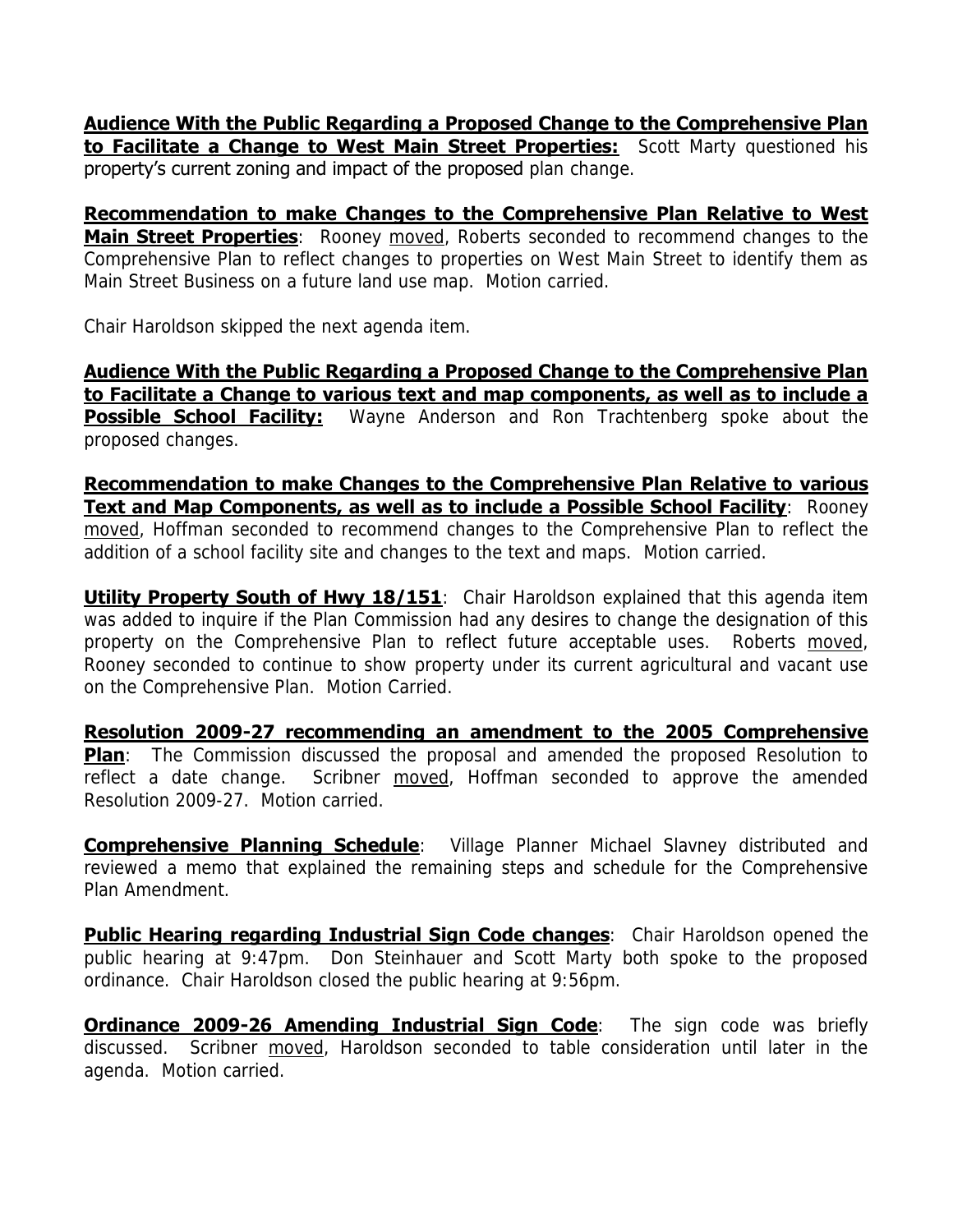**<u>Audience With the Public Regarding a Proposed Change to the Comprehensive Plan to Facilitate a Change to West Main Street Properties:</u>** Scott Marty questioned his property's current zoning and impact of the proposed plan change.

**<u>Recommendation to make Changes to the Comprehensive Plan Relative to West Main Street Properties</u>**: Rooney <u>moved</u>, Roberts seconded to recommend changes to the Comprehensive Plan to reflect changes to properties on West Main Street to identify them as Main Street Business on a future land use map. Motion carried.

Chair Haroldson skipped the next agenda item.

**<u>Audience With the Public Regarding a Proposed Change to the Comprehensive Plan to Facilitate a Change to various text and map components, as well as to include a Possible School Facility:</u>** Wayne Anderson and Ron Trachtenberg spoke about the proposed changes.

**<u>Recommendation to make Changes to the Comprehensive Plan Relative to various Text and Map Components, as well as to include a Possible School Facility</u>**: Rooney <u>moved</u>, Hoffman seconded to recommend changes to the Comprehensive Plan to reflect the addition of a school facility site and changes to the text and maps. Motion carried.

**<u>Utility Property South of Hwy 18/151</u>**: Chair Haroldson explained that this agenda item was added to inquire if the Plan Commission had any desires to change the designation of this property on the Comprehensive Plan to reflect future acceptable uses. Roberts <u>moved</u>, Rooney seconded to continue to show property under its current agricultural and vacant use on the Comprehensive Plan. Motion Carried.

**<u>Resolution 2009-27 recommending an amendment to the 2005 Comprehensive Plan</u>**: The Commission discussed the proposal and amended the proposed Resolution to reflect a date change. Scribner <u>moved</u>, Hoffman seconded to approve the amended Resolution 2009-27. Motion carried.

**<u>Comprehensive Planning Schedule</u>**: Village Planner Michael Slavney distributed and reviewed a memo that explained the remaining steps and schedule for the Comprehensive Plan Amendment.

**<u>Public Hearing regarding Industrial Sign Code changes</u>**: Chair Haroldson opened the public hearing at 9:47pm. Don Steinhauer and Scott Marty both spoke to the proposed ordinance. Chair Haroldson closed the public hearing at 9:56pm.

**<u>Ordinance 2009-26 Amending Industrial Sign Code</u>**: The sign code was briefly discussed. Scribner <u>moved</u>, Haroldson seconded to table consideration until later in the agenda. Motion carried.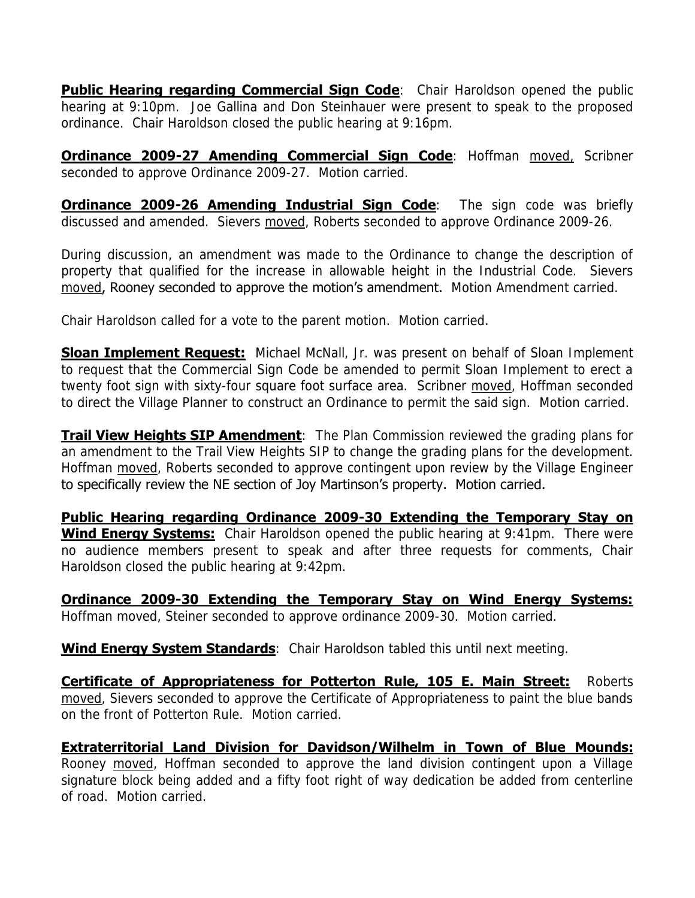**Public Hearing regarding Commercial Sign Code**: Chair Haroldson opened the public hearing at 9:10pm. Joe Gallina and Don Steinhauer were present to speak to the proposed ordinance. Chair Haroldson closed the public hearing at 9:16pm.

**Ordinance 2009-27 Amending Commercial Sign Code**: Hoffman moved, Scribner seconded to approve Ordinance 2009-27. Motion carried.

**Ordinance 2009-26 Amending Industrial Sign Code**: The sign code was briefly discussed and amended. Sievers moved, Roberts seconded to approve Ordinance 2009-26.

During discussion, an amendment was made to the Ordinance to change the description of property that qualified for the increase in allowable height in the Industrial Code. Sievers moved, Rooney seconded to approve the motion's amendment. Motion Amendment carried.

Chair Haroldson called for a vote to the parent motion. Motion carried.

**Sloan Implement Request:** Michael McNall, Jr. was present on behalf of Sloan Implement to request that the Commercial Sign Code be amended to permit Sloan Implement to erect a twenty foot sign with sixty-four square foot surface area. Scribner moved, Hoffman seconded to direct the Village Planner to construct an Ordinance to permit the said sign. Motion carried.

**Trail View Heights SIP Amendment**: The Plan Commission reviewed the grading plans for an amendment to the Trail View Heights SIP to change the grading plans for the development. Hoffman moved, Roberts seconded to approve contingent upon review by the Village Engineer to specifically review the NE section of Joy Martinson's property. Motion carried.

**Public Hearing regarding Ordinance 2009-30 Extending the Temporary Stay on Wind Energy Systems:** Chair Haroldson opened the public hearing at 9:41pm. There were no audience members present to speak and after three requests for comments, Chair Haroldson closed the public hearing at 9:42pm.

**Ordinance 2009-30 Extending the Temporary Stay on Wind Energy Systems:** Hoffman moved, Steiner seconded to approve ordinance 2009-30. Motion carried.

**Wind Energy System Standards**: Chair Haroldson tabled this until next meeting.

**Certificate of Appropriateness for Potterton Rule, 105 E. Main Street:** Roberts moved, Sievers seconded to approve the Certificate of Appropriateness to paint the blue bands on the front of Potterton Rule. Motion carried.

**Extraterritorial Land Division for Davidson/Wilhelm in Town of Blue Mounds:** Rooney moved, Hoffman seconded to approve the land division contingent upon a Village signature block being added and a fifty foot right of way dedication be added from centerline of road. Motion carried.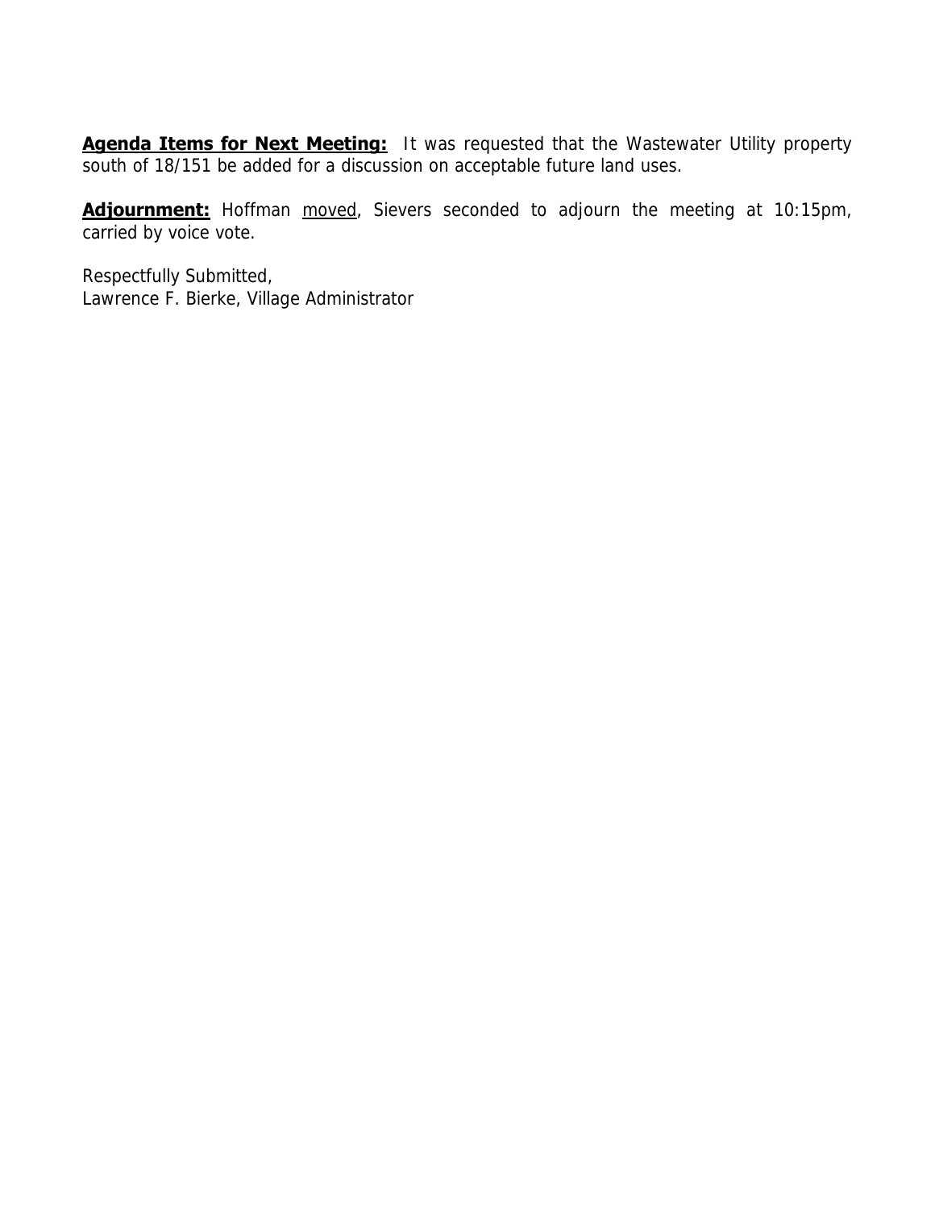**Agenda Items for Next Meeting:** It was requested that the Wastewater Utility property south of 18/151 be added for a discussion on acceptable future land uses.

**Adjournment:** Hoffman moved, Sievers seconded to adjourn the meeting at 10:15pm, carried by voice vote.

Respectfully Submitted,
Lawrence F. Bierke, Village Administrator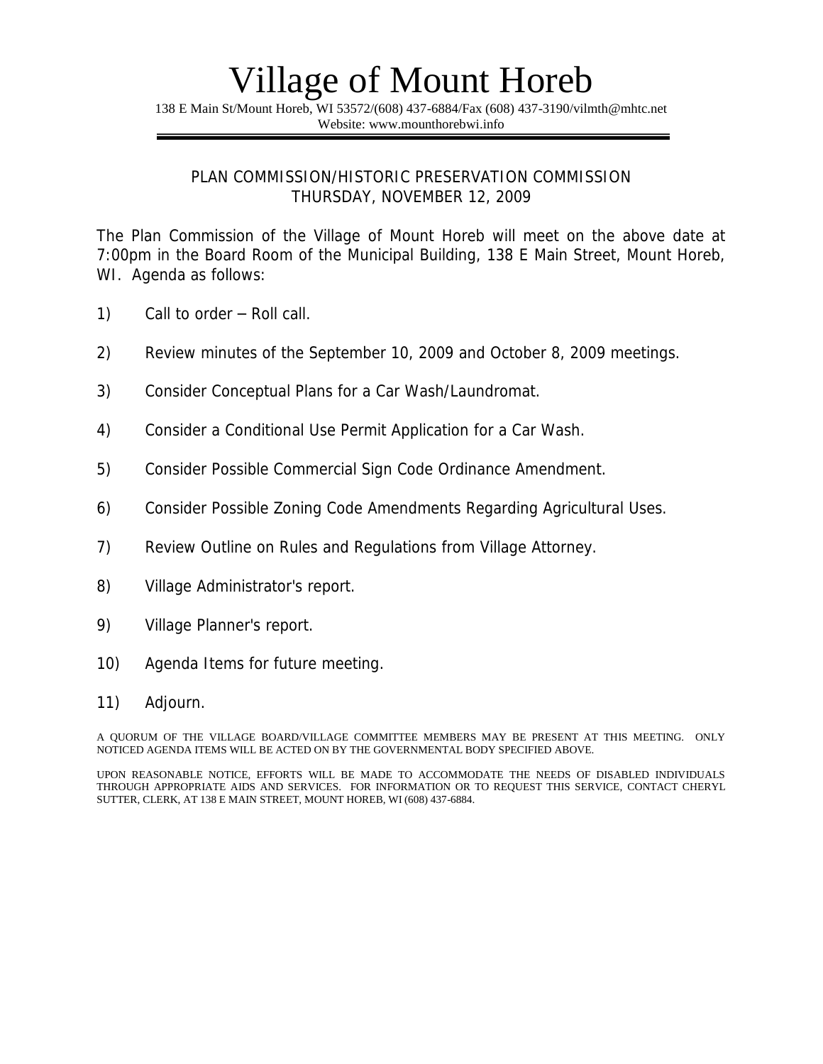# Village of Mount Horeb

138 E Main St/Mount Horeb, WI 53572/(608) 437-6884/Fax (608) 437-3190/vilmth@mhtc.net
Website: www.mounthorebwi.info

---

## PLAN COMMISSION/HISTORIC PRESERVATION COMMISSION
## THURSDAY, NOVEMBER 12, 2009

The Plan Commission of the Village of Mount Horeb will meet on the above date at 7:00pm in the Board Room of the Municipal Building, 138 E Main Street, Mount Horeb, WI. Agenda as follows:

1) Call to order – Roll call.

2) Review minutes of the September 10, 2009 and October 8, 2009 meetings.

3) Consider Conceptual Plans for a Car Wash/Laundromat.

4) Consider a Conditional Use Permit Application for a Car Wash.

5) Consider Possible Commercial Sign Code Ordinance Amendment.

6) Consider Possible Zoning Code Amendments Regarding Agricultural Uses.

7) Review Outline on Rules and Regulations from Village Attorney.

8) Village Administrator's report.

9) Village Planner's report.

10) Agenda Items for future meeting.

11) Adjourn.

A QUORUM OF THE VILLAGE BOARD/VILLAGE COMMITTEE MEMBERS MAY BE PRESENT AT THIS MEETING. ONLY NOTICED AGENDA ITEMS WILL BE ACTED ON BY THE GOVERNMENTAL BODY SPECIFIED ABOVE.

UPON REASONABLE NOTICE, EFFORTS WILL BE MADE TO ACCOMMODATE THE NEEDS OF DISABLED INDIVIDUALS THROUGH APPROPRIATE AIDS AND SERVICES. FOR INFORMATION OR TO REQUEST THIS SERVICE, CONTACT CHERYL SUTTER, CLERK, AT 138 E MAIN STREET, MOUNT HOREB, WI (608) 437-6884.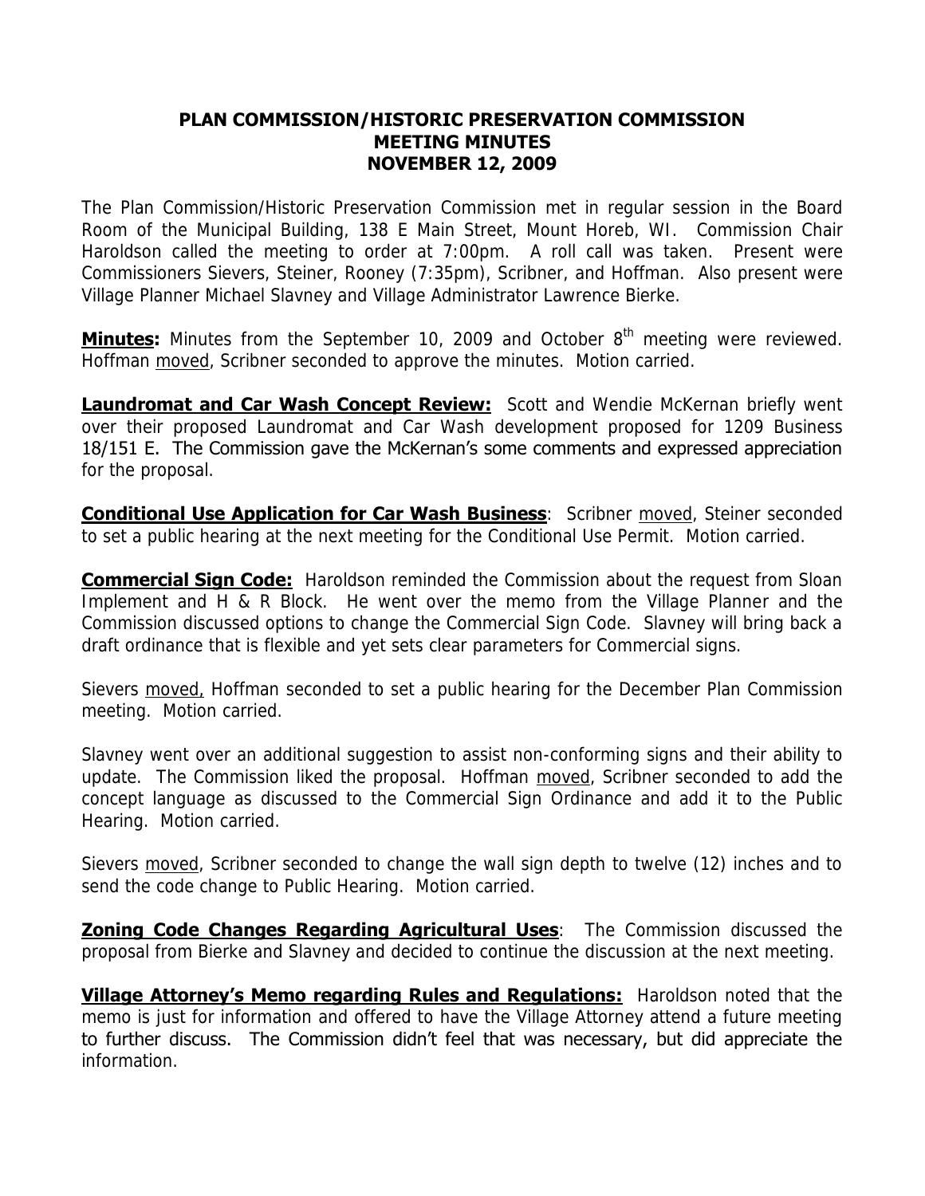# PLAN COMMISSION/HISTORIC PRESERVATION COMMISSION
# MEETING MINUTES
# NOVEMBER 12, 2009

The Plan Commission/Historic Preservation Commission met in regular session in the Board Room of the Municipal Building, 138 E Main Street, Mount Horeb, WI. Commission Chair Haroldson called the meeting to order at 7:00pm. A roll call was taken. Present were Commissioners Sievers, Steiner, Rooney (7:35pm), Scribner, and Hoffman. Also present were Village Planner Michael Slavney and Village Administrator Lawrence Bierke.

**Minutes:** Minutes from the September 10, 2009 and October 8th meeting were reviewed. Hoffman moved, Scribner seconded to approve the minutes. Motion carried.

**Laundromat and Car Wash Concept Review:** Scott and Wendie McKernan briefly went over their proposed Laundromat and Car Wash development proposed for 1209 Business 18/151 E. The Commission gave the McKernan's some comments and expressed appreciation for the proposal.

**Conditional Use Application for Car Wash Business**: Scribner moved, Steiner seconded to set a public hearing at the next meeting for the Conditional Use Permit. Motion carried.

**Commercial Sign Code:** Haroldson reminded the Commission about the request from Sloan Implement and H & R Block. He went over the memo from the Village Planner and the Commission discussed options to change the Commercial Sign Code. Slavney will bring back a draft ordinance that is flexible and yet sets clear parameters for Commercial signs.

Sievers moved, Hoffman seconded to set a public hearing for the December Plan Commission meeting. Motion carried.

Slavney went over an additional suggestion to assist non-conforming signs and their ability to update. The Commission liked the proposal. Hoffman moved, Scribner seconded to add the concept language as discussed to the Commercial Sign Ordinance and add it to the Public Hearing. Motion carried.

Sievers moved, Scribner seconded to change the wall sign depth to twelve (12) inches and to send the code change to Public Hearing. Motion carried.

**Zoning Code Changes Regarding Agricultural Uses**: The Commission discussed the proposal from Bierke and Slavney and decided to continue the discussion at the next meeting.

**Village Attorney's Memo regarding Rules and Regulations:** Haroldson noted that the memo is just for information and offered to have the Village Attorney attend a future meeting to further discuss. The Commission didn't feel that was necessary, but did appreciate the information.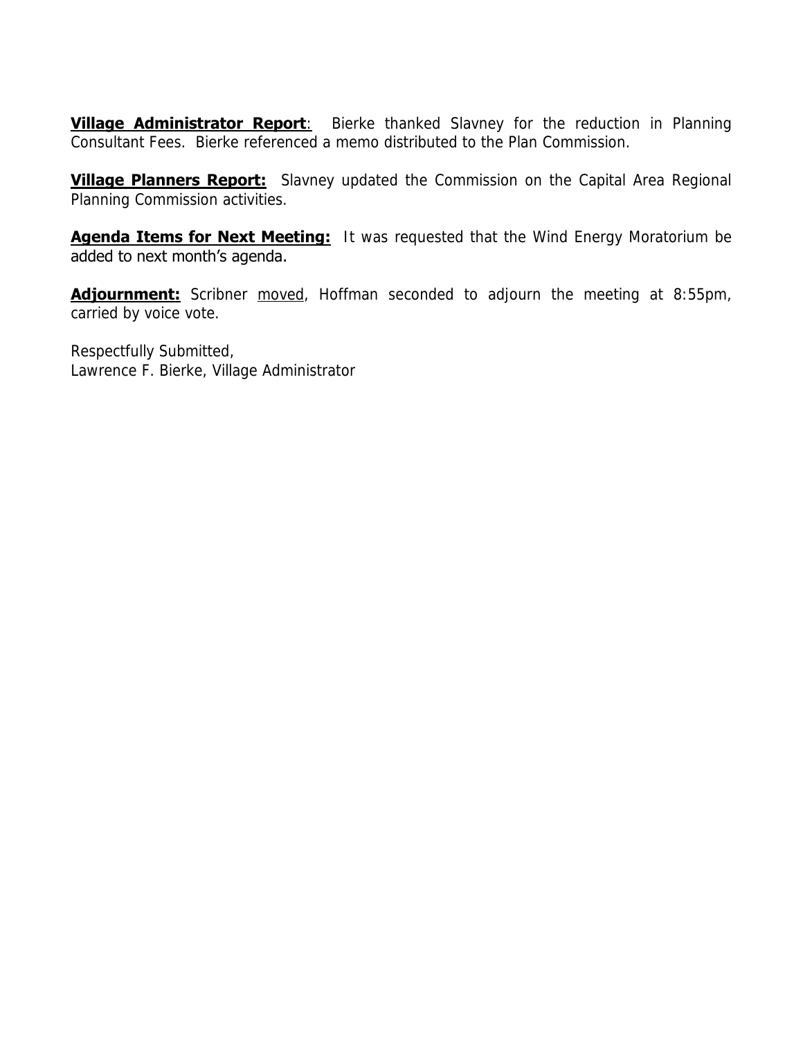**Village Administrator Report**: Bierke thanked Slavney for the reduction in Planning Consultant Fees. Bierke referenced a memo distributed to the Plan Commission.

**Village Planners Report:** Slavney updated the Commission on the Capital Area Regional Planning Commission activities.

**Agenda Items for Next Meeting:** It was requested that the Wind Energy Moratorium be added to next month's agenda.

**Adjournment:** Scribner moved, Hoffman seconded to adjourn the meeting at 8:55pm, carried by voice vote.

Respectfully Submitted,
Lawrence F. Bierke, Village Administrator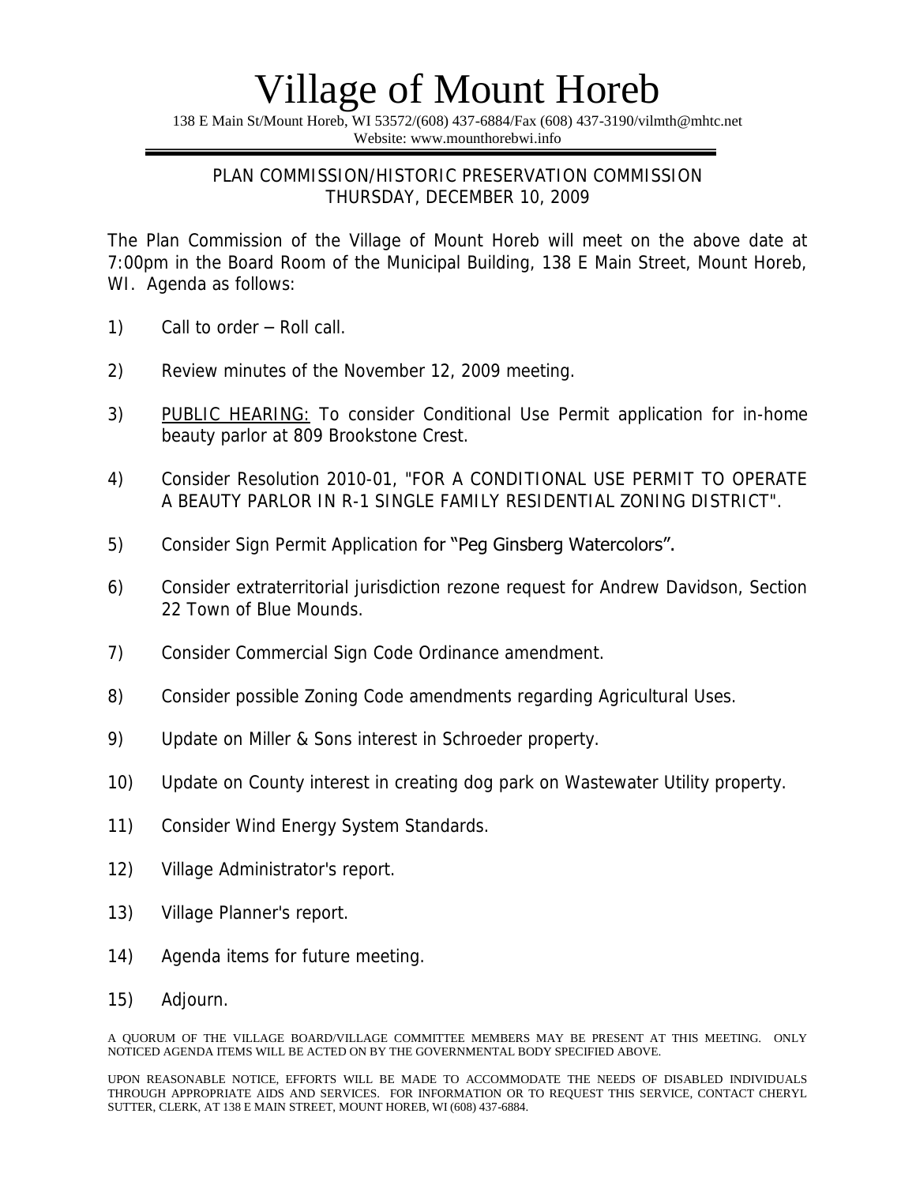# Village of Mount Horeb

138 E Main St/Mount Horeb, WI 53572/(608) 437-6884/Fax (608) 437-3190/vilmth@mhtc.net
Website: www.mounthorebwi.info

## PLAN COMMISSION/HISTORIC PRESERVATION COMMISSION
## THURSDAY, DECEMBER 10, 2009

The Plan Commission of the Village of Mount Horeb will meet on the above date at 7:00pm in the Board Room of the Municipal Building, 138 E Main Street, Mount Horeb, WI. Agenda as follows:

1) Call to order – Roll call.

2) Review minutes of the November 12, 2009 meeting.

3) <u>PUBLIC HEARING:</u> To consider Conditional Use Permit application for in-home beauty parlor at 809 Brookstone Crest.

4) Consider Resolution 2010-01, "FOR A CONDITIONAL USE PERMIT TO OPERATE A BEAUTY PARLOR IN R-1 SINGLE FAMILY RESIDENTIAL ZONING DISTRICT".

5) Consider Sign Permit Application for "Peg Ginsberg Watercolors".

6) Consider extraterritorial jurisdiction rezone request for Andrew Davidson, Section 22 Town of Blue Mounds.

7) Consider Commercial Sign Code Ordinance amendment.

8) Consider possible Zoning Code amendments regarding Agricultural Uses.

9) Update on Miller & Sons interest in Schroeder property.

10) Update on County interest in creating dog park on Wastewater Utility property.

11) Consider Wind Energy System Standards.

12) Village Administrator's report.

13) Village Planner's report.

14) Agenda items for future meeting.

15) Adjourn.

A QUORUM OF THE VILLAGE BOARD/VILLAGE COMMITTEE MEMBERS MAY BE PRESENT AT THIS MEETING. ONLY NOTICED AGENDA ITEMS WILL BE ACTED ON BY THE GOVERNMENTAL BODY SPECIFIED ABOVE.

UPON REASONABLE NOTICE, EFFORTS WILL BE MADE TO ACCOMMODATE THE NEEDS OF DISABLED INDIVIDUALS THROUGH APPROPRIATE AIDS AND SERVICES. FOR INFORMATION OR TO REQUEST THIS SERVICE, CONTACT CHERYL SUTTER, CLERK, AT 138 E MAIN STREET, MOUNT HOREB, WI (608) 437-6884.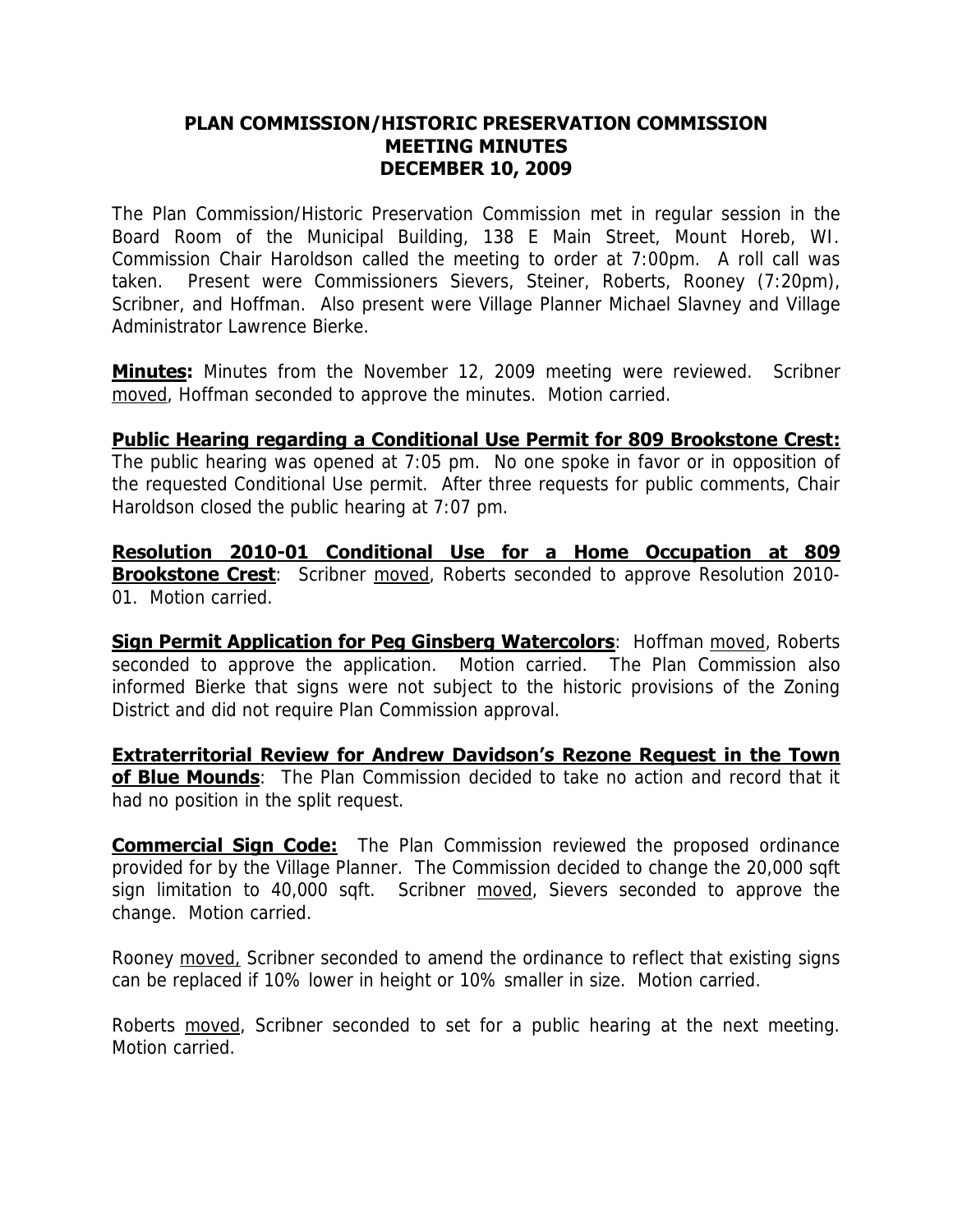# PLAN COMMISSION/HISTORIC PRESERVATION COMMISSION
## MEETING MINUTES
## DECEMBER 10, 2009

The Plan Commission/Historic Preservation Commission met in regular session in the Board Room of the Municipal Building, 138 E Main Street, Mount Horeb, WI. Commission Chair Haroldson called the meeting to order at 7:00pm. A roll call was taken. Present were Commissioners Sievers, Steiner, Roberts, Rooney (7:20pm), Scribner, and Hoffman. Also present were Village Planner Michael Slavney and Village Administrator Lawrence Bierke.

**Minutes:** Minutes from the November 12, 2009 meeting were reviewed. Scribner moved, Hoffman seconded to approve the minutes. Motion carried.

**Public Hearing regarding a Conditional Use Permit for 809 Brookstone Crest:** The public hearing was opened at 7:05 pm. No one spoke in favor or in opposition of the requested Conditional Use permit. After three requests for public comments, Chair Haroldson closed the public hearing at 7:07 pm.

**Resolution 2010-01 Conditional Use for a Home Occupation at 809 Brookstone Crest**: Scribner moved, Roberts seconded to approve Resolution 2010-01. Motion carried.

**Sign Permit Application for Peg Ginsberg Watercolors**: Hoffman moved, Roberts seconded to approve the application. Motion carried. The Plan Commission also informed Bierke that signs were not subject to the historic provisions of the Zoning District and did not require Plan Commission approval.

**Extraterritorial Review for Andrew Davidson's Rezone Request in the Town of Blue Mounds**: The Plan Commission decided to take no action and record that it had no position in the split request.

**Commercial Sign Code:** The Plan Commission reviewed the proposed ordinance provided for by the Village Planner. The Commission decided to change the 20,000 sqft sign limitation to 40,000 sqft. Scribner moved, Sievers seconded to approve the change. Motion carried.

Rooney moved, Scribner seconded to amend the ordinance to reflect that existing signs can be replaced if 10% lower in height or 10% smaller in size. Motion carried.

Roberts moved, Scribner seconded to set for a public hearing at the next meeting. Motion carried.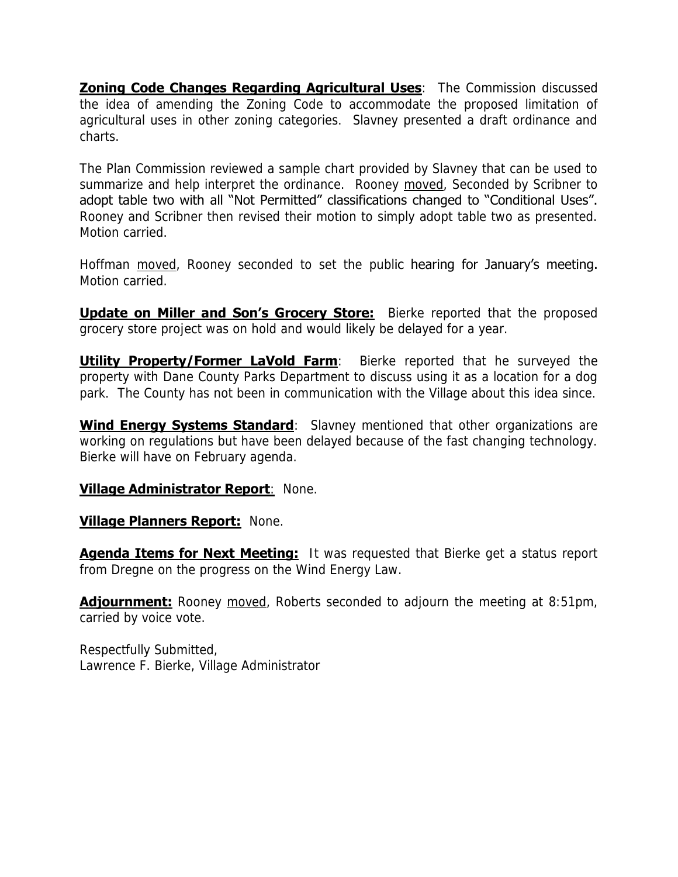**Zoning Code Changes Regarding Agricultural Uses**: The Commission discussed the idea of amending the Zoning Code to accommodate the proposed limitation of agricultural uses in other zoning categories. Slavney presented a draft ordinance and charts.

The Plan Commission reviewed a sample chart provided by Slavney that can be used to summarize and help interpret the ordinance. Rooney moved, Seconded by Scribner to adopt table two with all "Not Permitted" classifications changed to "Conditional Uses". Rooney and Scribner then revised their motion to simply adopt table two as presented. Motion carried.

Hoffman moved, Rooney seconded to set the public hearing for January's meeting. Motion carried.

**Update on Miller and Son's Grocery Store:** Bierke reported that the proposed grocery store project was on hold and would likely be delayed for a year.

**Utility Property/Former LaVold Farm**: Bierke reported that he surveyed the property with Dane County Parks Department to discuss using it as a location for a dog park. The County has not been in communication with the Village about this idea since.

**Wind Energy Systems Standard**: Slavney mentioned that other organizations are working on regulations but have been delayed because of the fast changing technology. Bierke will have on February agenda.

**Village Administrator Report**: None.

**Village Planners Report:** None.

**Agenda Items for Next Meeting:** It was requested that Bierke get a status report from Dregne on the progress on the Wind Energy Law.

**Adjournment:** Rooney moved, Roberts seconded to adjourn the meeting at 8:51pm, carried by voice vote.

Respectfully Submitted,
Lawrence F. Bierke, Village Administrator